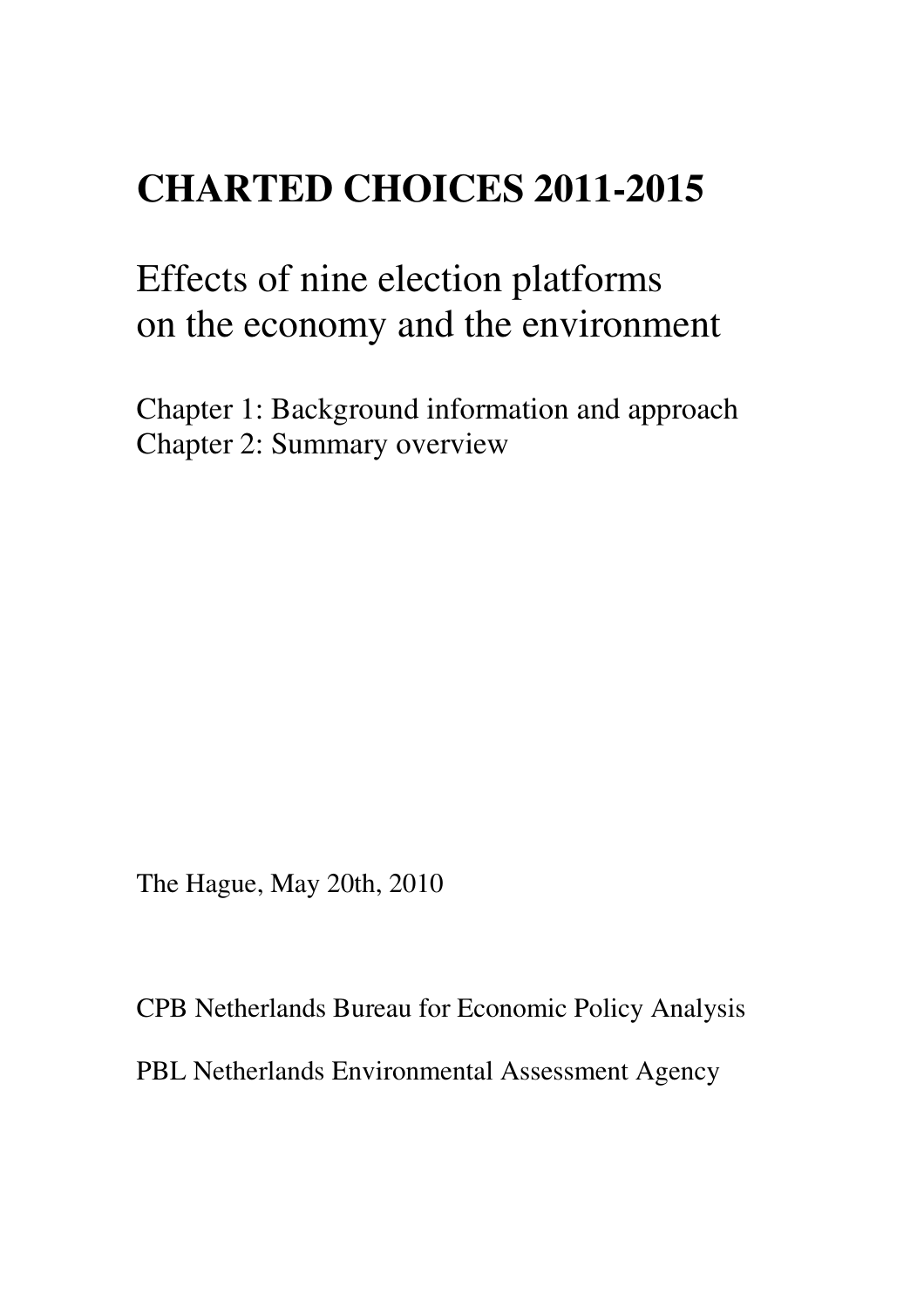# CHARTED CHOICES 2011-2015

## Effects of nine election platforms on the economy and the environment

Chapter 1: Background information and approach
Chapter 2: Summary overview

The Hague, May 20th, 2010

CPB Netherlands Bureau for Economic Policy Analysis

PBL Netherlands Environmental Assessment Agency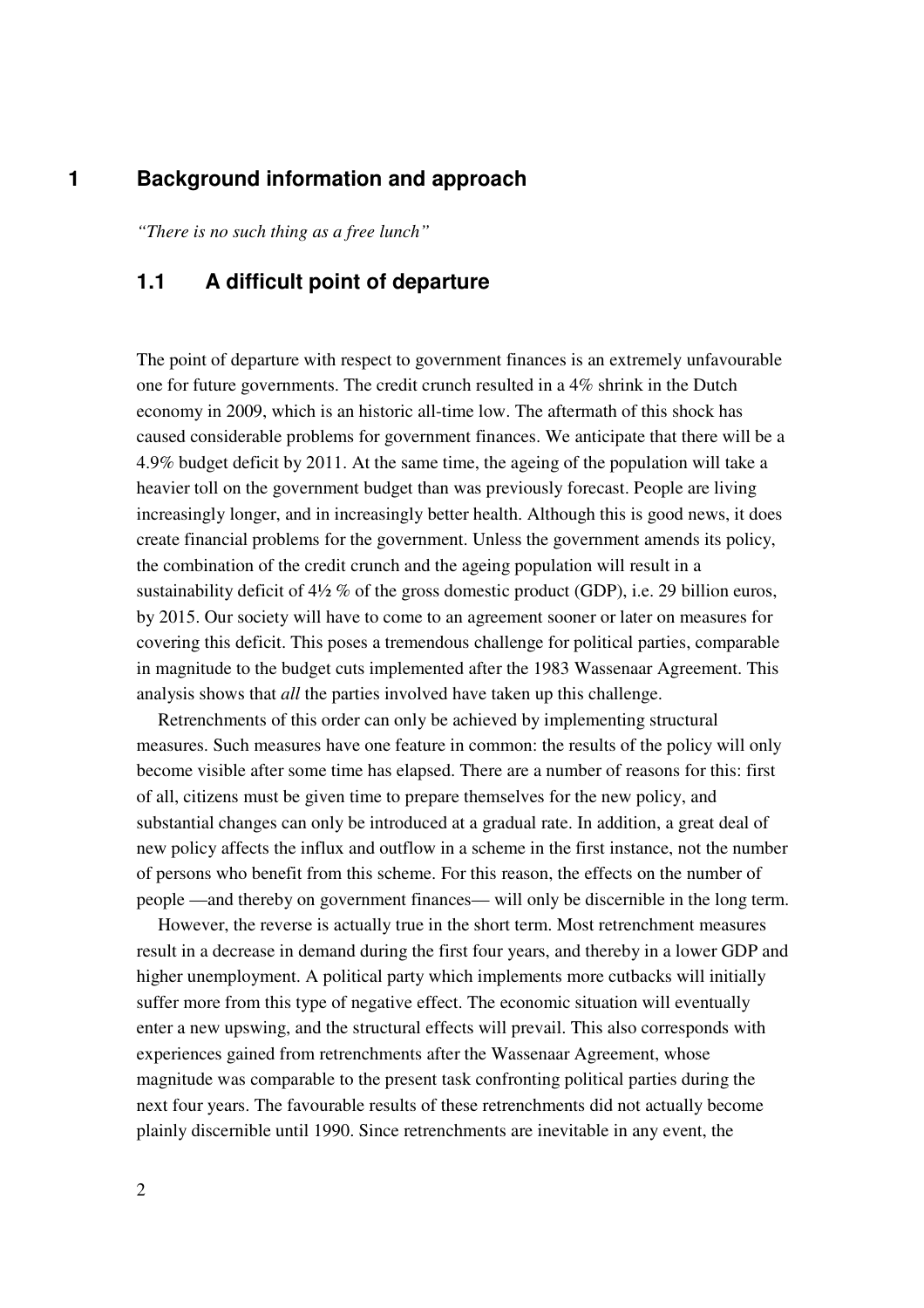# 1 Background information and approach

*"There is no such thing as a free lunch"*

## 1.1 A difficult point of departure

The point of departure with respect to government finances is an extremely unfavourable one for future governments. The credit crunch resulted in a 4% shrink in the Dutch economy in 2009, which is an historic all-time low. The aftermath of this shock has caused considerable problems for government finances. We anticipate that there will be a 4.9% budget deficit by 2011. At the same time, the ageing of the population will take a heavier toll on the government budget than was previously forecast. People are living increasingly longer, and in increasingly better health. Although this is good news, it does create financial problems for the government. Unless the government amends its policy, the combination of the credit crunch and the ageing population will result in a sustainability deficit of 4½ % of the gross domestic product (GDP), i.e. 29 billion euros, by 2015. Our society will have to come to an agreement sooner or later on measures for covering this deficit. This poses a tremendous challenge for political parties, comparable in magnitude to the budget cuts implemented after the 1983 Wassenaar Agreement. This analysis shows that *all* the parties involved have taken up this challenge.

Retrenchments of this order can only be achieved by implementing structural measures. Such measures have one feature in common: the results of the policy will only become visible after some time has elapsed. There are a number of reasons for this: first of all, citizens must be given time to prepare themselves for the new policy, and substantial changes can only be introduced at a gradual rate. In addition, a great deal of new policy affects the influx and outflow in a scheme in the first instance, not the number of persons who benefit from this scheme. For this reason, the effects on the number of people —and thereby on government finances— will only be discernible in the long term.

However, the reverse is actually true in the short term. Most retrenchment measures result in a decrease in demand during the first four years, and thereby in a lower GDP and higher unemployment. A political party which implements more cutbacks will initially suffer more from this type of negative effect. The economic situation will eventually enter a new upswing, and the structural effects will prevail. This also corresponds with experiences gained from retrenchments after the Wassenaar Agreement, whose magnitude was comparable to the present task confronting political parties during the next four years. The favourable results of these retrenchments did not actually become plainly discernible until 1990. Since retrenchments are inevitable in any event, the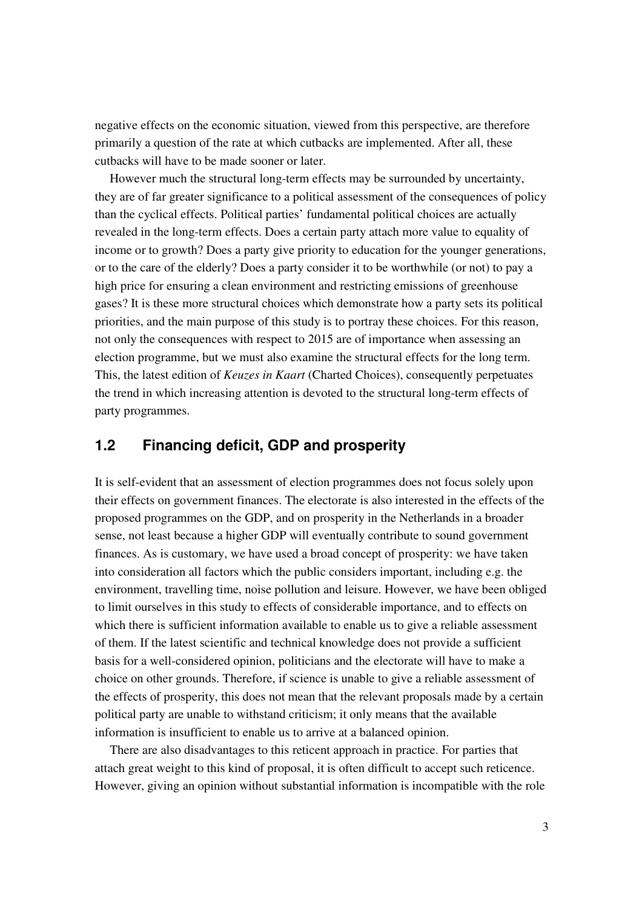negative effects on the economic situation, viewed from this perspective, are therefore primarily a question of the rate at which cutbacks are implemented. After all, these cutbacks will have to be made sooner or later.

However much the structural long-term effects may be surrounded by uncertainty, they are of far greater significance to a political assessment of the consequences of policy than the cyclical effects. Political parties' fundamental political choices are actually revealed in the long-term effects. Does a certain party attach more value to equality of income or to growth? Does a party give priority to education for the younger generations, or to the care of the elderly? Does a party consider it to be worthwhile (or not) to pay a high price for ensuring a clean environment and restricting emissions of greenhouse gases? It is these more structural choices which demonstrate how a party sets its political priorities, and the main purpose of this study is to portray these choices. For this reason, not only the consequences with respect to 2015 are of importance when assessing an election programme, but we must also examine the structural effects for the long term. This, the latest edition of *Keuzes in Kaart* (Charted Choices), consequently perpetuates the trend in which increasing attention is devoted to the structural long-term effects of party programmes.

## 1.2 Financing deficit, GDP and prosperity

It is self-evident that an assessment of election programmes does not focus solely upon their effects on government finances. The electorate is also interested in the effects of the proposed programmes on the GDP, and on prosperity in the Netherlands in a broader sense, not least because a higher GDP will eventually contribute to sound government finances. As is customary, we have used a broad concept of prosperity: we have taken into consideration all factors which the public considers important, including e.g. the environment, travelling time, noise pollution and leisure. However, we have been obliged to limit ourselves in this study to effects of considerable importance, and to effects on which there is sufficient information available to enable us to give a reliable assessment of them. If the latest scientific and technical knowledge does not provide a sufficient basis for a well-considered opinion, politicians and the electorate will have to make a choice on other grounds. Therefore, if science is unable to give a reliable assessment of the effects of prosperity, this does not mean that the relevant proposals made by a certain political party are unable to withstand criticism; it only means that the available information is insufficient to enable us to arrive at a balanced opinion.

There are also disadvantages to this reticent approach in practice. For parties that attach great weight to this kind of proposal, it is often difficult to accept such reticence. However, giving an opinion without substantial information is incompatible with the role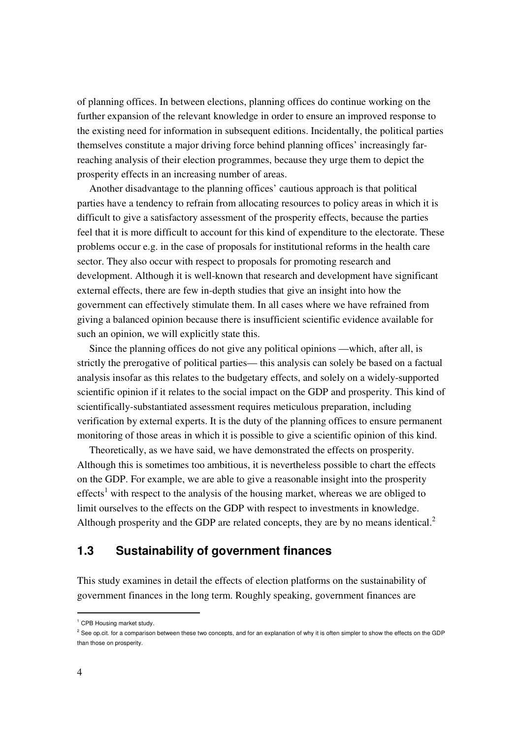of planning offices. In between elections, planning offices do continue working on the further expansion of the relevant knowledge in order to ensure an improved response to the existing need for information in subsequent editions. Incidentally, the political parties themselves constitute a major driving force behind planning offices' increasingly far-reaching analysis of their election programmes, because they urge them to depict the prosperity effects in an increasing number of areas.

Another disadvantage to the planning offices' cautious approach is that political parties have a tendency to refrain from allocating resources to policy areas in which it is difficult to give a satisfactory assessment of the prosperity effects, because the parties feel that it is more difficult to account for this kind of expenditure to the electorate. These problems occur e.g. in the case of proposals for institutional reforms in the health care sector. They also occur with respect to proposals for promoting research and development. Although it is well-known that research and development have significant external effects, there are few in-depth studies that give an insight into how the government can effectively stimulate them. In all cases where we have refrained from giving a balanced opinion because there is insufficient scientific evidence available for such an opinion, we will explicitly state this.

Since the planning offices do not give any political opinions —which, after all, is strictly the prerogative of political parties— this analysis can solely be based on a factual analysis insofar as this relates to the budgetary effects, and solely on a widely-supported scientific opinion if it relates to the social impact on the GDP and prosperity. This kind of scientifically-substantiated assessment requires meticulous preparation, including verification by external experts. It is the duty of the planning offices to ensure permanent monitoring of those areas in which it is possible to give a scientific opinion of this kind.

Theoretically, as we have said, we have demonstrated the effects on prosperity. Although this is sometimes too ambitious, it is nevertheless possible to chart the effects on the GDP. For example, we are able to give a reasonable insight into the prosperity effects[1] with respect to the analysis of the housing market, whereas we are obliged to limit ourselves to the effects on the GDP with respect to investments in knowledge. Although prosperity and the GDP are related concepts, they are by no means identical.[2]

## 1.3 Sustainability of government finances

This study examines in detail the effects of election platforms on the sustainability of government finances in the long term. Roughly speaking, government finances are

[1] CPB Housing market study.

[2] See op.cit. for a comparison between these two concepts, and for an explanation of why it is often simpler to show the effects on the GDP than those on prosperity.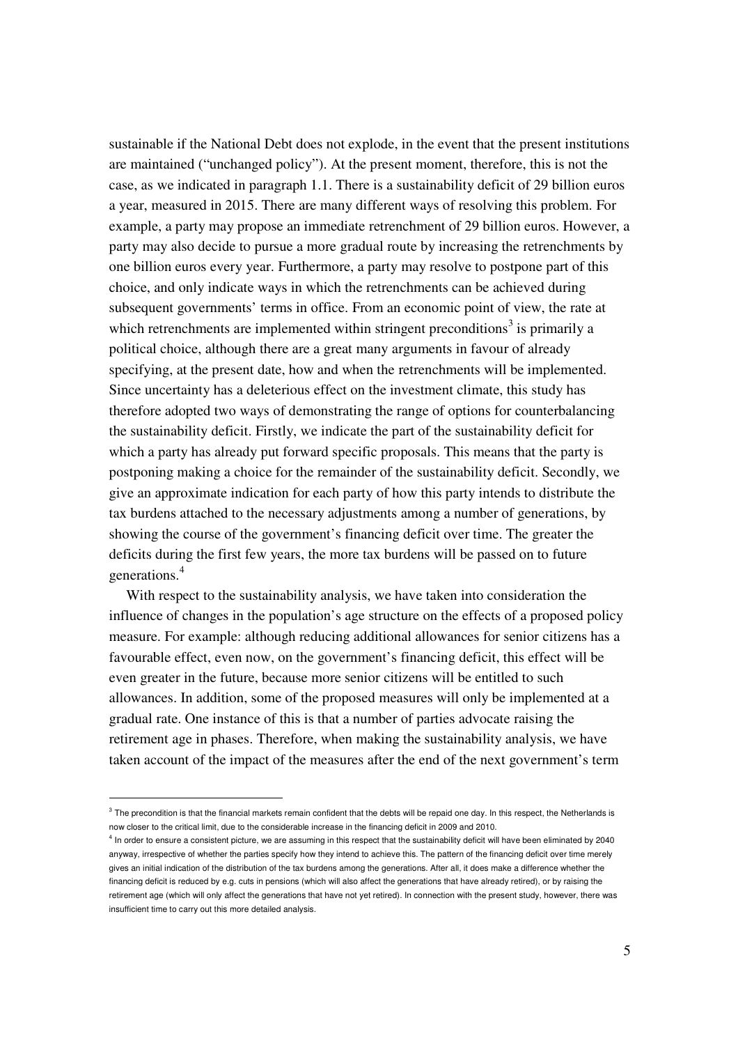sustainable if the National Debt does not explode, in the event that the present institutions are maintained ("unchanged policy"). At the present moment, therefore, this is not the case, as we indicated in paragraph 1.1. There is a sustainability deficit of 29 billion euros a year, measured in 2015. There are many different ways of resolving this problem. For example, a party may propose an immediate retrenchment of 29 billion euros. However, a party may also decide to pursue a more gradual route by increasing the retrenchments by one billion euros every year. Furthermore, a party may resolve to postpone part of this choice, and only indicate ways in which the retrenchments can be achieved during subsequent governments' terms in office. From an economic point of view, the rate at which retrenchments are implemented within stringent preconditions[3] is primarily a political choice, although there are a great many arguments in favour of already specifying, at the present date, how and when the retrenchments will be implemented. Since uncertainty has a deleterious effect on the investment climate, this study has therefore adopted two ways of demonstrating the range of options for counterbalancing the sustainability deficit. Firstly, we indicate the part of the sustainability deficit for which a party has already put forward specific proposals. This means that the party is postponing making a choice for the remainder of the sustainability deficit. Secondly, we give an approximate indication for each party of how this party intends to distribute the tax burdens attached to the necessary adjustments among a number of generations, by showing the course of the government's financing deficit over time. The greater the deficits during the first few years, the more tax burdens will be passed on to future generations.[4]

With respect to the sustainability analysis, we have taken into consideration the influence of changes in the population's age structure on the effects of a proposed policy measure. For example: although reducing additional allowances for senior citizens has a favourable effect, even now, on the government's financing deficit, this effect will be even greater in the future, because more senior citizens will be entitled to such allowances. In addition, some of the proposed measures will only be implemented at a gradual rate. One instance of this is that a number of parties advocate raising the retirement age in phases. Therefore, when making the sustainability analysis, we have taken account of the impact of the measures after the end of the next government's term

---

[3] The precondition is that the financial markets remain confident that the debts will be repaid one day. In this respect, the Netherlands is now closer to the critical limit, due to the considerable increase in the financing deficit in 2009 and 2010.

[4] In order to ensure a consistent picture, we are assuming in this respect that the sustainability deficit will have been eliminated by 2040 anyway, irrespective of whether the parties specify how they intend to achieve this. The pattern of the financing deficit over time merely gives an initial indication of the distribution of the tax burdens among the generations. After all, it does make a difference whether the financing deficit is reduced by e.g. cuts in pensions (which will also affect the generations that have already retired), or by raising the retirement age (which will only affect the generations that have not yet retired). In connection with the present study, however, there was insufficient time to carry out this more detailed analysis.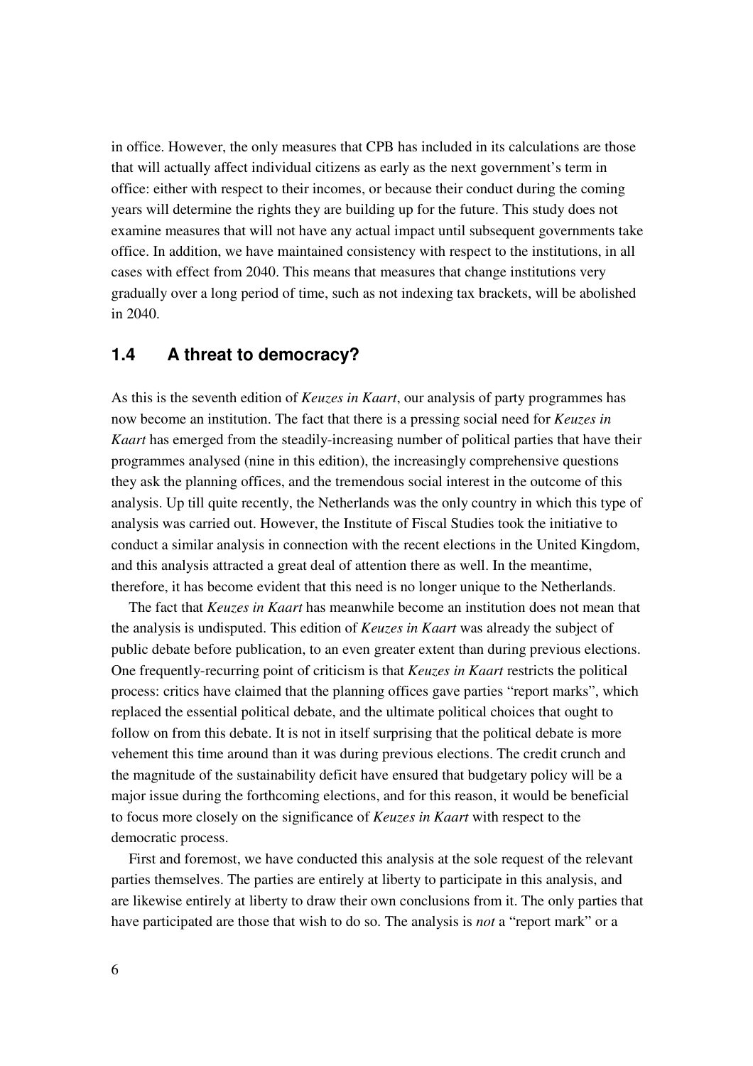in office. However, the only measures that CPB has included in its calculations are those that will actually affect individual citizens as early as the next government's term in office: either with respect to their incomes, or because their conduct during the coming years will determine the rights they are building up for the future. This study does not examine measures that will not have any actual impact until subsequent governments take office. In addition, we have maintained consistency with respect to the institutions, in all cases with effect from 2040. This means that measures that change institutions very gradually over a long period of time, such as not indexing tax brackets, will be abolished in 2040.

## 1.4 A threat to democracy?

As this is the seventh edition of *Keuzes in Kaart*, our analysis of party programmes has now become an institution. The fact that there is a pressing social need for *Keuzes in Kaart* has emerged from the steadily-increasing number of political parties that have their programmes analysed (nine in this edition), the increasingly comprehensive questions they ask the planning offices, and the tremendous social interest in the outcome of this analysis. Up till quite recently, the Netherlands was the only country in which this type of analysis was carried out. However, the Institute of Fiscal Studies took the initiative to conduct a similar analysis in connection with the recent elections in the United Kingdom, and this analysis attracted a great deal of attention there as well. In the meantime, therefore, it has become evident that this need is no longer unique to the Netherlands.

The fact that *Keuzes in Kaart* has meanwhile become an institution does not mean that the analysis is undisputed. This edition of *Keuzes in Kaart* was already the subject of public debate before publication, to an even greater extent than during previous elections. One frequently-recurring point of criticism is that *Keuzes in Kaart* restricts the political process: critics have claimed that the planning offices gave parties "report marks", which replaced the essential political debate, and the ultimate political choices that ought to follow on from this debate. It is not in itself surprising that the political debate is more vehement this time around than it was during previous elections. The credit crunch and the magnitude of the sustainability deficit have ensured that budgetary policy will be a major issue during the forthcoming elections, and for this reason, it would be beneficial to focus more closely on the significance of *Keuzes in Kaart* with respect to the democratic process.

First and foremost, we have conducted this analysis at the sole request of the relevant parties themselves. The parties are entirely at liberty to participate in this analysis, and are likewise entirely at liberty to draw their own conclusions from it. The only parties that have participated are those that wish to do so. The analysis is *not* a "report mark" or a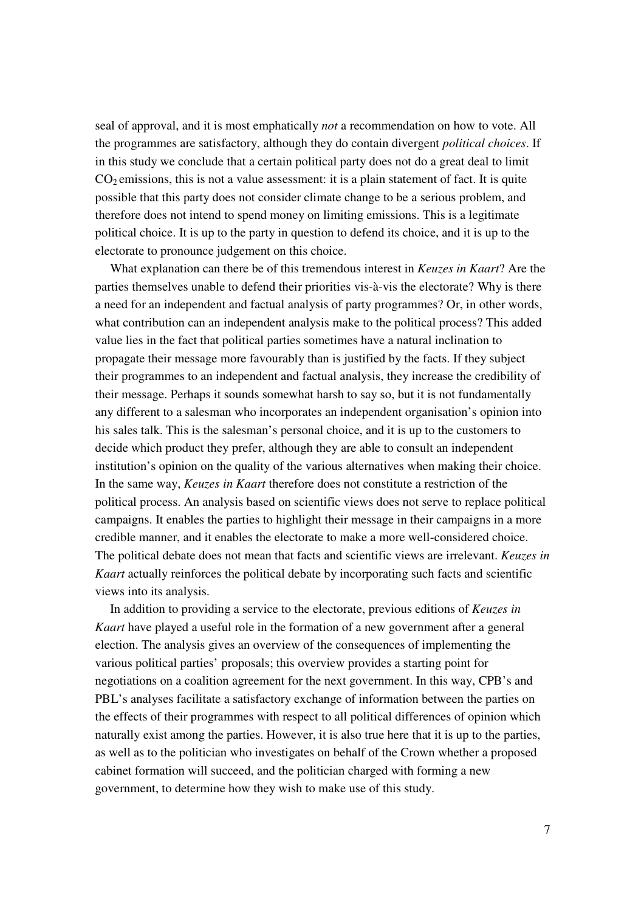seal of approval, and it is most emphatically *not* a recommendation on how to vote. All the programmes are satisfactory, although they do contain divergent *political choices*. If in this study we conclude that a certain political party does not do a great deal to limit $CO_2$ emissions, this is not a value assessment: it is a plain statement of fact. It is quite possible that this party does not consider climate change to be a serious problem, and therefore does not intend to spend money on limiting emissions. This is a legitimate political choice. It is up to the party in question to defend its choice, and it is up to the electorate to pronounce judgement on this choice.

What explanation can there be of this tremendous interest in *Keuzes in Kaart*? Are the parties themselves unable to defend their priorities vis-à-vis the electorate? Why is there a need for an independent and factual analysis of party programmes? Or, in other words, what contribution can an independent analysis make to the political process? This added value lies in the fact that political parties sometimes have a natural inclination to propagate their message more favourably than is justified by the facts. If they subject their programmes to an independent and factual analysis, they increase the credibility of their message. Perhaps it sounds somewhat harsh to say so, but it is not fundamentally any different to a salesman who incorporates an independent organisation's opinion into his sales talk. This is the salesman's personal choice, and it is up to the customers to decide which product they prefer, although they are able to consult an independent institution's opinion on the quality of the various alternatives when making their choice. In the same way, *Keuzes in Kaart* therefore does not constitute a restriction of the political process. An analysis based on scientific views does not serve to replace political campaigns. It enables the parties to highlight their message in their campaigns in a more credible manner, and it enables the electorate to make a more well-considered choice. The political debate does not mean that facts and scientific views are irrelevant. *Keuzes in Kaart* actually reinforces the political debate by incorporating such facts and scientific views into its analysis.

In addition to providing a service to the electorate, previous editions of *Keuzes in Kaart* have played a useful role in the formation of a new government after a general election. The analysis gives an overview of the consequences of implementing the various political parties' proposals; this overview provides a starting point for negotiations on a coalition agreement for the next government. In this way, CPB's and PBL's analyses facilitate a satisfactory exchange of information between the parties on the effects of their programmes with respect to all political differences of opinion which naturally exist among the parties. However, it is also true here that it is up to the parties, as well as to the politician who investigates on behalf of the Crown whether a proposed cabinet formation will succeed, and the politician charged with forming a new government, to determine how they wish to make use of this study.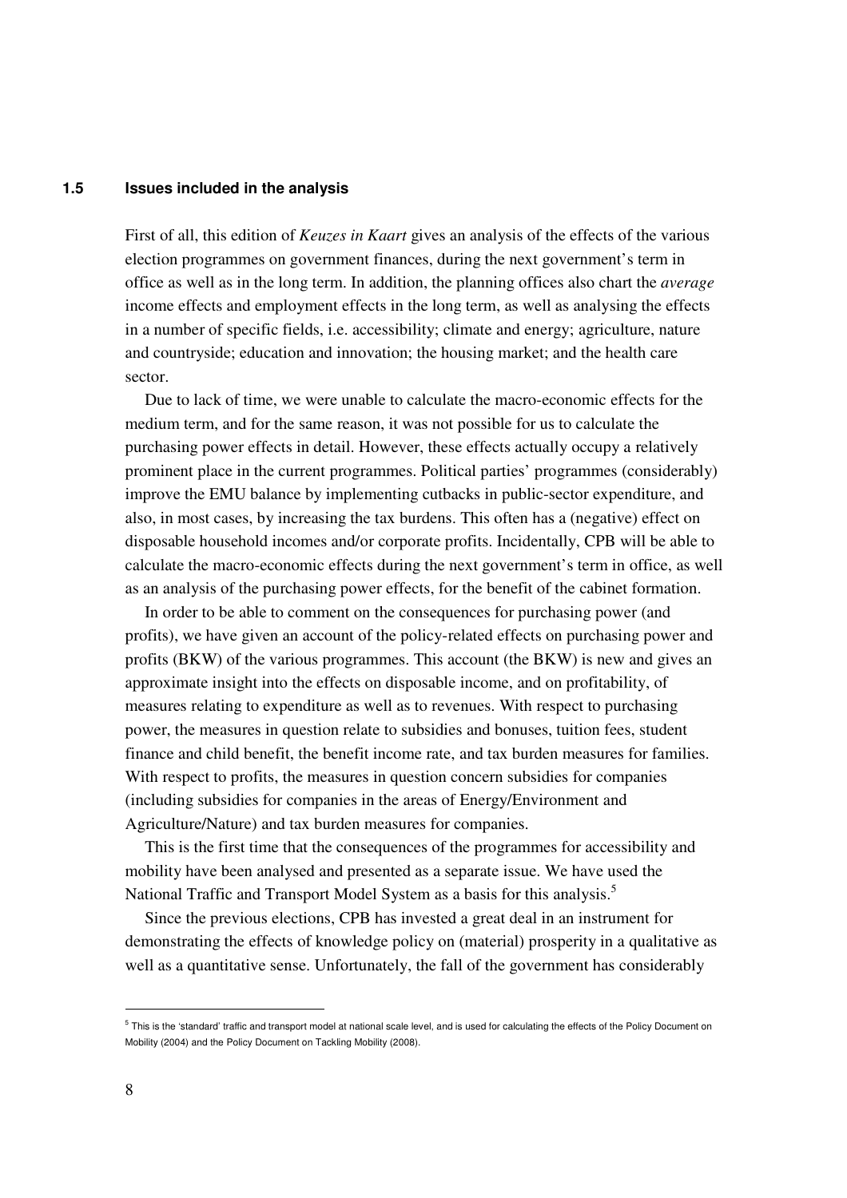### 1.5 Issues included in the analysis

First of all, this edition of *Keuzes in Kaart* gives an analysis of the effects of the various election programmes on government finances, during the next government's term in office as well as in the long term. In addition, the planning offices also chart the *average* income effects and employment effects in the long term, as well as analysing the effects in a number of specific fields, i.e. accessibility; climate and energy; agriculture, nature and countryside; education and innovation; the housing market; and the health care sector.

Due to lack of time, we were unable to calculate the macro-economic effects for the medium term, and for the same reason, it was not possible for us to calculate the purchasing power effects in detail. However, these effects actually occupy a relatively prominent place in the current programmes. Political parties' programmes (considerably) improve the EMU balance by implementing cutbacks in public-sector expenditure, and also, in most cases, by increasing the tax burdens. This often has a (negative) effect on disposable household incomes and/or corporate profits. Incidentally, CPB will be able to calculate the macro-economic effects during the next government's term in office, as well as an analysis of the purchasing power effects, for the benefit of the cabinet formation.

In order to be able to comment on the consequences for purchasing power (and profits), we have given an account of the policy-related effects on purchasing power and profits (BKW) of the various programmes. This account (the BKW) is new and gives an approximate insight into the effects on disposable income, and on profitability, of measures relating to expenditure as well as to revenues. With respect to purchasing power, the measures in question relate to subsidies and bonuses, tuition fees, student finance and child benefit, the benefit income rate, and tax burden measures for families. With respect to profits, the measures in question concern subsidies for companies (including subsidies for companies in the areas of Energy/Environment and Agriculture/Nature) and tax burden measures for companies.

This is the first time that the consequences of the programmes for accessibility and mobility have been analysed and presented as a separate issue. We have used the National Traffic and Transport Model System as a basis for this analysis.[5]

Since the previous elections, CPB has invested a great deal in an instrument for demonstrating the effects of knowledge policy on (material) prosperity in a qualitative as well as a quantitative sense. Unfortunately, the fall of the government has considerably

[5] This is the 'standard' traffic and transport model at national scale level, and is used for calculating the effects of the Policy Document on Mobility (2004) and the Policy Document on Tackling Mobility (2008).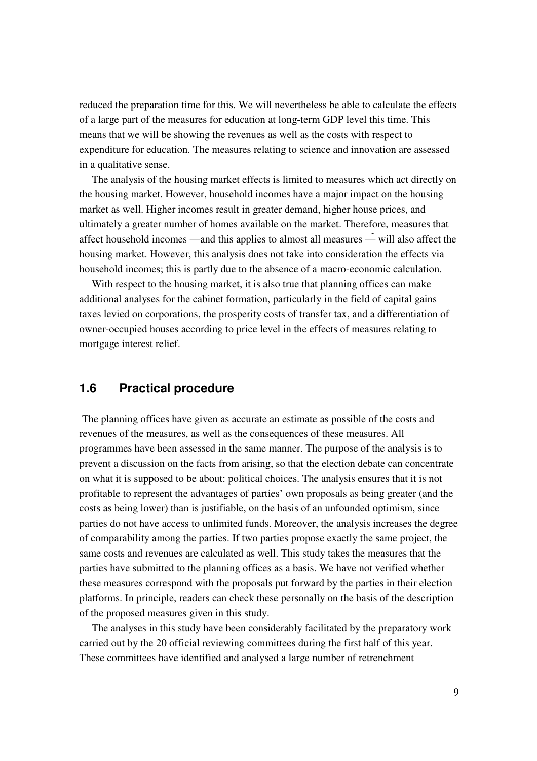reduced the preparation time for this. We will nevertheless be able to calculate the effects of a large part of the measures for education at long-term GDP level this time. This means that we will be showing the revenues as well as the costs with respect to expenditure for education. The measures relating to science and innovation are assessed in a qualitative sense.

The analysis of the housing market effects is limited to measures which act directly on the housing market. However, household incomes have a major impact on the housing market as well. Higher incomes result in greater demand, higher house prices, and ultimately a greater number of homes available on the market. Therefore, measures that affect household incomes —and this applies to almost all measures — will also affect the housing market. However, this analysis does not take into consideration the effects via household incomes; this is partly due to the absence of a macro-economic calculation.

With respect to the housing market, it is also true that planning offices can make additional analyses for the cabinet formation, particularly in the field of capital gains taxes levied on corporations, the prosperity costs of transfer tax, and a differentiation of owner-occupied houses according to price level in the effects of measures relating to mortgage interest relief.

## 1.6 Practical procedure

The planning offices have given as accurate an estimate as possible of the costs and revenues of the measures, as well as the consequences of these measures. All programmes have been assessed in the same manner. The purpose of the analysis is to prevent a discussion on the facts from arising, so that the election debate can concentrate on what it is supposed to be about: political choices. The analysis ensures that it is not profitable to represent the advantages of parties' own proposals as being greater (and the costs as being lower) than is justifiable, on the basis of an unfounded optimism, since parties do not have access to unlimited funds. Moreover, the analysis increases the degree of comparability among the parties. If two parties propose exactly the same project, the same costs and revenues are calculated as well. This study takes the measures that the parties have submitted to the planning offices as a basis. We have not verified whether these measures correspond with the proposals put forward by the parties in their election platforms. In principle, readers can check these personally on the basis of the description of the proposed measures given in this study.

The analyses in this study have been considerably facilitated by the preparatory work carried out by the 20 official reviewing committees during the first half of this year. These committees have identified and analysed a large number of retrenchment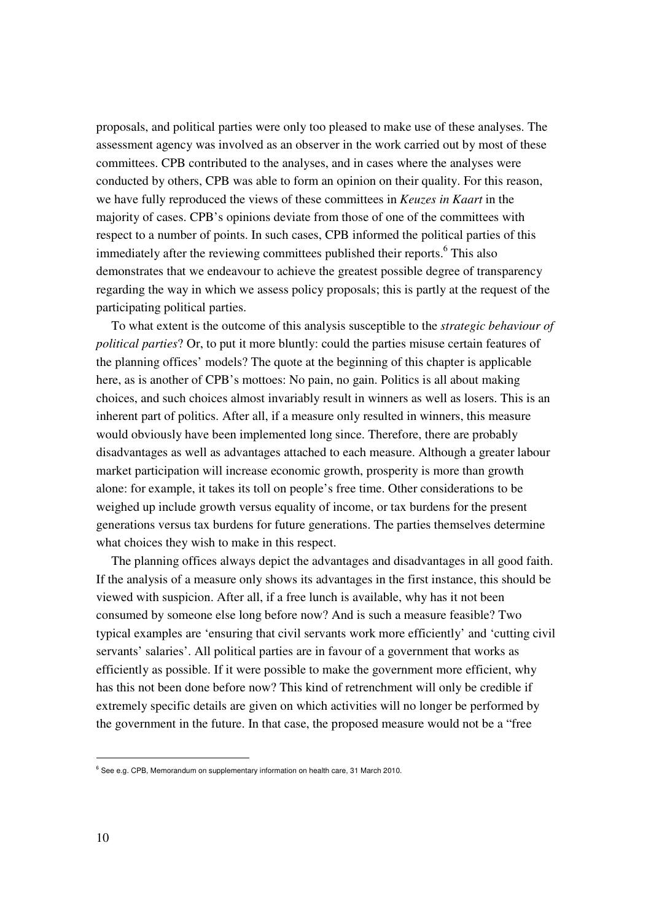proposals, and political parties were only too pleased to make use of these analyses. The assessment agency was involved as an observer in the work carried out by most of these committees. CPB contributed to the analyses, and in cases where the analyses were conducted by others, CPB was able to form an opinion on their quality. For this reason, we have fully reproduced the views of these committees in *Keuzes in Kaart* in the majority of cases. CPB's opinions deviate from those of one of the committees with respect to a number of points. In such cases, CPB informed the political parties of this immediately after the reviewing committees published their reports.[6] This also demonstrates that we endeavour to achieve the greatest possible degree of transparency regarding the way in which we assess policy proposals; this is partly at the request of the participating political parties.

To what extent is the outcome of this analysis susceptible to the *strategic behaviour of political parties*? Or, to put it more bluntly: could the parties misuse certain features of the planning offices' models? The quote at the beginning of this chapter is applicable here, as is another of CPB's mottoes: No pain, no gain. Politics is all about making choices, and such choices almost invariably result in winners as well as losers. This is an inherent part of politics. After all, if a measure only resulted in winners, this measure would obviously have been implemented long since. Therefore, there are probably disadvantages as well as advantages attached to each measure. Although a greater labour market participation will increase economic growth, prosperity is more than growth alone: for example, it takes its toll on people's free time. Other considerations to be weighed up include growth versus equality of income, or tax burdens for the present generations versus tax burdens for future generations. The parties themselves determine what choices they wish to make in this respect.

The planning offices always depict the advantages and disadvantages in all good faith. If the analysis of a measure only shows its advantages in the first instance, this should be viewed with suspicion. After all, if a free lunch is available, why has it not been consumed by someone else long before now? And is such a measure feasible? Two typical examples are 'ensuring that civil servants work more efficiently' and 'cutting civil servants' salaries'. All political parties are in favour of a government that works as efficiently as possible. If it were possible to make the government more efficient, why has this not been done before now? This kind of retrenchment will only be credible if extremely specific details are given on which activities will no longer be performed by the government in the future. In that case, the proposed measure would not be a "free

[6] See e.g. CPB, Memorandum on supplementary information on health care, 31 March 2010.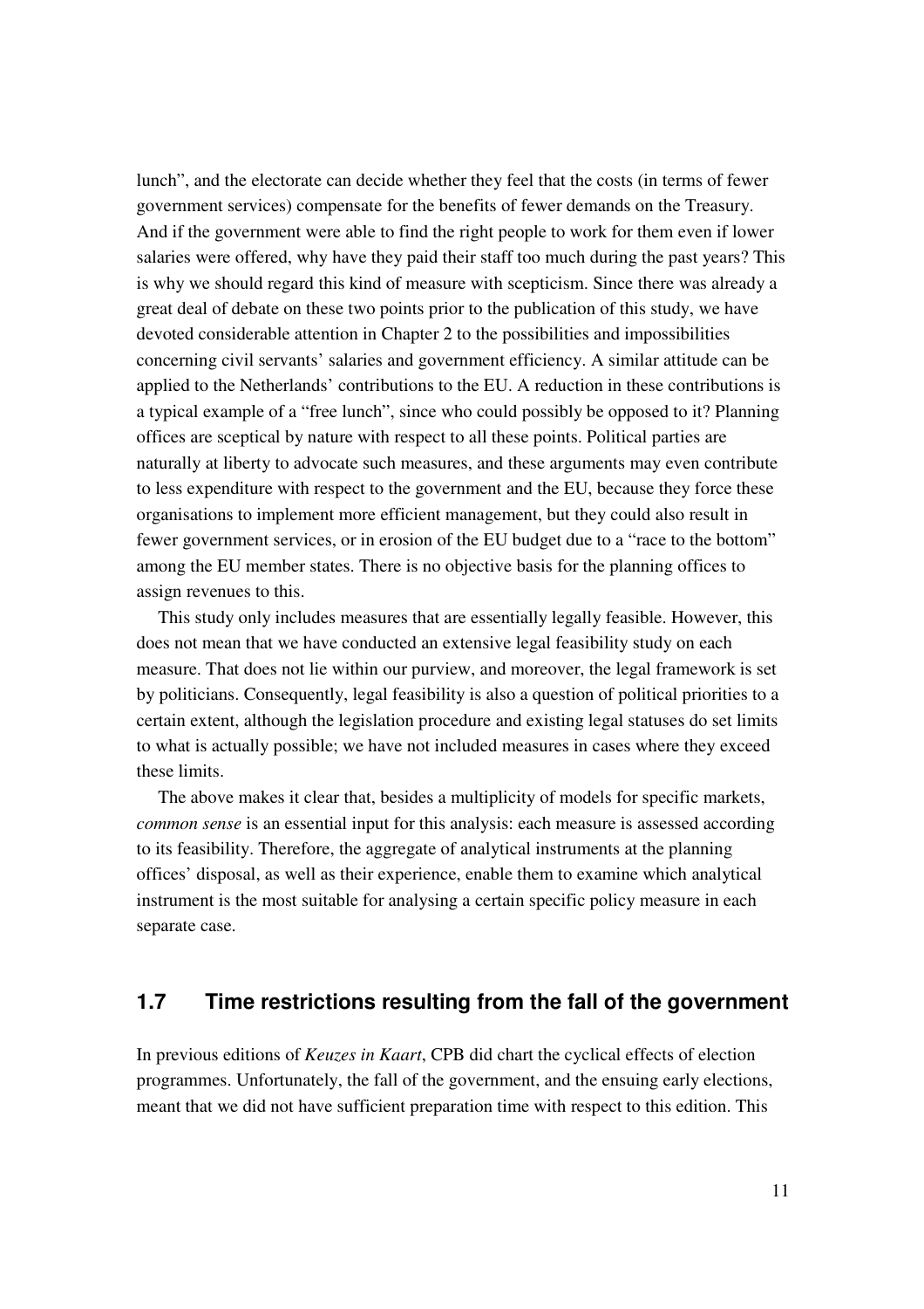lunch”, and the electorate can decide whether they feel that the costs (in terms of fewer government services) compensate for the benefits of fewer demands on the Treasury. And if the government were able to find the right people to work for them even if lower salaries were offered, why have they paid their staff too much during the past years? This is why we should regard this kind of measure with scepticism. Since there was already a great deal of debate on these two points prior to the publication of this study, we have devoted considerable attention in Chapter 2 to the possibilities and impossibilities concerning civil servants’ salaries and government efficiency. A similar attitude can be applied to the Netherlands’ contributions to the EU. A reduction in these contributions is a typical example of a “free lunch”, since who could possibly be opposed to it? Planning offices are sceptical by nature with respect to all these points. Political parties are naturally at liberty to advocate such measures, and these arguments may even contribute to less expenditure with respect to the government and the EU, because they force these organisations to implement more efficient management, but they could also result in fewer government services, or in erosion of the EU budget due to a “race to the bottom” among the EU member states. There is no objective basis for the planning offices to assign revenues to this.

This study only includes measures that are essentially legally feasible. However, this does not mean that we have conducted an extensive legal feasibility study on each measure. That does not lie within our purview, and moreover, the legal framework is set by politicians. Consequently, legal feasibility is also a question of political priorities to a certain extent, although the legislation procedure and existing legal statuses do set limits to what is actually possible; we have not included measures in cases where they exceed these limits.

The above makes it clear that, besides a multiplicity of models for specific markets, *common sense* is an essential input for this analysis: each measure is assessed according to its feasibility. Therefore, the aggregate of analytical instruments at the planning offices’ disposal, as well as their experience, enable them to examine which analytical instrument is the most suitable for analysing a certain specific policy measure in each separate case.

## 1.7 Time restrictions resulting from the fall of the government

In previous editions of *Keuzes in Kaart*, CPB did chart the cyclical effects of election programmes. Unfortunately, the fall of the government, and the ensuing early elections, meant that we did not have sufficient preparation time with respect to this edition. This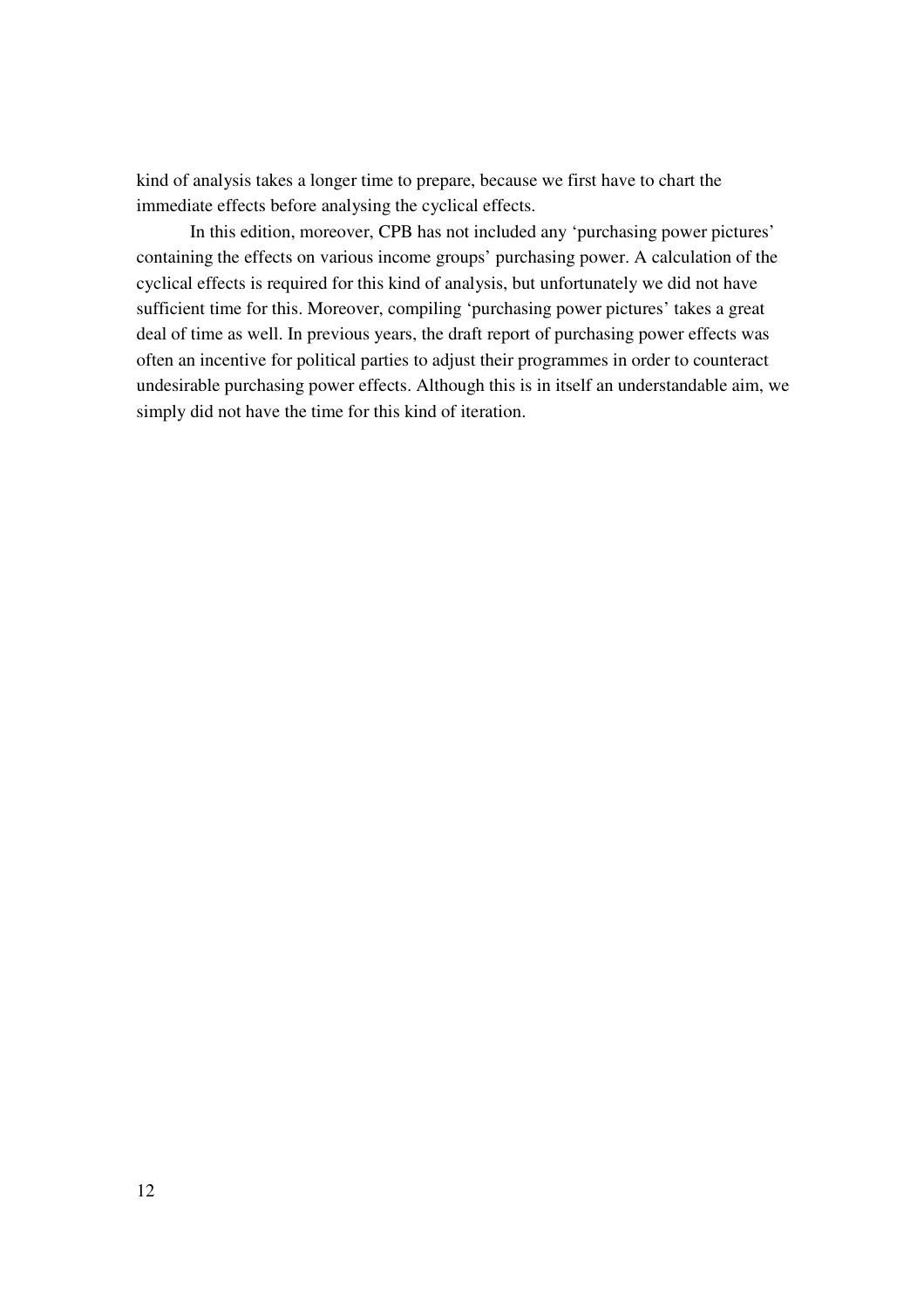kind of analysis takes a longer time to prepare, because we first have to chart the immediate effects before analysing the cyclical effects.

In this edition, moreover, CPB has not included any 'purchasing power pictures' containing the effects on various income groups' purchasing power. A calculation of the cyclical effects is required for this kind of analysis, but unfortunately we did not have sufficient time for this. Moreover, compiling 'purchasing power pictures' takes a great deal of time as well. In previous years, the draft report of purchasing power effects was often an incentive for political parties to adjust their programmes in order to counteract undesirable purchasing power effects. Although this is in itself an understandable aim, we simply did not have the time for this kind of iteration.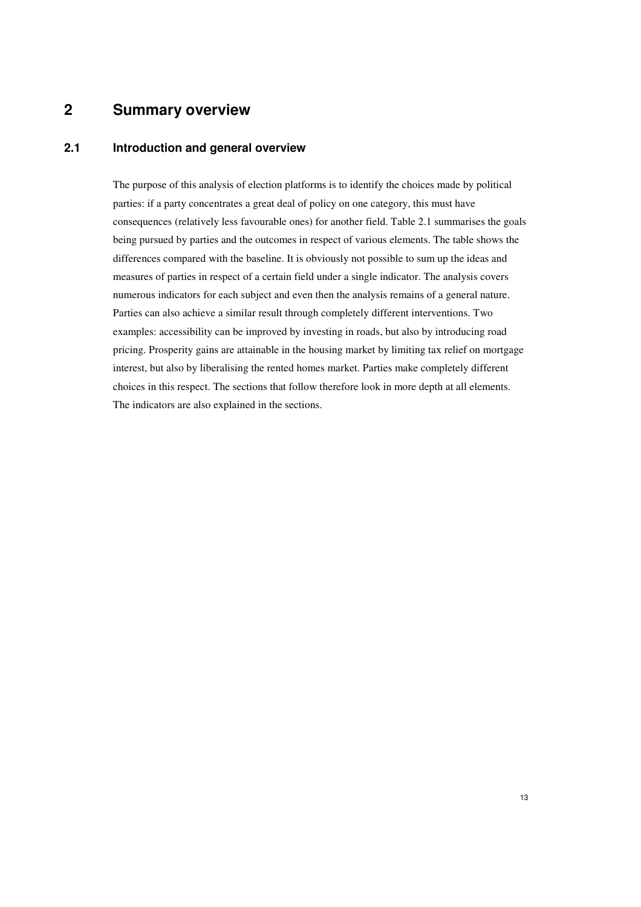# 2 Summary overview

## 2.1 Introduction and general overview

The purpose of this analysis of election platforms is to identify the choices made by political parties: if a party concentrates a great deal of policy on one category, this must have consequences (relatively less favourable ones) for another field. Table 2.1 summarises the goals being pursued by parties and the outcomes in respect of various elements. The table shows the differences compared with the baseline. It is obviously not possible to sum up the ideas and measures of parties in respect of a certain field under a single indicator. The analysis covers numerous indicators for each subject and even then the analysis remains of a general nature. Parties can also achieve a similar result through completely different interventions. Two examples: accessibility can be improved by investing in roads, but also by introducing road pricing. Prosperity gains are attainable in the housing market by limiting tax relief on mortgage interest, but also by liberalising the rented homes market. Parties make completely different choices in this respect. The sections that follow therefore look in more depth at all elements. The indicators are also explained in the sections.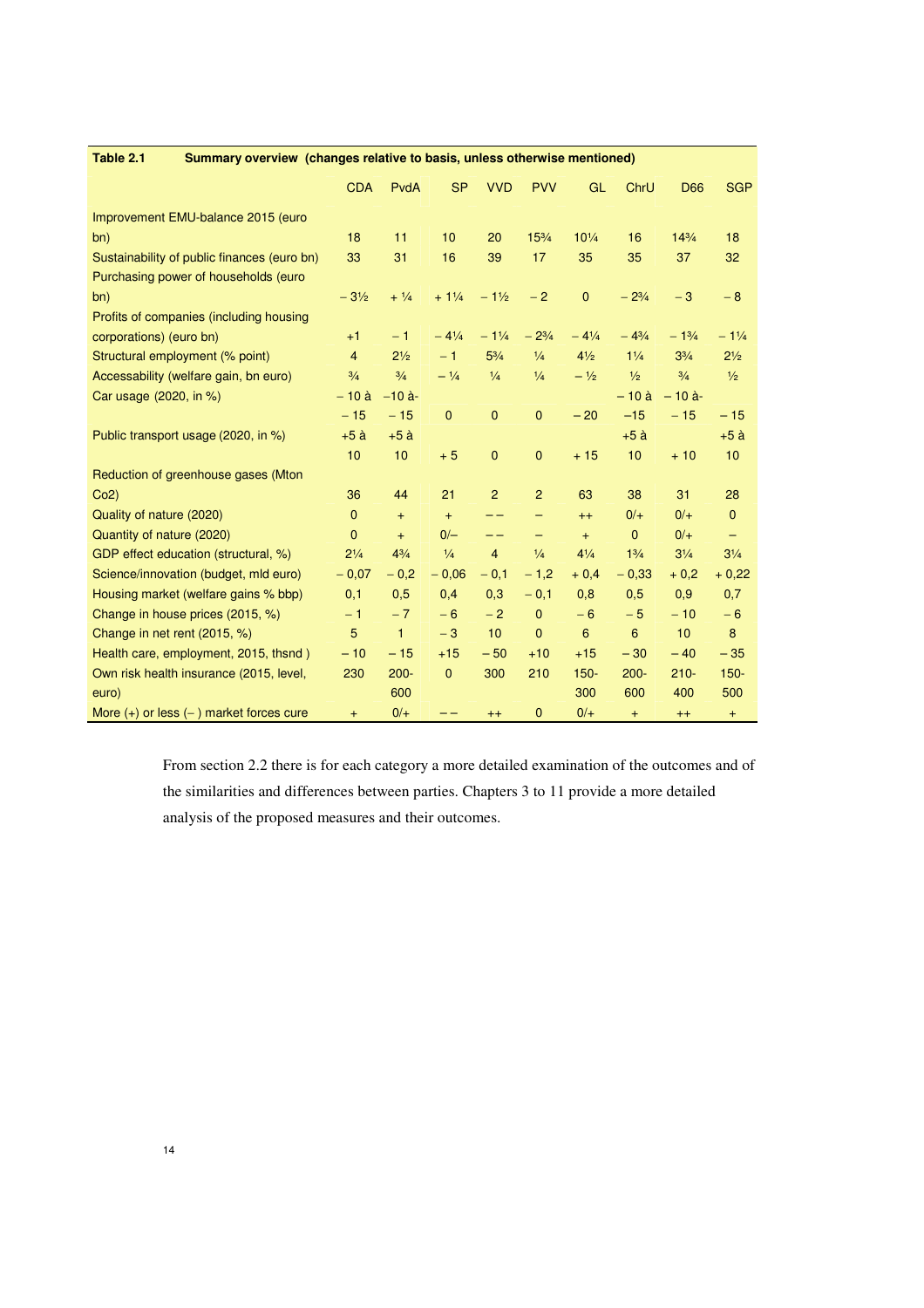**Table 2.1 Summary overview (changes relative to basis, unless otherwise mentioned)**

| | CDA | PvdA | SP | VVD | PVV | GL | ChrU | D66 | SGP |
|---|---|---|---|---|---|---|---|---|---|
| Improvement EMU-balance 2015 (euro bn) | 18 | 11 | 10 | 20 | 15¾ | 10¼ | 16 | 14¾ | 18 |
| Sustainability of public finances (euro bn) | 33 | 31 | 16 | 39 | 17 | 35 | 35 | 37 | 32 |
| Purchasing power of households (euro bn) | − 3½ | + ¼ | + 1¼ | − 1½ | − 2 | 0 | − 2¾ | − 3 | − 8 |
| Profits of companies (including housing corporations) (euro bn) | +1 | − 1 | − 4¼ | − 1¼ | − 2¾ | − 4¼ | − 4¾ | − 1¾ | − 1¼ |
| Structural employment (% point) | 4 | 2½ | − 1 | 5¾ | ¼ | 4½ | 1¼ | 3¾ | 2½ |
| Accessability (welfare gain, bn euro) | ¾ | ¾ | − ¼ | ¼ | ¼ | − ½ | ½ | ¾ | ½ |
| Car usage (2020, in %) | − 10 à − 15 | −10 à- − 15 | 0 | 0 | 0 | − 20 | − 10 à −15 | − 10 à- − 15 | − 15 |
| Public transport usage (2020, in %) | +5 à 10 | +5 à 10 | + 5 | 0 | 0 | + 15 | +5 à 10 | + 10 | +5 à 10 |
| Reduction of greenhouse gases (Mton Co2) | 36 | 44 | 21 | 2 | 2 | 63 | 38 | 31 | 28 |
| Quality of nature (2020) | 0 | + | + | − − | − | ++ | 0/+ | 0/+ | 0 |
| Quantity of nature (2020) | 0 | + | 0/− | − − | − | + | 0 | 0/+ | − |
| GDP effect education (structural, %) | 2¼ | 4¾ | ¼ | 4 | ¼ | 4¼ | 1¾ | 3¼ | 3¼ |
| Science/innovation (budget, mld euro) | − 0,07 | − 0,2 | − 0,06 | − 0,1 | − 1,2 | + 0,4 | − 0,33 | + 0,2 | + 0,22 |
| Housing market (welfare gains % bbp) | 0,1 | 0,5 | 0,4 | 0,3 | − 0,1 | 0,8 | 0,5 | 0,9 | 0,7 |
| Change in house prices (2015, %) | − 1 | − 7 | − 6 | − 2 | 0 | − 6 | − 5 | − 10 | − 6 |
| Change in net rent (2015, %) | 5 | 1 | − 3 | 10 | 0 | 6 | 6 | 10 | 8 |
| Health care, employment, 2015, thsnd ) | − 10 | − 15 | +15 | − 50 | +10 | +15 | − 30 | − 40 | − 35 |
| Own risk health insurance (2015, level, euro) | 230 | 200-600 | 0 | 300 | 210 | 150-300 | 200-600 | 210-400 | 150-500 |
| More (+) or less (− ) market forces cure | + | 0/+ | − − | ++ | 0 | 0/+ | + | ++ | + |

From section 2.2 there is for each category a more detailed examination of the outcomes and of the similarities and differences between parties. Chapters 3 to 11 provide a more detailed analysis of the proposed measures and their outcomes.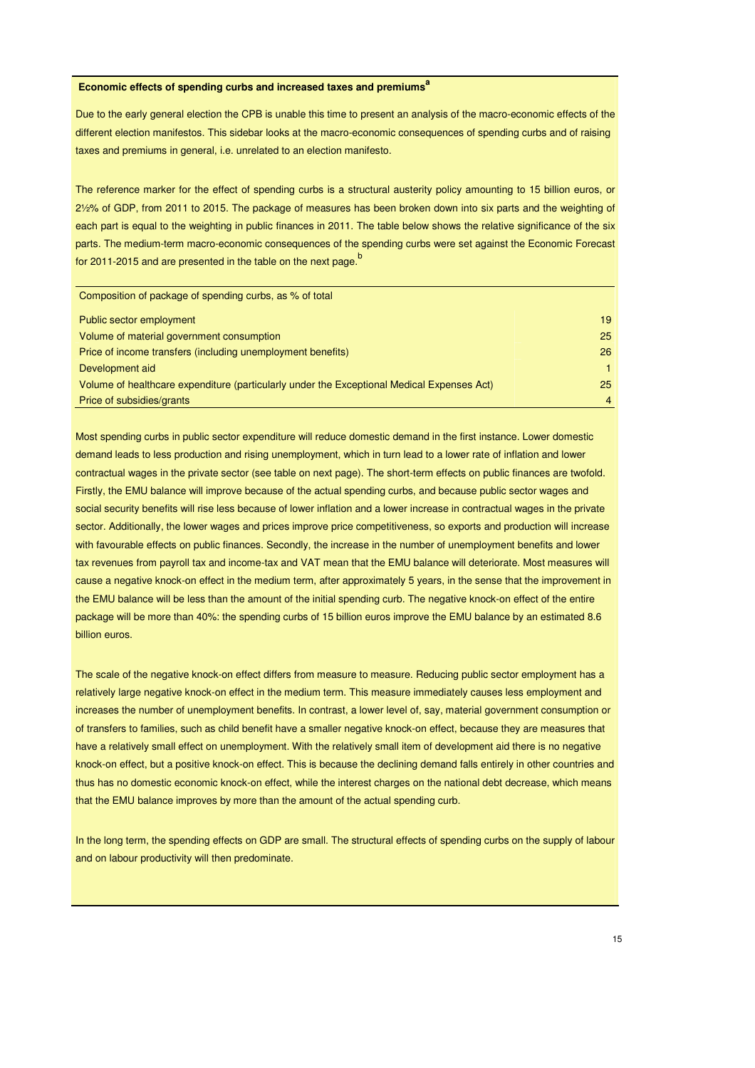### Economic effects of spending curbs and increased taxes and premiums[a]

Due to the early general election the CPB is unable this time to present an analysis of the macro-economic effects of the different election manifestos. This sidebar looks at the macro-economic consequences of spending curbs and of raising taxes and premiums in general, i.e. unrelated to an election manifesto.

The reference marker for the effect of spending curbs is a structural austerity policy amounting to 15 billion euros, or 2½% of GDP, from 2011 to 2015. The package of measures has been broken down into six parts and the weighting of each part is equal to the weighting in public finances in 2011. The table below shows the relative significance of the six parts. The medium-term macro-economic consequences of the spending curbs were set against the Economic Forecast for 2011-2015 and are presented in the table on the next page.[b]

| Composition of package of spending curbs, as % of total | |
|---|---|
| Public sector employment | 19 |
| Volume of material government consumption | 25 |
| Price of income transfers (including unemployment benefits) | 26 |
| Development aid | 1 |
| Volume of healthcare expenditure (particularly under the Exceptional Medical Expenses Act) | 25 |
| Price of subsidies/grants | 4 |

Most spending curbs in public sector expenditure will reduce domestic demand in the first instance. Lower domestic demand leads to less production and rising unemployment, which in turn lead to a lower rate of inflation and lower contractual wages in the private sector (see table on next page). The short-term effects on public finances are twofold. Firstly, the EMU balance will improve because of the actual spending curbs, and because public sector wages and social security benefits will rise less because of lower inflation and a lower increase in contractual wages in the private sector. Additionally, the lower wages and prices improve price competitiveness, so exports and production will increase with favourable effects on public finances. Secondly, the increase in the number of unemployment benefits and lower tax revenues from payroll tax and income-tax and VAT mean that the EMU balance will deteriorate. Most measures will cause a negative knock-on effect in the medium term, after approximately 5 years, in the sense that the improvement in the EMU balance will be less than the amount of the initial spending curb. The negative knock-on effect of the entire package will be more than 40%: the spending curbs of 15 billion euros improve the EMU balance by an estimated 8.6 billion euros.

The scale of the negative knock-on effect differs from measure to measure. Reducing public sector employment has a relatively large negative knock-on effect in the medium term. This measure immediately causes less employment and increases the number of unemployment benefits. In contrast, a lower level of, say, material government consumption or of transfers to families, such as child benefit have a smaller negative knock-on effect, because they are measures that have a relatively small effect on unemployment. With the relatively small item of development aid there is no negative knock-on effect, but a positive knock-on effect. This is because the declining demand falls entirely in other countries and thus has no domestic economic knock-on effect, while the interest charges on the national debt decrease, which means that the EMU balance improves by more than the amount of the actual spending curb.

In the long term, the spending effects on GDP are small. The structural effects of spending curbs on the supply of labour and on labour productivity will then predominate.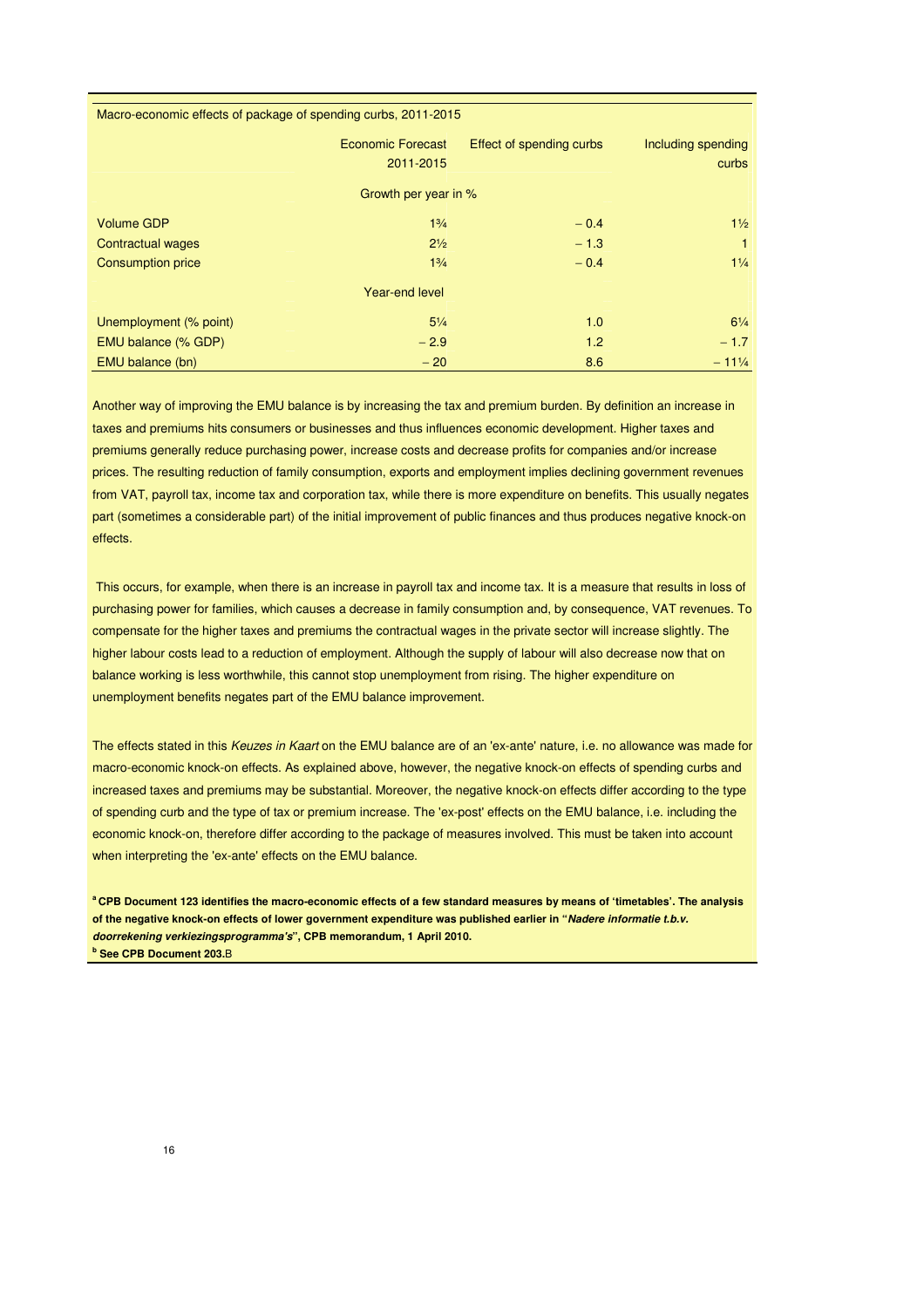Macro-economic effects of package of spending curbs, 2011-2015

| | Economic Forecast 2011-2015 | Effect of spending curbs | Including spending curbs |
|---|---|---|---|
| | Growth per year in % | | |
| Volume GDP | 1¾ | − 0.4 | 1½ |
| Contractual wages | 2½ | − 1.3 | 1 |
| Consumption price | 1¾ | − 0.4 | 1¼ |
| | Year-end level | | |
| Unemployment (% point) | 5¼ | 1.0 | 6¼ |
| EMU balance (% GDP) | − 2.9 | 1.2 | − 1.7 |
| EMU balance (bn) | − 20 | 8.6 | − 11¼ |

Another way of improving the EMU balance is by increasing the tax and premium burden. By definition an increase in taxes and premiums hits consumers or businesses and thus influences economic development. Higher taxes and premiums generally reduce purchasing power, increase costs and decrease profits for companies and/or increase prices. The resulting reduction of family consumption, exports and employment implies declining government revenues from VAT, payroll tax, income tax and corporation tax, while there is more expenditure on benefits. This usually negates part (sometimes a considerable part) of the initial improvement of public finances and thus produces negative knock-on effects.

This occurs, for example, when there is an increase in payroll tax and income tax. It is a measure that results in loss of purchasing power for families, which causes a decrease in family consumption and, by consequence, VAT revenues. To compensate for the higher taxes and premiums the contractual wages in the private sector will increase slightly. The higher labour costs lead to a reduction of employment. Although the supply of labour will also decrease now that on balance working is less worthwhile, this cannot stop unemployment from rising. The higher expenditure on unemployment benefits negates part of the EMU balance improvement.

The effects stated in this *Keuzes in Kaart* on the EMU balance are of an 'ex-ante' nature, i.e. no allowance was made for macro-economic knock-on effects. As explained above, however, the negative knock-on effects of spending curbs and increased taxes and premiums may be substantial. Moreover, the negative knock-on effects differ according to the type of spending curb and the type of tax or premium increase. The 'ex-post' effects on the EMU balance, i.e. including the economic knock-on, therefore differ according to the package of measures involved. This must be taken into account when interpreting the 'ex-ante' effects on the EMU balance.

**[a] CPB Document 123 identifies the macro-economic effects of a few standard measures by means of 'timetables'. The analysis of the negative knock-on effects of lower government expenditure was published earlier in "*Nadere informatie t.b.v. doorrekening verkiezingsprogramma's*", CPB memorandum, 1 April 2010.**

**[b] See CPB Document 203.**B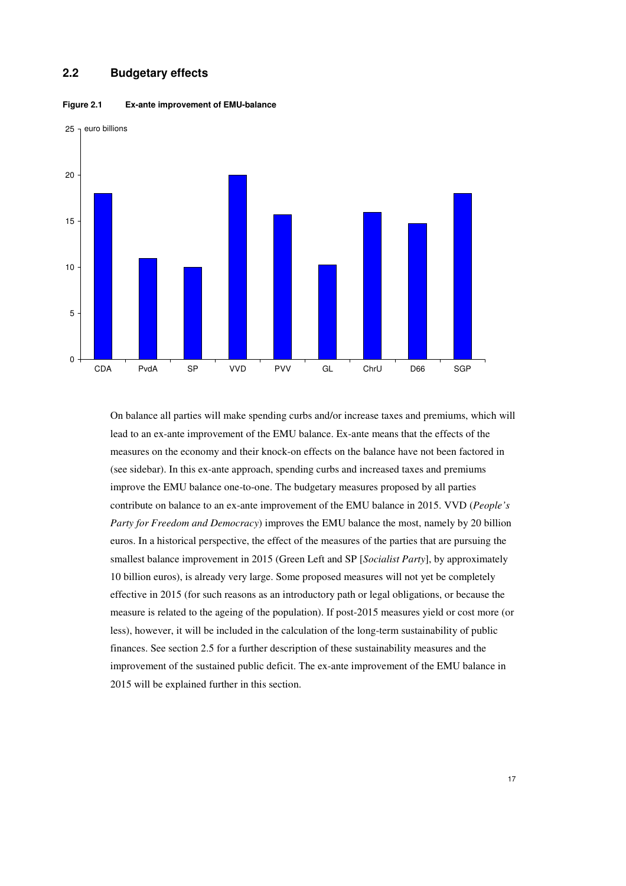## 2.2 Budgetary effects

**Figure 2.1 Ex-ante improvement of EMU-balance**

On balance all parties will make spending curbs and/or increase taxes and premiums, which will lead to an ex-ante improvement of the EMU balance. Ex-ante means that the effects of the measures on the economy and their knock-on effects on the balance have not been factored in (see sidebar). In this ex-ante approach, spending curbs and increased taxes and premiums improve the EMU balance one-to-one. The budgetary measures proposed by all parties contribute on balance to an ex-ante improvement of the EMU balance in 2015. VVD (*People's Party for Freedom and Democracy*) improves the EMU balance the most, namely by 20 billion euros. In a historical perspective, the effect of the measures of the parties that are pursuing the smallest balance improvement in 2015 (Green Left and SP [*Socialist Party*], by approximately 10 billion euros), is already very large. Some proposed measures will not yet be completely effective in 2015 (for such reasons as an introductory path or legal obligations, or because the measure is related to the ageing of the population). If post-2015 measures yield or cost more (or less), however, it will be included in the calculation of the long-term sustainability of public finances. See section 2.5 for a further description of these sustainability measures and the improvement of the sustained public deficit. The ex-ante improvement of the EMU balance in 2015 will be explained further in this section.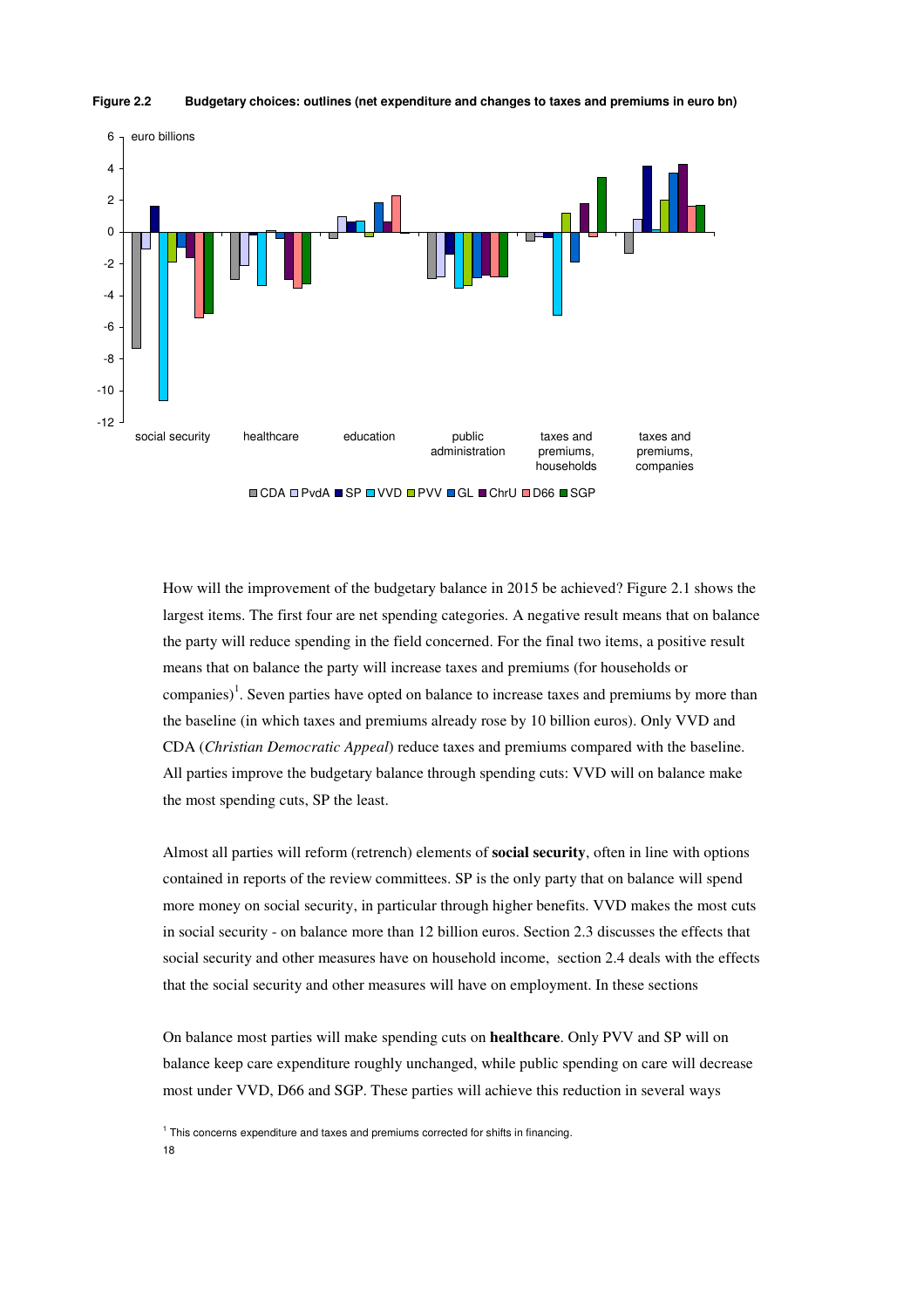**Figure 2.2 Budgetary choices: outlines (net expenditure and changes to taxes and premiums in euro bn)**

How will the improvement of the budgetary balance in 2015 be achieved? Figure 2.1 shows the largest items. The first four are net spending categories. A negative result means that on balance the party will reduce spending in the field concerned. For the final two items, a positive result means that on balance the party will increase taxes and premiums (for households or companies)[1]. Seven parties have opted on balance to increase taxes and premiums by more than the baseline (in which taxes and premiums already rose by 10 billion euros). Only VVD and CDA (*Christian Democratic Appeal*) reduce taxes and premiums compared with the baseline. All parties improve the budgetary balance through spending cuts: VVD will on balance make the most spending cuts, SP the least.

Almost all parties will reform (retrench) elements of **social security**, often in line with options contained in reports of the review committees. SP is the only party that on balance will spend more money on social security, in particular through higher benefits. VVD makes the most cuts in social security - on balance more than 12 billion euros. Section 2.3 discusses the effects that social security and other measures have on household income, section 2.4 deals with the effects that the social security and other measures will have on employment. In these sections

On balance most parties will make spending cuts on **healthcare**. Only PVV and SP will on balance keep care expenditure roughly unchanged, while public spending on care will decrease most under VVD, D66 and SGP. These parties will achieve this reduction in several ways

[1] This concerns expenditure and taxes and premiums corrected for shifts in financing.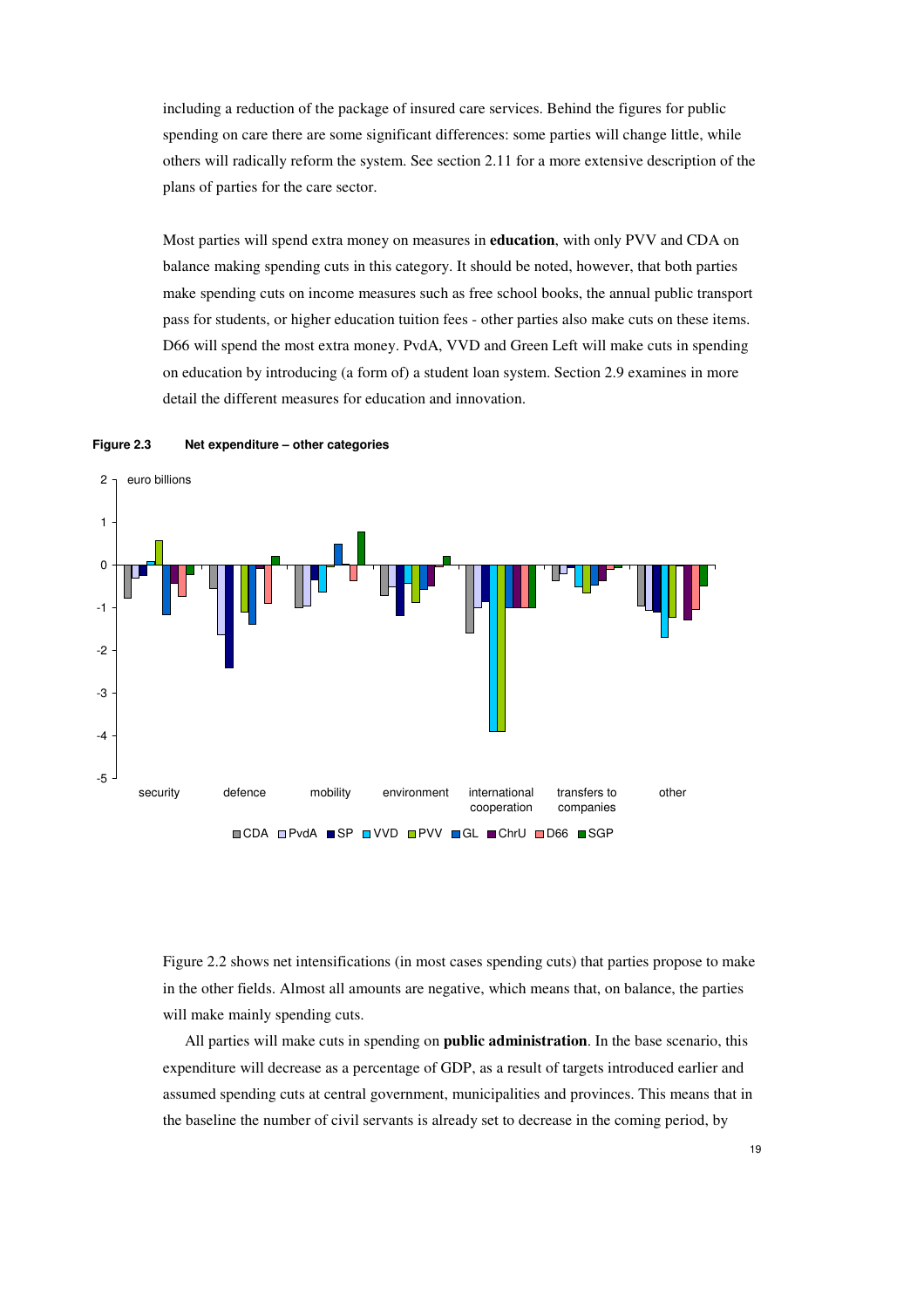including a reduction of the package of insured care services. Behind the figures for public spending on care there are some significant differences: some parties will change little, while others will radically reform the system. See section 2.11 for a more extensive description of the plans of parties for the care sector.

Most parties will spend extra money on measures in **education**, with only PVV and CDA on balance making spending cuts in this category. It should be noted, however, that both parties make spending cuts on income measures such as free school books, the annual public transport pass for students, or higher education tuition fees - other parties also make cuts on these items. D66 will spend the most extra money. PvdA, VVD and Green Left will make cuts in spending on education by introducing (a form of) a student loan system. Section 2.9 examines in more detail the different measures for education and innovation.

**Figure 2.3 Net expenditure – other categories**

Figure 2.2 shows net intensifications (in most cases spending cuts) that parties propose to make in the other fields. Almost all amounts are negative, which means that, on balance, the parties will make mainly spending cuts.

All parties will make cuts in spending on **public administration**. In the base scenario, this expenditure will decrease as a percentage of GDP, as a result of targets introduced earlier and assumed spending cuts at central government, municipalities and provinces. This means that in the baseline the number of civil servants is already set to decrease in the coming period, by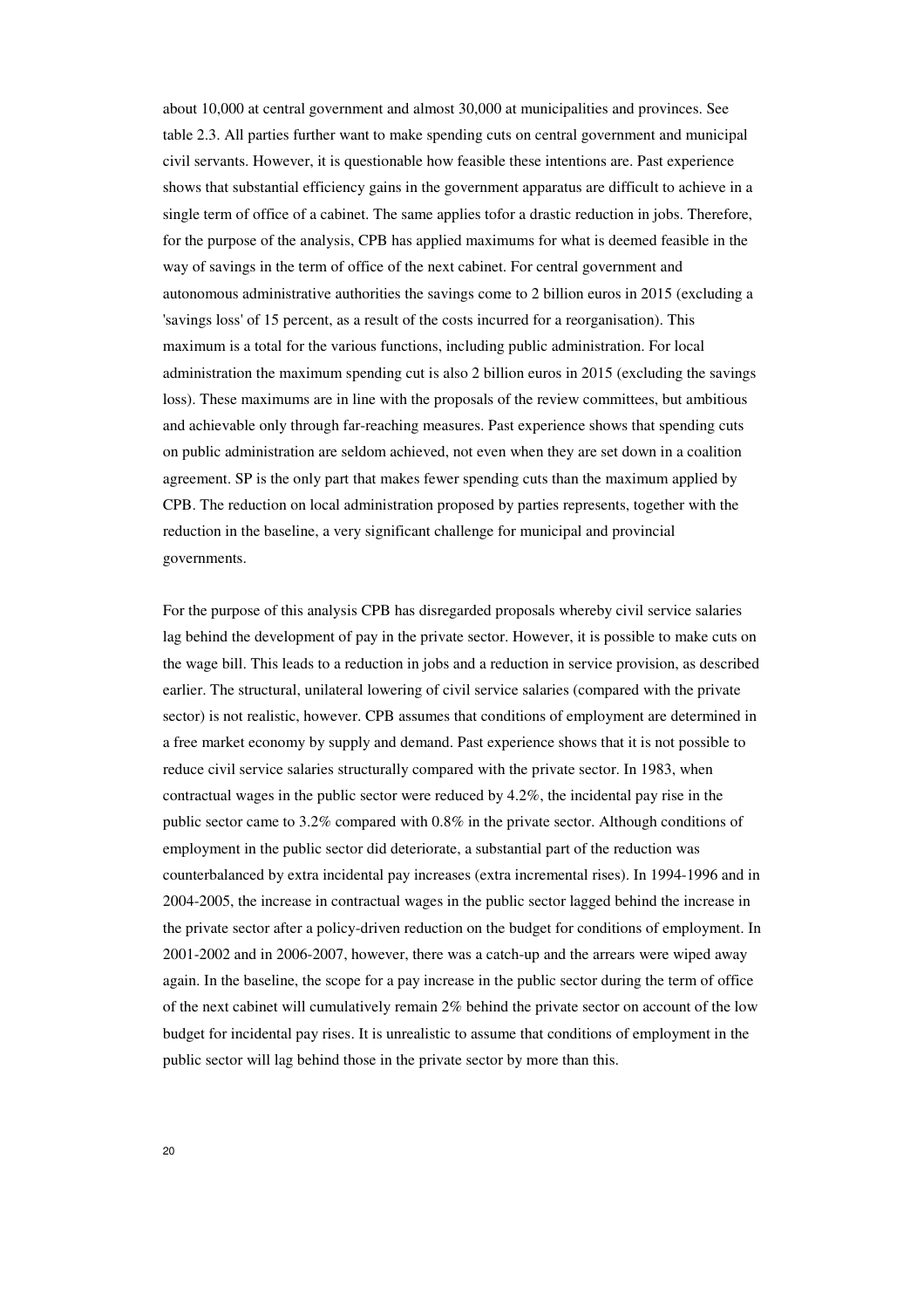about 10,000 at central government and almost 30,000 at municipalities and provinces. See table 2.3. All parties further want to make spending cuts on central government and municipal civil servants. However, it is questionable how feasible these intentions are. Past experience shows that substantial efficiency gains in the government apparatus are difficult to achieve in a single term of office of a cabinet. The same applies tofor a drastic reduction in jobs. Therefore, for the purpose of the analysis, CPB has applied maximums for what is deemed feasible in the way of savings in the term of office of the next cabinet. For central government and autonomous administrative authorities the savings come to 2 billion euros in 2015 (excluding a 'savings loss' of 15 percent, as a result of the costs incurred for a reorganisation). This maximum is a total for the various functions, including public administration. For local administration the maximum spending cut is also 2 billion euros in 2015 (excluding the savings loss). These maximums are in line with the proposals of the review committees, but ambitious and achievable only through far-reaching measures. Past experience shows that spending cuts on public administration are seldom achieved, not even when they are set down in a coalition agreement. SP is the only part that makes fewer spending cuts than the maximum applied by CPB. The reduction on local administration proposed by parties represents, together with the reduction in the baseline, a very significant challenge for municipal and provincial governments.

For the purpose of this analysis CPB has disregarded proposals whereby civil service salaries lag behind the development of pay in the private sector. However, it is possible to make cuts on the wage bill. This leads to a reduction in jobs and a reduction in service provision, as described earlier. The structural, unilateral lowering of civil service salaries (compared with the private sector) is not realistic, however. CPB assumes that conditions of employment are determined in a free market economy by supply and demand. Past experience shows that it is not possible to reduce civil service salaries structurally compared with the private sector. In 1983, when contractual wages in the public sector were reduced by 4.2%, the incidental pay rise in the public sector came to 3.2% compared with 0.8% in the private sector. Although conditions of employment in the public sector did deteriorate, a substantial part of the reduction was counterbalanced by extra incidental pay increases (extra incremental rises). In 1994-1996 and in 2004-2005, the increase in contractual wages in the public sector lagged behind the increase in the private sector after a policy-driven reduction on the budget for conditions of employment. In 2001-2002 and in 2006-2007, however, there was a catch-up and the arrears were wiped away again. In the baseline, the scope for a pay increase in the public sector during the term of office of the next cabinet will cumulatively remain 2% behind the private sector on account of the low budget for incidental pay rises. It is unrealistic to assume that conditions of employment in the public sector will lag behind those in the private sector by more than this.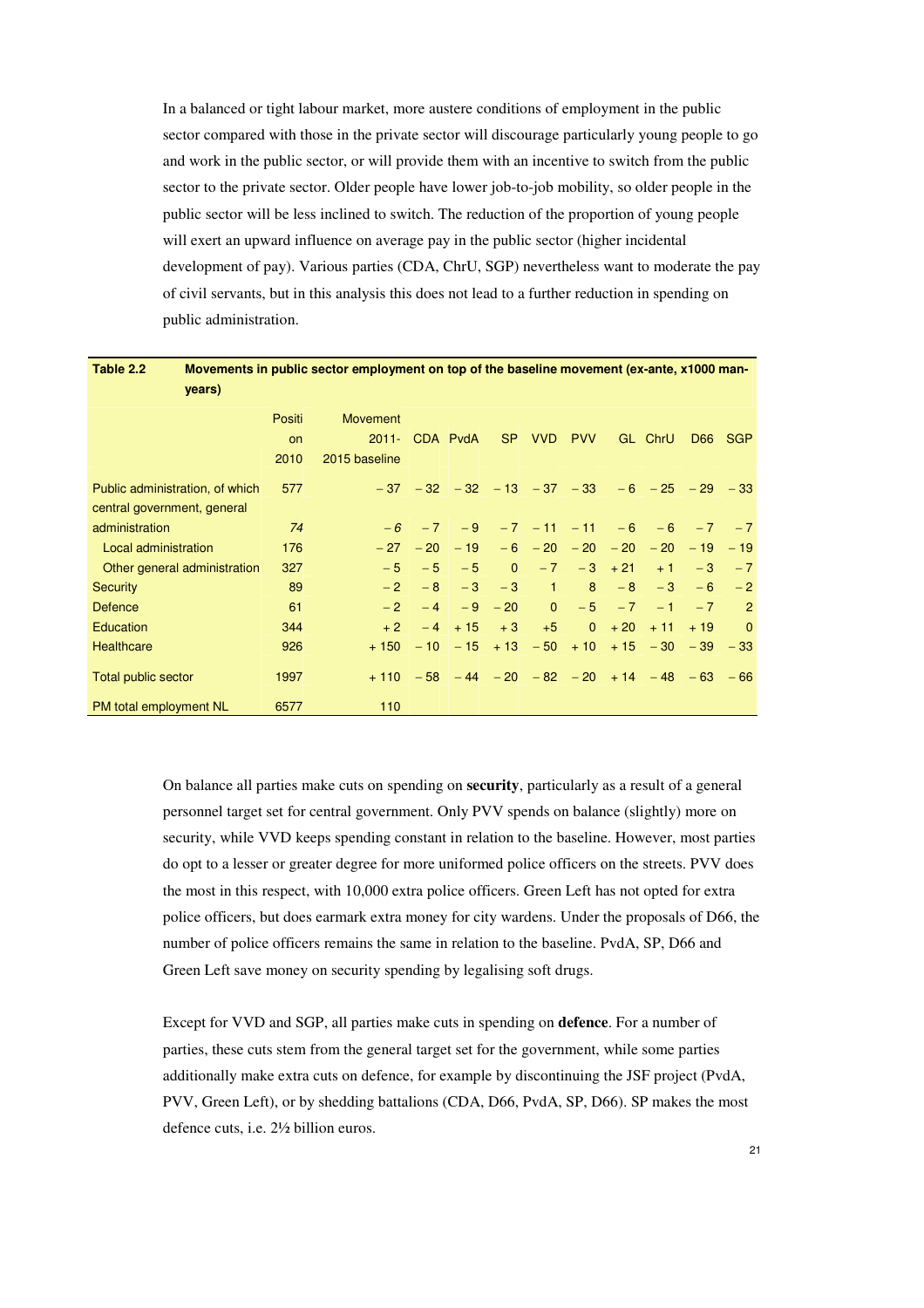In a balanced or tight labour market, more austere conditions of employment in the public sector compared with those in the private sector will discourage particularly young people to go and work in the public sector, or will provide them with an incentive to switch from the public sector to the private sector. Older people have lower job-to-job mobility, so older people in the public sector will be less inclined to switch. The reduction of the proportion of young people will exert an upward influence on average pay in the public sector (higher incidental development of pay). Various parties (CDA, ChrU, SGP) nevertheless want to moderate the pay of civil servants, but in this analysis this does not lead to a further reduction in spending on public administration.

**Table 2.2 Movements in public sector employment on top of the baseline movement (ex-ante, x1000 man-years)**

| | Position 2010 | Movement 2011-2015 baseline | CDA | PvdA | SP | VVD | PVV | GL | ChrU | D66 | SGP |
|---|---|---|---|---|---|---|---|---|---|---|---|
| Public administration, of which | 577 | − 37 | − 32 | − 32 | − 13 | − 37 | − 33 | − 6 | − 25 | − 29 | − 33 |
| central government, general administration | *74* | *− 6* | − 7 | − 9 | − 7 | − 11 | − 11 | − 6 | − 6 | − 7 | − 7 |
| Local administration | 176 | − 27 | − 20 | − 19 | − 6 | − 20 | − 20 | − 20 | − 20 | − 19 | − 19 |
| Other general administration | 327 | − 5 | − 5 | − 5 | 0 | − 7 | − 3 | + 21 | + 1 | − 3 | − 7 |
| Security | 89 | − 2 | − 8 | − 3 | − 3 | 1 | 8 | − 8 | − 3 | − 6 | − 2 |
| Defence | 61 | − 2 | − 4 | − 9 | − 20 | 0 | − 5 | − 7 | − 1 | − 7 | 2 |
| Education | 344 | + 2 | − 4 | + 15 | + 3 | +5 | 0 | + 20 | + 11 | + 19 | 0 |
| Healthcare | 926 | + 150 | − 10 | − 15 | + 13 | − 50 | + 10 | + 15 | − 30 | − 39 | − 33 |
| Total public sector | 1997 | + 110 | − 58 | − 44 | − 20 | − 82 | − 20 | + 14 | − 48 | − 63 | − 66 |
| PM total employment NL | 6577 | 110 | | | | | | | | | |

On balance all parties make cuts on spending on **security**, particularly as a result of a general personnel target set for central government. Only PVV spends on balance (slightly) more on security, while VVD keeps spending constant in relation to the baseline. However, most parties do opt to a lesser or greater degree for more uniformed police officers on the streets. PVV does the most in this respect, with 10,000 extra police officers. Green Left has not opted for extra police officers, but does earmark extra money for city wardens. Under the proposals of D66, the number of police officers remains the same in relation to the baseline. PvdA, SP, D66 and Green Left save money on security spending by legalising soft drugs.

Except for VVD and SGP, all parties make cuts in spending on **defence**. For a number of parties, these cuts stem from the general target set for the government, while some parties additionally make extra cuts on defence, for example by discontinuing the JSF project (PvdA, PVV, Green Left), or by shedding battalions (CDA, D66, PvdA, SP, D66). SP makes the most defence cuts, i.e. 2½ billion euros.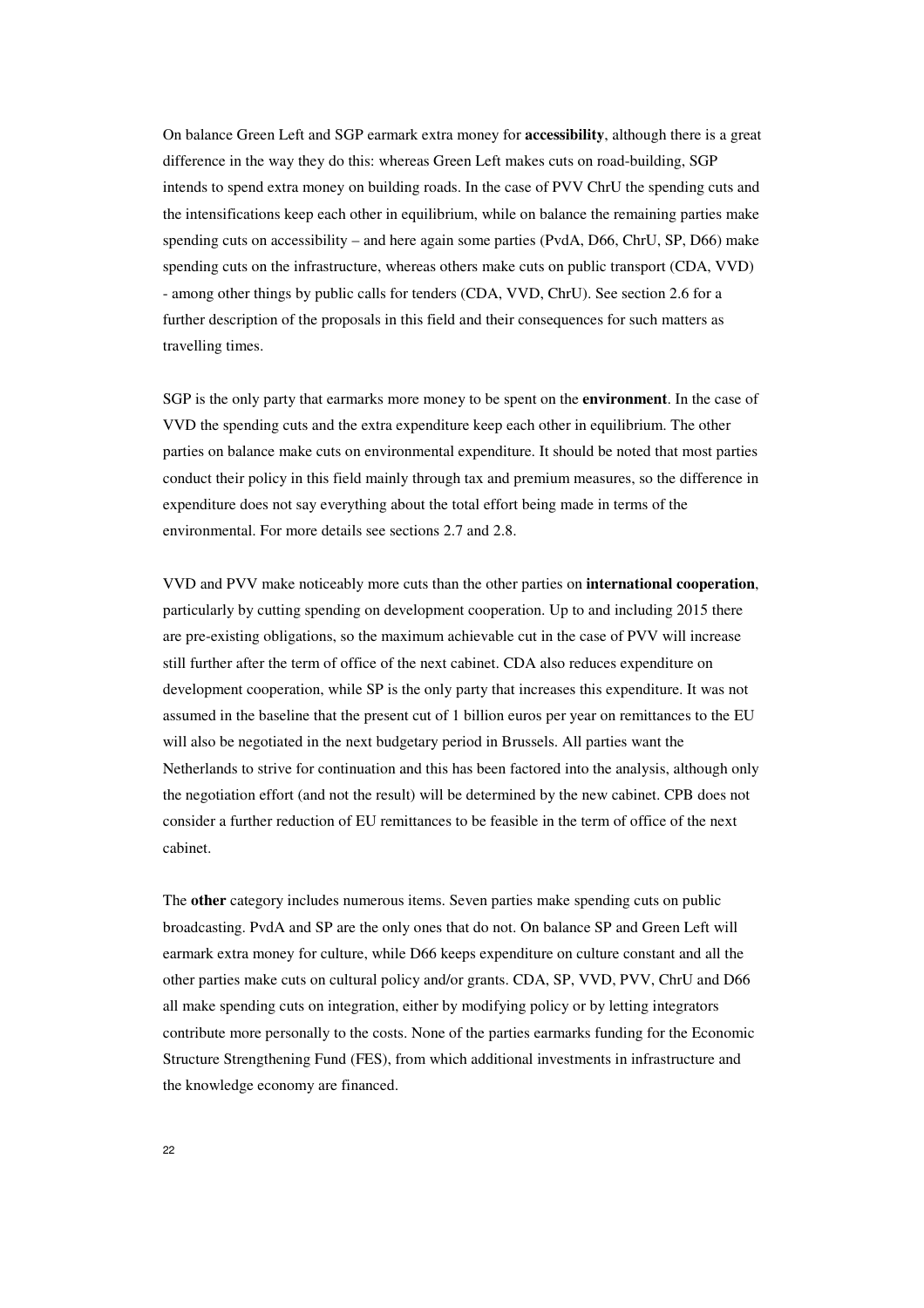On balance Green Left and SGP earmark extra money for **accessibility**, although there is a great difference in the way they do this: whereas Green Left makes cuts on road-building, SGP intends to spend extra money on building roads. In the case of PVV ChrU the spending cuts and the intensifications keep each other in equilibrium, while on balance the remaining parties make spending cuts on accessibility – and here again some parties (PvdA, D66, ChrU, SP, D66) make spending cuts on the infrastructure, whereas others make cuts on public transport (CDA, VVD) - among other things by public calls for tenders (CDA, VVD, ChrU). See section 2.6 for a further description of the proposals in this field and their consequences for such matters as travelling times.

SGP is the only party that earmarks more money to be spent on the **environment**. In the case of VVD the spending cuts and the extra expenditure keep each other in equilibrium. The other parties on balance make cuts on environmental expenditure. It should be noted that most parties conduct their policy in this field mainly through tax and premium measures, so the difference in expenditure does not say everything about the total effort being made in terms of the environmental. For more details see sections 2.7 and 2.8.

VVD and PVV make noticeably more cuts than the other parties on **international cooperation**, particularly by cutting spending on development cooperation. Up to and including 2015 there are pre-existing obligations, so the maximum achievable cut in the case of PVV will increase still further after the term of office of the next cabinet. CDA also reduces expenditure on development cooperation, while SP is the only party that increases this expenditure. It was not assumed in the baseline that the present cut of 1 billion euros per year on remittances to the EU will also be negotiated in the next budgetary period in Brussels. All parties want the Netherlands to strive for continuation and this has been factored into the analysis, although only the negotiation effort (and not the result) will be determined by the new cabinet. CPB does not consider a further reduction of EU remittances to be feasible in the term of office of the next cabinet.

The **other** category includes numerous items. Seven parties make spending cuts on public broadcasting. PvdA and SP are the only ones that do not. On balance SP and Green Left will earmark extra money for culture, while D66 keeps expenditure on culture constant and all the other parties make cuts on cultural policy and/or grants. CDA, SP, VVD, PVV, ChrU and D66 all make spending cuts on integration, either by modifying policy or by letting integrators contribute more personally to the costs. None of the parties earmarks funding for the Economic Structure Strengthening Fund (FES), from which additional investments in infrastructure and the knowledge economy are financed.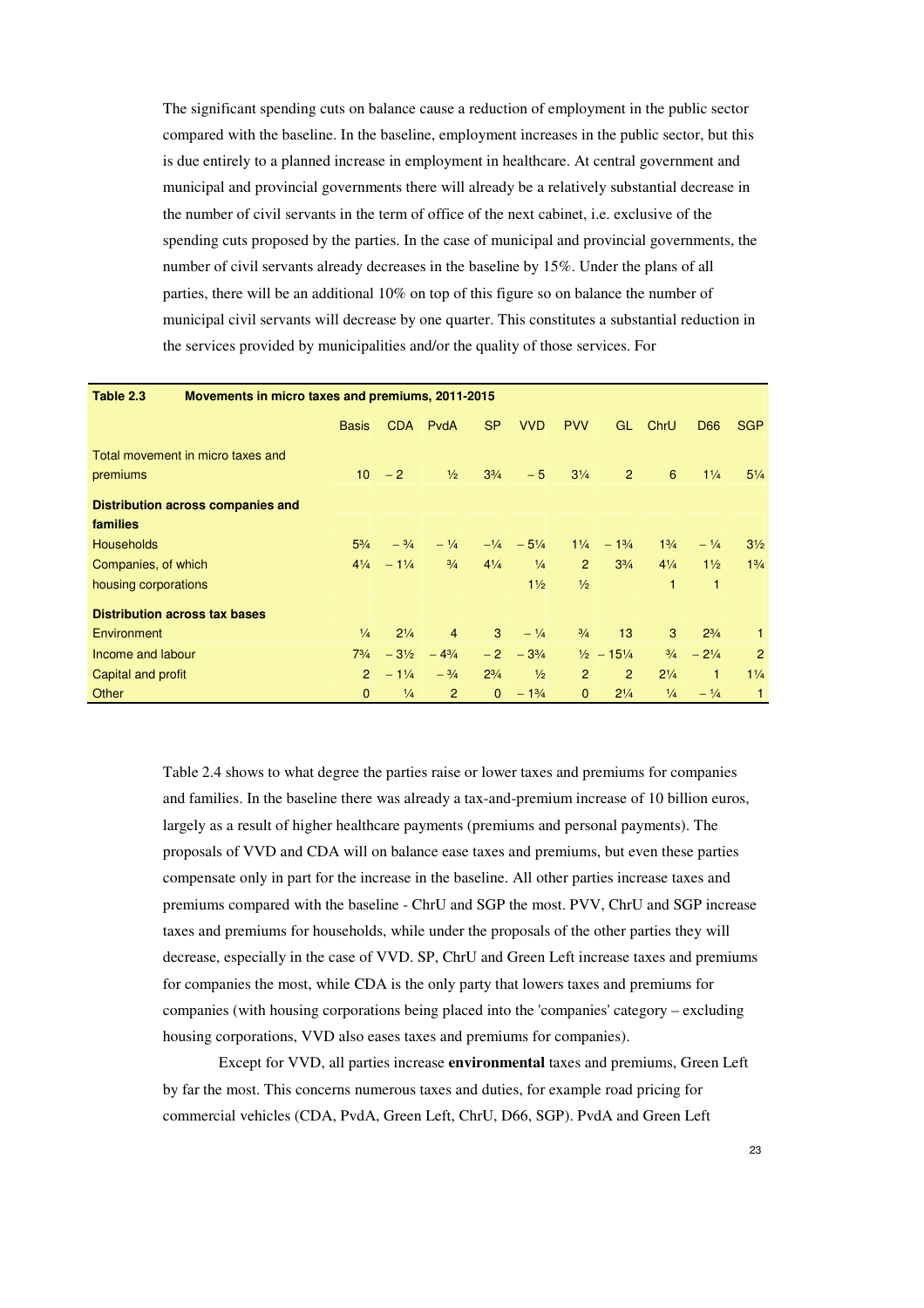The significant spending cuts on balance cause a reduction of employment in the public sector compared with the baseline. In the baseline, employment increases in the public sector, but this is due entirely to a planned increase in employment in healthcare. At central government and municipal and provincial governments there will already be a relatively substantial decrease in the number of civil servants in the term of office of the next cabinet, i.e. exclusive of the spending cuts proposed by the parties. In the case of municipal and provincial governments, the number of civil servants already decreases in the baseline by 15%. Under the plans of all parties, there will be an additional 10% on top of this figure so on balance the number of municipal civil servants will decrease by one quarter. This constitutes a substantial reduction in the services provided by municipalities and/or the quality of those services. For

**Table 2.3 Movements in micro taxes and premiums, 2011-2015**

| | Basis | CDA | PvdA | SP | VVD | PVV | GL | ChrU | D66 | SGP |
|---|---|---|---|---|---|---|---|---|---|---|
| Total movement in micro taxes and premiums | 10 | − 2 | ½ | 3¾ | − 5 | 3¼ | 2 | 6 | 1¼ | 5¼ |
| **Distribution across companies and families** | | | | | | | | | | |
| Households | 5¾ | − ¾ | − ¼ | −¼ | − 5¼ | 1¼ | − 1¾ | 1¾ | − ¼ | 3½ |
| Companies, of which | 4¼ | − 1¼ | ¾ | 4¼ | ¼ | 2 | 3¾ | 4¼ | 1½ | 1¾ |
| housing corporations | | | | | 1½ | ½ | | 1 | 1 | |
| **Distribution across tax bases** | | | | | | | | | | |
| Environment | ¼ | 2¼ | 4 | 3 | − ¼ | ¾ | 13 | 3 | 2¾ | 1 |
| Income and labour | 7¾ | − 3½ | − 4¾ | − 2 | − 3¾ | ½ | − 15¼ | ¾ | − 2¼ | 2 |
| Capital and profit | 2 | − 1¼ | − ¾ | 2¾ | ½ | 2 | 2 | 2¼ | 1 | 1¼ |
| Other | 0 | ¼ | 2 | 0 | − 1¾ | 0 | 2¼ | ¼ | − ¼ | 1 |

Table 2.4 shows to what degree the parties raise or lower taxes and premiums for companies and families. In the baseline there was already a tax-and-premium increase of 10 billion euros, largely as a result of higher healthcare payments (premiums and personal payments). The proposals of VVD and CDA will on balance ease taxes and premiums, but even these parties compensate only in part for the increase in the baseline. All other parties increase taxes and premiums compared with the baseline - ChrU and SGP the most. PVV, ChrU and SGP increase taxes and premiums for households, while under the proposals of the other parties they will decrease, especially in the case of VVD. SP, ChrU and Green Left increase taxes and premiums for companies the most, while CDA is the only party that lowers taxes and premiums for companies (with housing corporations being placed into the 'companies' category – excluding housing corporations, VVD also eases taxes and premiums for companies).

Except for VVD, all parties increase **environmental** taxes and premiums, Green Left by far the most. This concerns numerous taxes and duties, for example road pricing for commercial vehicles (CDA, PvdA, Green Left, ChrU, D66, SGP). PvdA and Green Left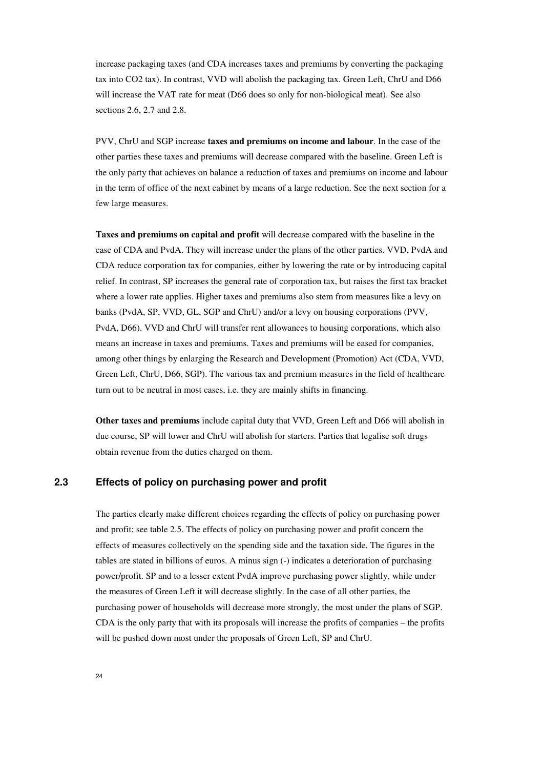increase packaging taxes (and CDA increases taxes and premiums by converting the packaging tax into $CO_2$ tax). In contrast, VVD will abolish the packaging tax. Green Left, ChrU and D66 will increase the VAT rate for meat (D66 does so only for non-biological meat). See also sections 2.6, 2.7 and 2.8.

PVV, ChrU and SGP increase **taxes and premiums on income and labour**. In the case of the other parties these taxes and premiums will decrease compared with the baseline. Green Left is the only party that achieves on balance a reduction of taxes and premiums on income and labour in the term of office of the next cabinet by means of a large reduction. See the next section for a few large measures.

**Taxes and premiums on capital and profit** will decrease compared with the baseline in the case of CDA and PvdA. They will increase under the plans of the other parties. VVD, PvdA and CDA reduce corporation tax for companies, either by lowering the rate or by introducing capital relief. In contrast, SP increases the general rate of corporation tax, but raises the first tax bracket where a lower rate applies. Higher taxes and premiums also stem from measures like a levy on banks (PvdA, SP, VVD, GL, SGP and ChrU) and/or a levy on housing corporations (PVV, PvdA, D66). VVD and ChrU will transfer rent allowances to housing corporations, which also means an increase in taxes and premiums. Taxes and premiums will be eased for companies, among other things by enlarging the Research and Development (Promotion) Act (CDA, VVD, Green Left, ChrU, D66, SGP). The various tax and premium measures in the field of healthcare turn out to be neutral in most cases, i.e. they are mainly shifts in financing.

**Other taxes and premiums** include capital duty that VVD, Green Left and D66 will abolish in due course, SP will lower and ChrU will abolish for starters. Parties that legalise soft drugs obtain revenue from the duties charged on them.

## 2.3 Effects of policy on purchasing power and profit

The parties clearly make different choices regarding the effects of policy on purchasing power and profit; see table 2.5. The effects of policy on purchasing power and profit concern the effects of measures collectively on the spending side and the taxation side. The figures in the tables are stated in billions of euros. A minus sign (-) indicates a deterioration of purchasing power/profit. SP and to a lesser extent PvdA improve purchasing power slightly, while under the measures of Green Left it will decrease slightly. In the case of all other parties, the purchasing power of households will decrease more strongly, the most under the plans of SGP. CDA is the only party that with its proposals will increase the profits of companies – the profits will be pushed down most under the proposals of Green Left, SP and ChrU.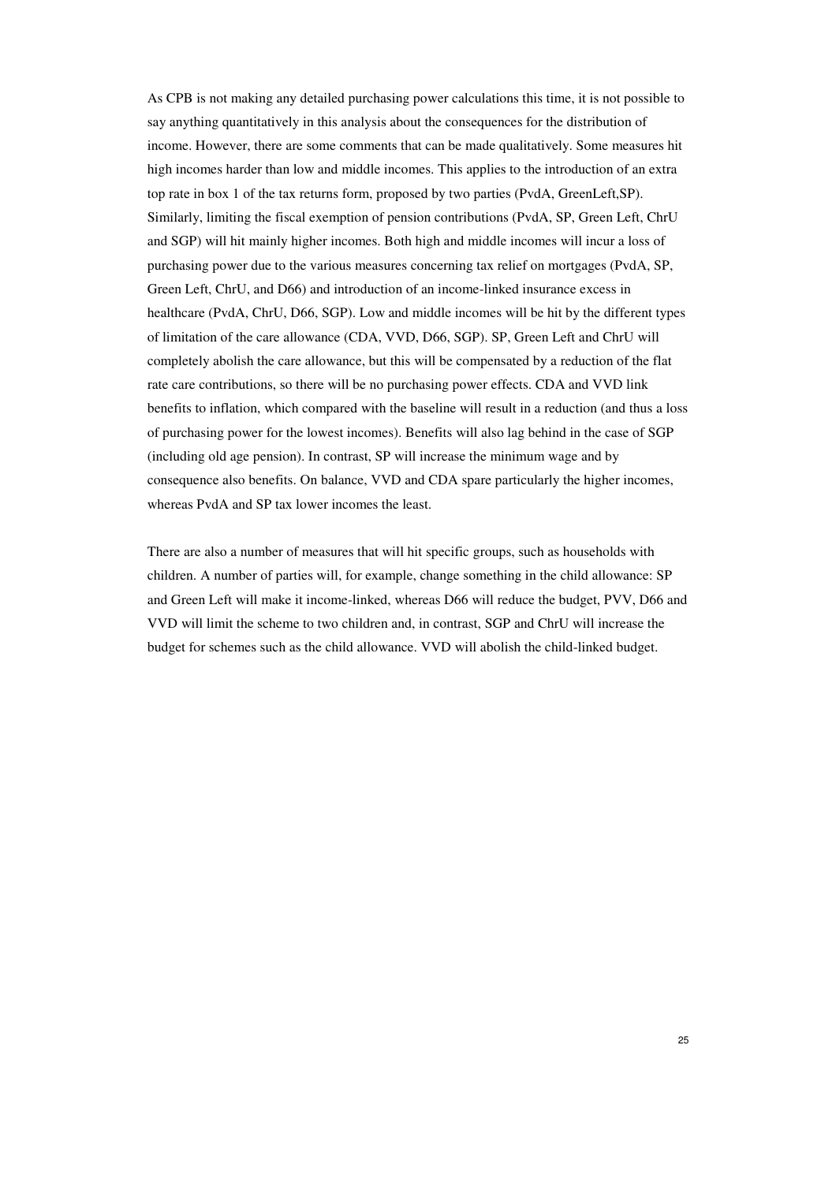As CPB is not making any detailed purchasing power calculations this time, it is not possible to say anything quantitatively in this analysis about the consequences for the distribution of income. However, there are some comments that can be made qualitatively. Some measures hit high incomes harder than low and middle incomes. This applies to the introduction of an extra top rate in box 1 of the tax returns form, proposed by two parties (PvdA, GreenLeft,SP). Similarly, limiting the fiscal exemption of pension contributions (PvdA, SP, Green Left, ChrU and SGP) will hit mainly higher incomes. Both high and middle incomes will incur a loss of purchasing power due to the various measures concerning tax relief on mortgages (PvdA, SP, Green Left, ChrU, and D66) and introduction of an income-linked insurance excess in healthcare (PvdA, ChrU, D66, SGP). Low and middle incomes will be hit by the different types of limitation of the care allowance (CDA, VVD, D66, SGP). SP, Green Left and ChrU will completely abolish the care allowance, but this will be compensated by a reduction of the flat rate care contributions, so there will be no purchasing power effects. CDA and VVD link benefits to inflation, which compared with the baseline will result in a reduction (and thus a loss of purchasing power for the lowest incomes). Benefits will also lag behind in the case of SGP (including old age pension). In contrast, SP will increase the minimum wage and by consequence also benefits. On balance, VVD and CDA spare particularly the higher incomes, whereas PvdA and SP tax lower incomes the least.

There are also a number of measures that will hit specific groups, such as households with children. A number of parties will, for example, change something in the child allowance: SP and Green Left will make it income-linked, whereas D66 will reduce the budget, PVV, D66 and VVD will limit the scheme to two children and, in contrast, SGP and ChrU will increase the budget for schemes such as the child allowance. VVD will abolish the child-linked budget.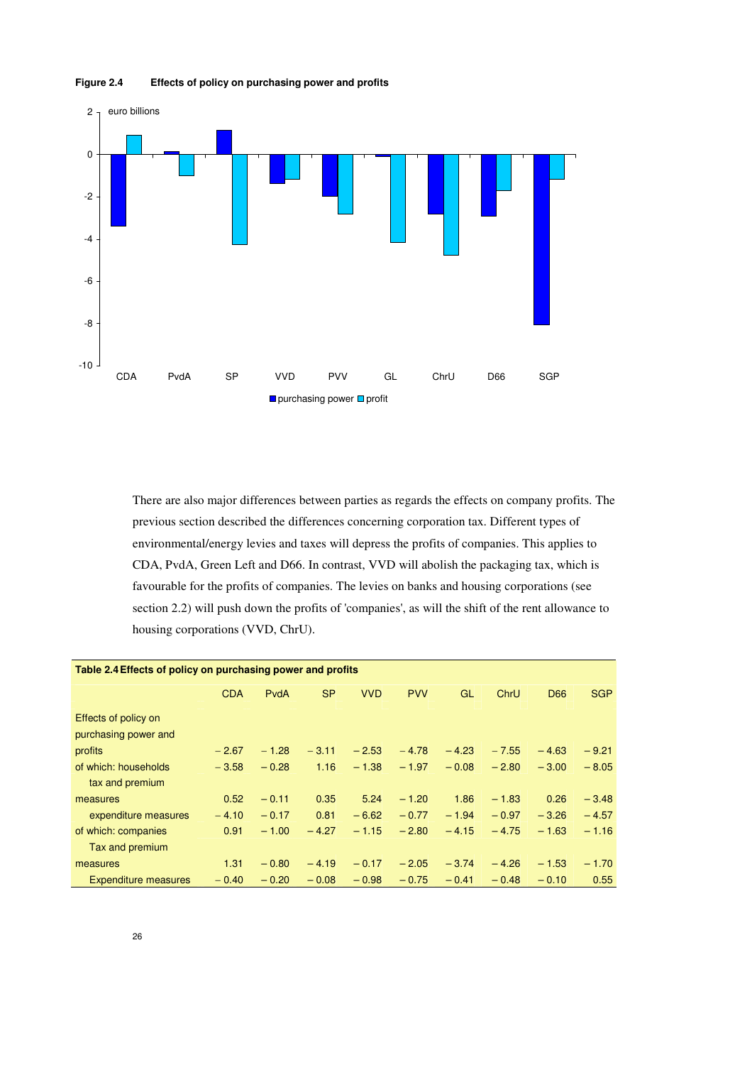**Figure 2.4 Effects of policy on purchasing power and profits**

There are also major differences between parties as regards the effects on company profits. The previous section described the differences concerning corporation tax. Different types of environmental/energy levies and taxes will depress the profits of companies. This applies to CDA, PvdA, Green Left and D66. In contrast, VVD will abolish the packaging tax, which is favourable for the profits of companies. The levies on banks and housing corporations (see section 2.2) will push down the profits of 'companies', as will the shift of the rent allowance to housing corporations (VVD, ChrU).

**Table 2.4 Effects of policy on purchasing power and profits**

| | CDA | PvdA | SP | VVD | PVV | GL | ChrU | D66 | SGP |
|---|---|---|---|---|---|---|---|---|---|
| Effects of policy on purchasing power and profits | − 2.67 | − 1.28 | − 3.11 | − 2.53 | − 4.78 | − 4.23 | − 7.55 | − 4.63 | − 9.21 |
| of which: households | − 3.58 | − 0.28 | 1.16 | − 1.38 | − 1.97 | − 0.08 | − 2.80 | − 3.00 | − 8.05 |
| tax and premium measures | 0.52 | − 0.11 | 0.35 | 5.24 | − 1.20 | 1.86 | − 1.83 | 0.26 | − 3.48 |
| expenditure measures | − 4.10 | − 0.17 | 0.81 | − 6.62 | − 0.77 | − 1.94 | − 0.97 | − 3.26 | − 4.57 |
| of which: companies | 0.91 | − 1.00 | − 4.27 | − 1.15 | − 2.80 | − 4.15 | − 4.75 | − 1.63 | − 1.16 |
| Tax and premium measures | 1.31 | − 0.80 | − 4.19 | − 0.17 | − 2.05 | − 3.74 | − 4.26 | − 1.53 | − 1.70 |
| Expenditure measures | − 0.40 | − 0.20 | − 0.08 | − 0.98 | − 0.75 | − 0.41 | − 0.48 | − 0.10 | 0.55 |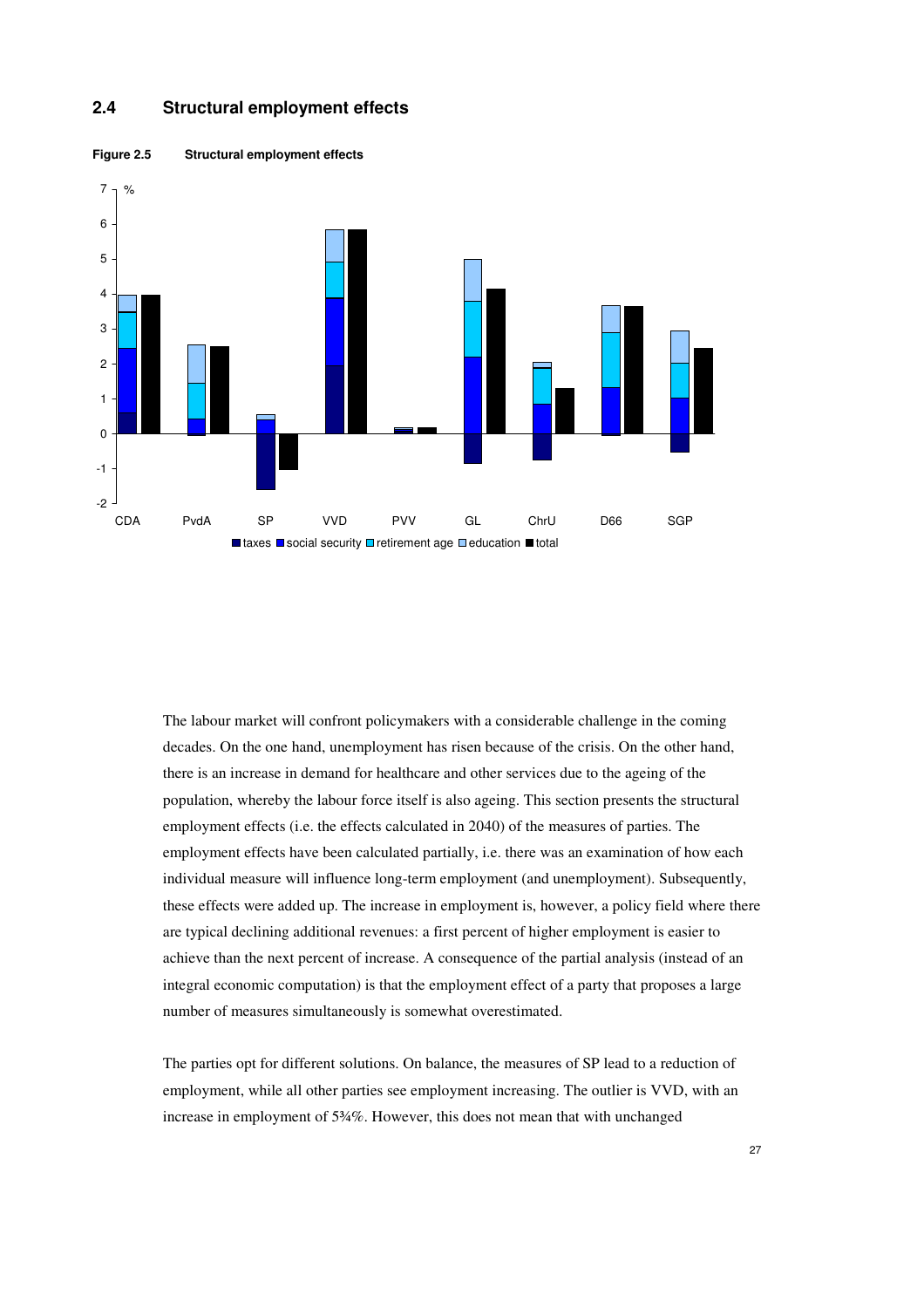## 2.4 Structural employment effects

**Figure 2.5 Structural employment effects**

The labour market will confront policymakers with a considerable challenge in the coming decades. On the one hand, unemployment has risen because of the crisis. On the other hand, there is an increase in demand for healthcare and other services due to the ageing of the population, whereby the labour force itself is also ageing. This section presents the structural employment effects (i.e. the effects calculated in 2040) of the measures of parties. The employment effects have been calculated partially, i.e. there was an examination of how each individual measure will influence long-term employment (and unemployment). Subsequently, these effects were added up. The increase in employment is, however, a policy field where there are typical declining additional revenues: a first percent of higher employment is easier to achieve than the next percent of increase. A consequence of the partial analysis (instead of an integral economic computation) is that the employment effect of a party that proposes a large number of measures simultaneously is somewhat overestimated.

The parties opt for different solutions. On balance, the measures of SP lead to a reduction of employment, while all other parties see employment increasing. The outlier is VVD, with an increase in employment of 5¾%. However, this does not mean that with unchanged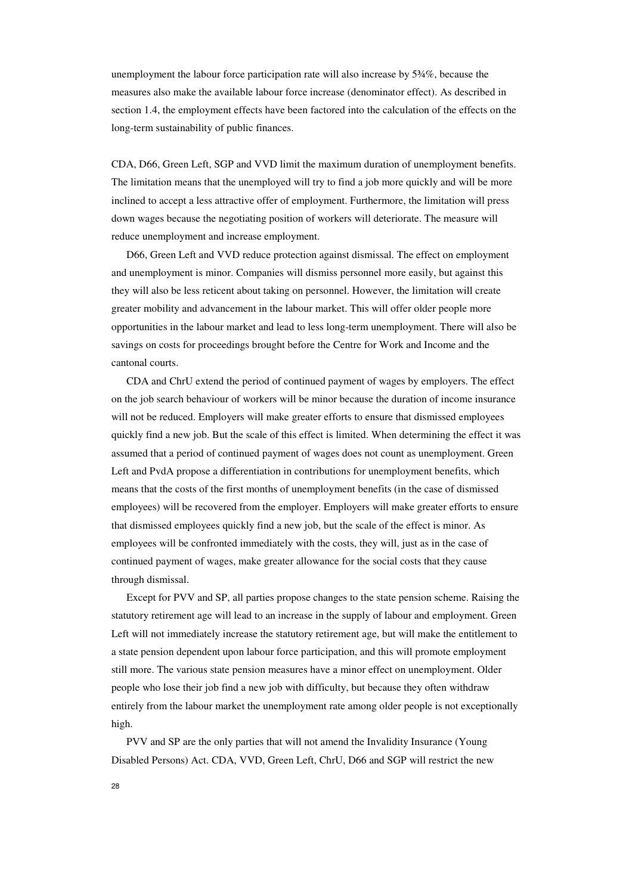unemployment the labour force participation rate will also increase by 5¾%, because the measures also make the available labour force increase (denominator effect). As described in section 1.4, the employment effects have been factored into the calculation of the effects on the long-term sustainability of public finances.

CDA, D66, Green Left, SGP and VVD limit the maximum duration of unemployment benefits. The limitation means that the unemployed will try to find a job more quickly and will be more inclined to accept a less attractive offer of employment. Furthermore, the limitation will press down wages because the negotiating position of workers will deteriorate. The measure will reduce unemployment and increase employment.

D66, Green Left and VVD reduce protection against dismissal. The effect on employment and unemployment is minor. Companies will dismiss personnel more easily, but against this they will also be less reticent about taking on personnel. However, the limitation will create greater mobility and advancement in the labour market. This will offer older people more opportunities in the labour market and lead to less long-term unemployment. There will also be savings on costs for proceedings brought before the Centre for Work and Income and the cantonal courts.

CDA and ChrU extend the period of continued payment of wages by employers. The effect on the job search behaviour of workers will be minor because the duration of income insurance will not be reduced. Employers will make greater efforts to ensure that dismissed employees quickly find a new job. But the scale of this effect is limited. When determining the effect it was assumed that a period of continued payment of wages does not count as unemployment. Green Left and PvdA propose a differentiation in contributions for unemployment benefits, which means that the costs of the first months of unemployment benefits (in the case of dismissed employees) will be recovered from the employer. Employers will make greater efforts to ensure that dismissed employees quickly find a new job, but the scale of the effect is minor. As employees will be confronted immediately with the costs, they will, just as in the case of continued payment of wages, make greater allowance for the social costs that they cause through dismissal.

Except for PVV and SP, all parties propose changes to the state pension scheme. Raising the statutory retirement age will lead to an increase in the supply of labour and employment. Green Left will not immediately increase the statutory retirement age, but will make the entitlement to a state pension dependent upon labour force participation, and this will promote employment still more. The various state pension measures have a minor effect on unemployment. Older people who lose their job find a new job with difficulty, but because they often withdraw entirely from the labour market the unemployment rate among older people is not exceptionally high.

PVV and SP are the only parties that will not amend the Invalidity Insurance (Young Disabled Persons) Act. CDA, VVD, Green Left, ChrU, D66 and SGP will restrict the new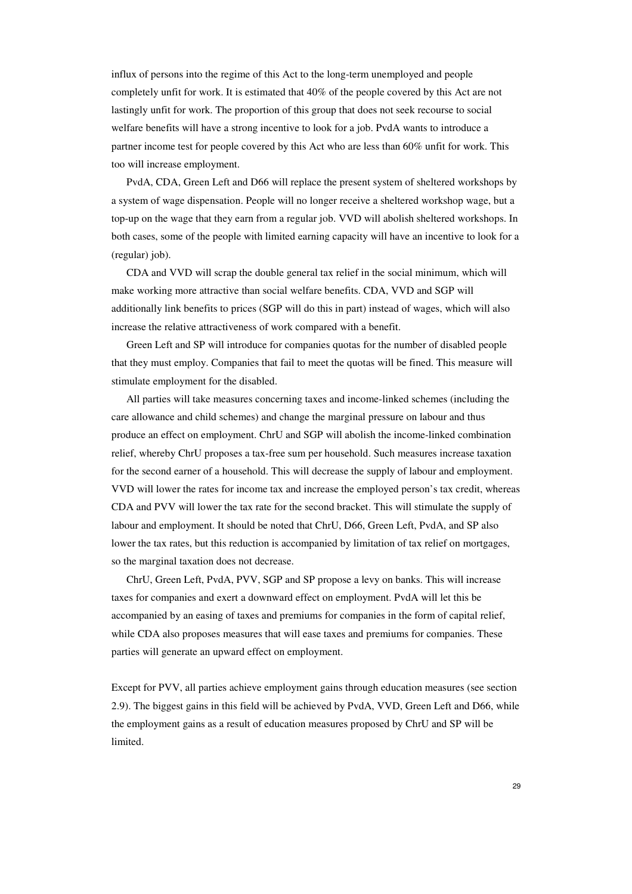influx of persons into the regime of this Act to the long-term unemployed and people completely unfit for work. It is estimated that 40% of the people covered by this Act are not lastingly unfit for work. The proportion of this group that does not seek recourse to social welfare benefits will have a strong incentive to look for a job. PvdA wants to introduce a partner income test for people covered by this Act who are less than 60% unfit for work. This too will increase employment.

PvdA, CDA, Green Left and D66 will replace the present system of sheltered workshops by a system of wage dispensation. People will no longer receive a sheltered workshop wage, but a top-up on the wage that they earn from a regular job. VVD will abolish sheltered workshops. In both cases, some of the people with limited earning capacity will have an incentive to look for a (regular) job.

CDA and VVD will scrap the double general tax relief in the social minimum, which will make working more attractive than social welfare benefits. CDA, VVD and SGP will additionally link benefits to prices (SGP will do this in part) instead of wages, which will also increase the relative attractiveness of work compared with a benefit.

Green Left and SP will introduce for companies quotas for the number of disabled people that they must employ. Companies that fail to meet the quotas will be fined. This measure will stimulate employment for the disabled.

All parties will take measures concerning taxes and income-linked schemes (including the care allowance and child schemes) and change the marginal pressure on labour and thus produce an effect on employment. ChrU and SGP will abolish the income-linked combination relief, whereby ChrU proposes a tax-free sum per household. Such measures increase taxation for the second earner of a household. This will decrease the supply of labour and employment. VVD will lower the rates for income tax and increase the employed person's tax credit, whereas CDA and PVV will lower the tax rate for the second bracket. This will stimulate the supply of labour and employment. It should be noted that ChrU, D66, Green Left, PvdA, and SP also lower the tax rates, but this reduction is accompanied by limitation of tax relief on mortgages, so the marginal taxation does not decrease.

ChrU, Green Left, PvdA, PVV, SGP and SP propose a levy on banks. This will increase taxes for companies and exert a downward effect on employment. PvdA will let this be accompanied by an easing of taxes and premiums for companies in the form of capital relief, while CDA also proposes measures that will ease taxes and premiums for companies. These parties will generate an upward effect on employment.

Except for PVV, all parties achieve employment gains through education measures (see section 2.9). The biggest gains in this field will be achieved by PvdA, VVD, Green Left and D66, while the employment gains as a result of education measures proposed by ChrU and SP will be limited.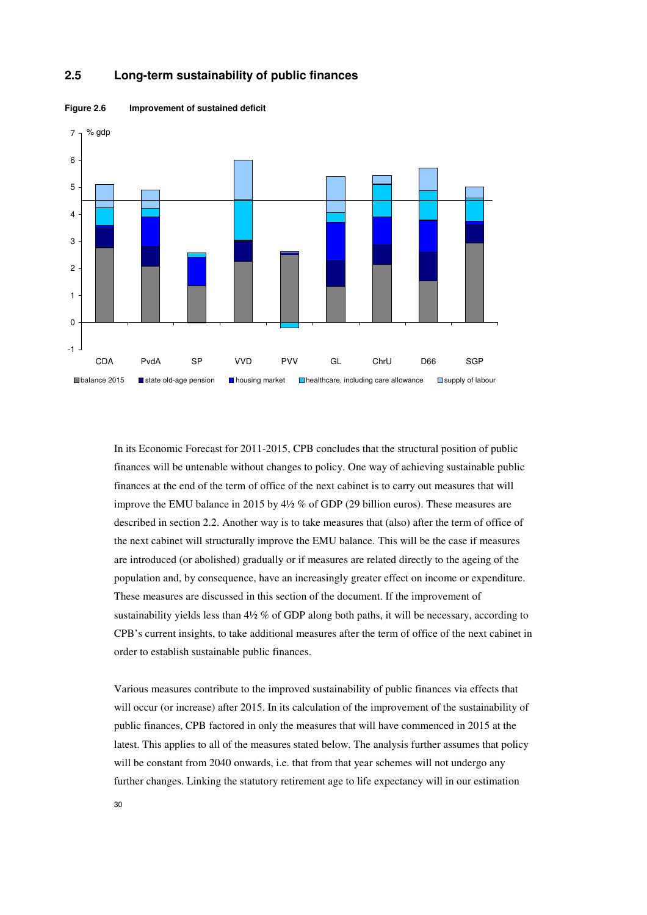## 2.5 Long-term sustainability of public finances

**Figure 2.6 Improvement of sustained deficit**

In its Economic Forecast for 2011-2015, CPB concludes that the structural position of public finances will be untenable without changes to policy. One way of achieving sustainable public finances at the end of the term of office of the next cabinet is to carry out measures that will improve the EMU balance in 2015 by 4½ % of GDP (29 billion euros). These measures are described in section 2.2. Another way is to take measures that (also) after the term of office of the next cabinet will structurally improve the EMU balance. This will be the case if measures are introduced (or abolished) gradually or if measures are related directly to the ageing of the population and, by consequence, have an increasingly greater effect on income or expenditure. These measures are discussed in this section of the document. If the improvement of sustainability yields less than 4½ % of GDP along both paths, it will be necessary, according to CPB's current insights, to take additional measures after the term of office of the next cabinet in order to establish sustainable public finances.

Various measures contribute to the improved sustainability of public finances via effects that will occur (or increase) after 2015. In its calculation of the improvement of the sustainability of public finances, CPB factored in only the measures that will have commenced in 2015 at the latest. This applies to all of the measures stated below. The analysis further assumes that policy will be constant from 2040 onwards, i.e. that from that year schemes will not undergo any further changes. Linking the statutory retirement age to life expectancy will in our estimation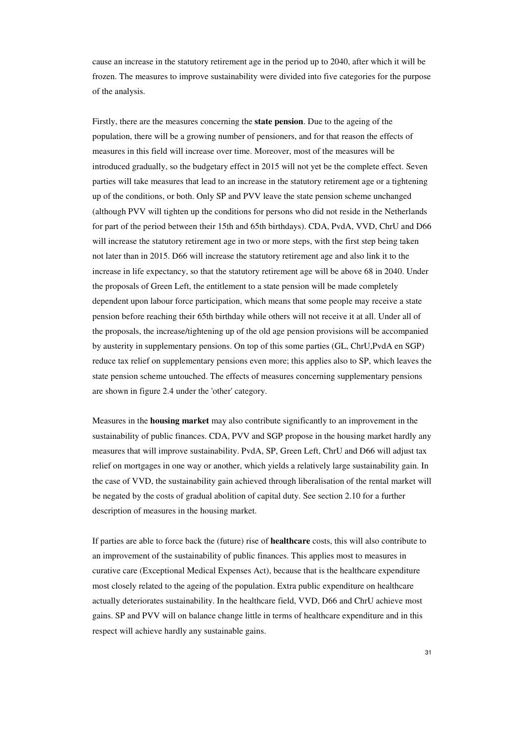cause an increase in the statutory retirement age in the period up to 2040, after which it will be frozen. The measures to improve sustainability were divided into five categories for the purpose of the analysis.

Firstly, there are the measures concerning the **state pension**. Due to the ageing of the population, there will be a growing number of pensioners, and for that reason the effects of measures in this field will increase over time. Moreover, most of the measures will be introduced gradually, so the budgetary effect in 2015 will not yet be the complete effect. Seven parties will take measures that lead to an increase in the statutory retirement age or a tightening up of the conditions, or both. Only SP and PVV leave the state pension scheme unchanged (although PVV will tighten up the conditions for persons who did not reside in the Netherlands for part of the period between their 15th and 65th birthdays). CDA, PvdA, VVD, ChrU and D66 will increase the statutory retirement age in two or more steps, with the first step being taken not later than in 2015. D66 will increase the statutory retirement age and also link it to the increase in life expectancy, so that the statutory retirement age will be above 68 in 2040. Under the proposals of Green Left, the entitlement to a state pension will be made completely dependent upon labour force participation, which means that some people may receive a state pension before reaching their 65th birthday while others will not receive it at all. Under all of the proposals, the increase/tightening up of the old age pension provisions will be accompanied by austerity in supplementary pensions. On top of this some parties (GL, ChrU,PvdA en SGP) reduce tax relief on supplementary pensions even more; this applies also to SP, which leaves the state pension scheme untouched. The effects of measures concerning supplementary pensions are shown in figure 2.4 under the 'other' category.

Measures in the **housing market** may also contribute significantly to an improvement in the sustainability of public finances. CDA, PVV and SGP propose in the housing market hardly any measures that will improve sustainability. PvdA, SP, Green Left, ChrU and D66 will adjust tax relief on mortgages in one way or another, which yields a relatively large sustainability gain. In the case of VVD, the sustainability gain achieved through liberalisation of the rental market will be negated by the costs of gradual abolition of capital duty. See section 2.10 for a further description of measures in the housing market.

If parties are able to force back the (future) rise of **healthcare** costs, this will also contribute to an improvement of the sustainability of public finances. This applies most to measures in curative care (Exceptional Medical Expenses Act), because that is the healthcare expenditure most closely related to the ageing of the population. Extra public expenditure on healthcare actually deteriorates sustainability. In the healthcare field, VVD, D66 and ChrU achieve most gains. SP and PVV will on balance change little in terms of healthcare expenditure and in this respect will achieve hardly any sustainable gains.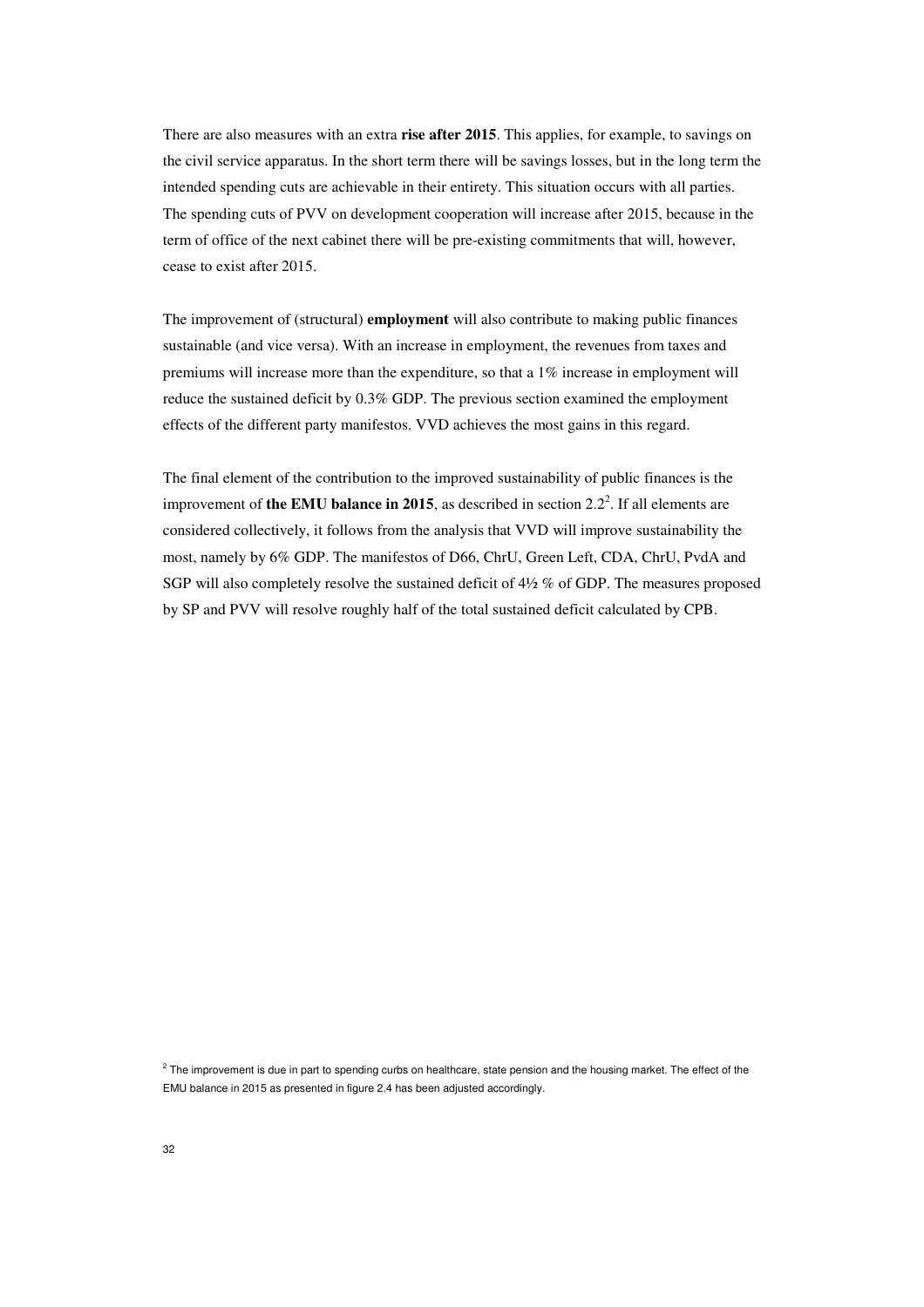There are also measures with an extra **rise after 2015**. This applies, for example, to savings on the civil service apparatus. In the short term there will be savings losses, but in the long term the intended spending cuts are achievable in their entirety. This situation occurs with all parties. The spending cuts of PVV on development cooperation will increase after 2015, because in the term of office of the next cabinet there will be pre-existing commitments that will, however, cease to exist after 2015.

The improvement of (structural) **employment** will also contribute to making public finances sustainable (and vice versa). With an increase in employment, the revenues from taxes and premiums will increase more than the expenditure, so that a 1% increase in employment will reduce the sustained deficit by 0.3% GDP. The previous section examined the employment effects of the different party manifestos. VVD achieves the most gains in this regard.

The final element of the contribution to the improved sustainability of public finances is the improvement of **the EMU balance in 2015**, as described in section 2.2[2]. If all elements are considered collectively, it follows from the analysis that VVD will improve sustainability the most, namely by 6% GDP. The manifestos of D66, ChrU, Green Left, CDA, ChrU, PvdA and SGP will also completely resolve the sustained deficit of 4½ % of GDP. The measures proposed by SP and PVV will resolve roughly half of the total sustained deficit calculated by CPB.

[2] The improvement is due in part to spending curbs on healthcare, state pension and the housing market. The effect of the EMU balance in 2015 as presented in figure 2.4 has been adjusted accordingly.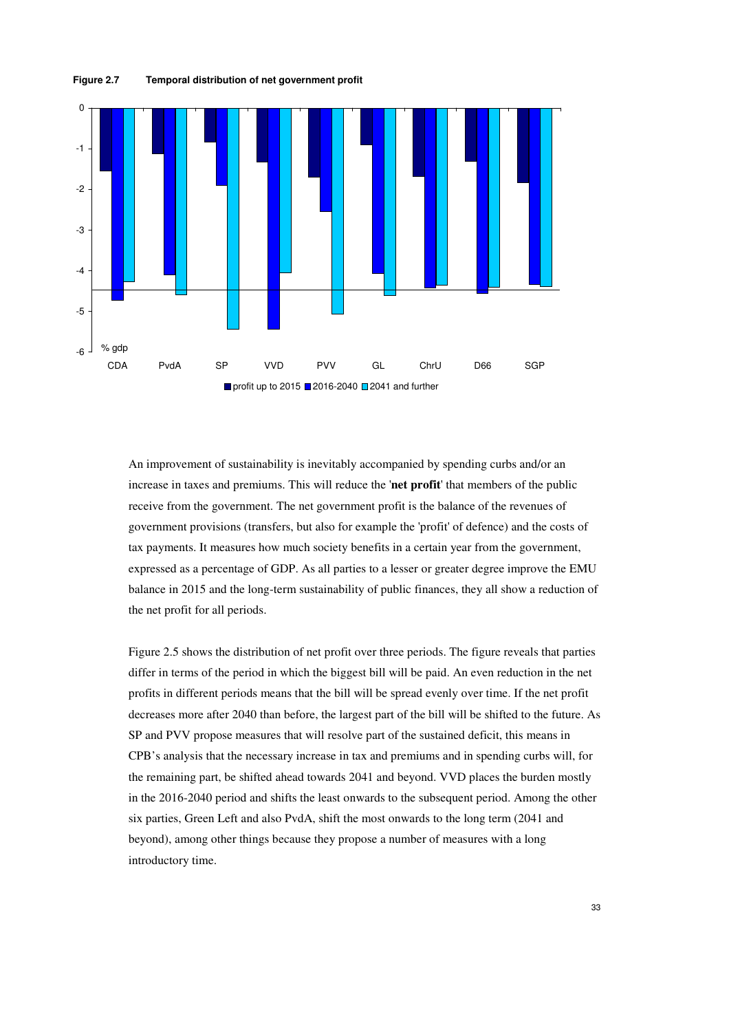**Figure 2.7 Temporal distribution of net government profit**

An improvement of sustainability is inevitably accompanied by spending curbs and/or an increase in taxes and premiums. This will reduce the '**net profit**' that members of the public receive from the government. The net government profit is the balance of the revenues of government provisions (transfers, but also for example the 'profit' of defence) and the costs of tax payments. It measures how much society benefits in a certain year from the government, expressed as a percentage of GDP. As all parties to a lesser or greater degree improve the EMU balance in 2015 and the long-term sustainability of public finances, they all show a reduction of the net profit for all periods.

Figure 2.5 shows the distribution of net profit over three periods. The figure reveals that parties differ in terms of the period in which the biggest bill will be paid. An even reduction in the net profits in different periods means that the bill will be spread evenly over time. If the net profit decreases more after 2040 than before, the largest part of the bill will be shifted to the future. As SP and PVV propose measures that will resolve part of the sustained deficit, this means in CPB's analysis that the necessary increase in tax and premiums and in spending curbs will, for the remaining part, be shifted ahead towards 2041 and beyond. VVD places the burden mostly in the 2016-2040 period and shifts the least onwards to the subsequent period. Among the other six parties, Green Left and also PvdA, shift the most onwards to the long term (2041 and beyond), among other things because they propose a number of measures with a long introductory time.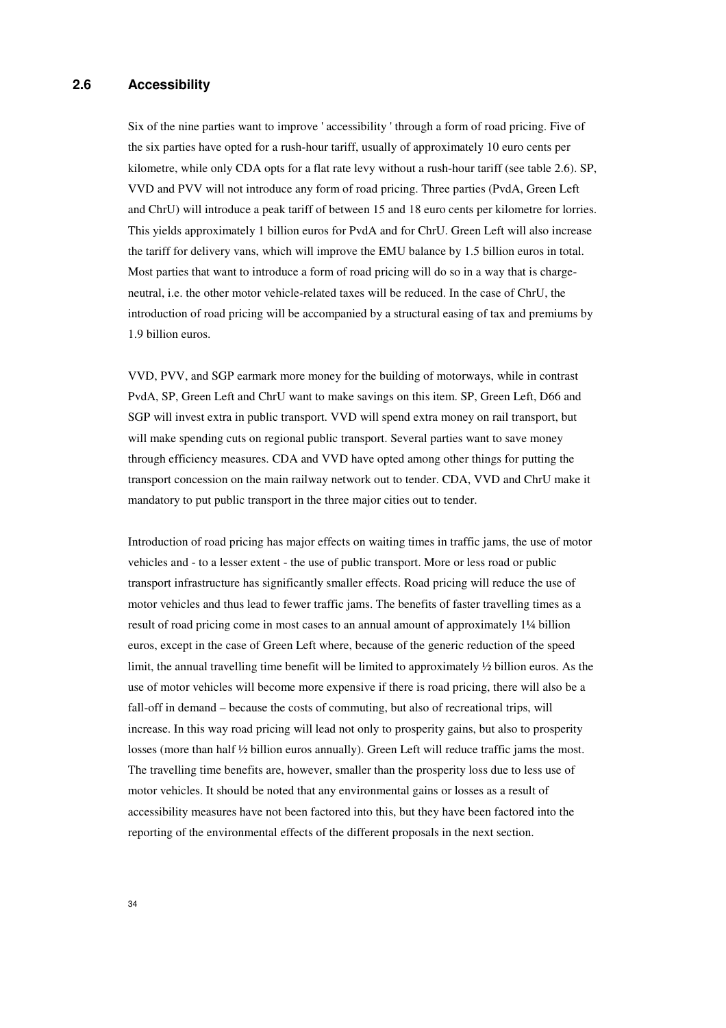## 2.6 Accessibility

Six of the nine parties want to improve ' accessibility ' through a form of road pricing. Five of the six parties have opted for a rush-hour tariff, usually of approximately 10 euro cents per kilometre, while only CDA opts for a flat rate levy without a rush-hour tariff (see table 2.6). SP, VVD and PVV will not introduce any form of road pricing. Three parties (PvdA, Green Left and ChrU) will introduce a peak tariff of between 15 and 18 euro cents per kilometre for lorries. This yields approximately 1 billion euros for PvdA and for ChrU. Green Left will also increase the tariff for delivery vans, which will improve the EMU balance by 1.5 billion euros in total. Most parties that want to introduce a form of road pricing will do so in a way that is charge-neutral, i.e. the other motor vehicle-related taxes will be reduced. In the case of ChrU, the introduction of road pricing will be accompanied by a structural easing of tax and premiums by 1.9 billion euros.

VVD, PVV, and SGP earmark more money for the building of motorways, while in contrast PvdA, SP, Green Left and ChrU want to make savings on this item. SP, Green Left, D66 and SGP will invest extra in public transport. VVD will spend extra money on rail transport, but will make spending cuts on regional public transport. Several parties want to save money through efficiency measures. CDA and VVD have opted among other things for putting the transport concession on the main railway network out to tender. CDA, VVD and ChrU make it mandatory to put public transport in the three major cities out to tender.

Introduction of road pricing has major effects on waiting times in traffic jams, the use of motor vehicles and - to a lesser extent - the use of public transport. More or less road or public transport infrastructure has significantly smaller effects. Road pricing will reduce the use of motor vehicles and thus lead to fewer traffic jams. The benefits of faster travelling times as a result of road pricing come in most cases to an annual amount of approximately 1¼ billion euros, except in the case of Green Left where, because of the generic reduction of the speed limit, the annual travelling time benefit will be limited to approximately ½ billion euros. As the use of motor vehicles will become more expensive if there is road pricing, there will also be a fall-off in demand – because the costs of commuting, but also of recreational trips, will increase. In this way road pricing will lead not only to prosperity gains, but also to prosperity losses (more than half ½ billion euros annually). Green Left will reduce traffic jams the most. The travelling time benefits are, however, smaller than the prosperity loss due to less use of motor vehicles. It should be noted that any environmental gains or losses as a result of accessibility measures have not been factored into this, but they have been factored into the reporting of the environmental effects of the different proposals in the next section.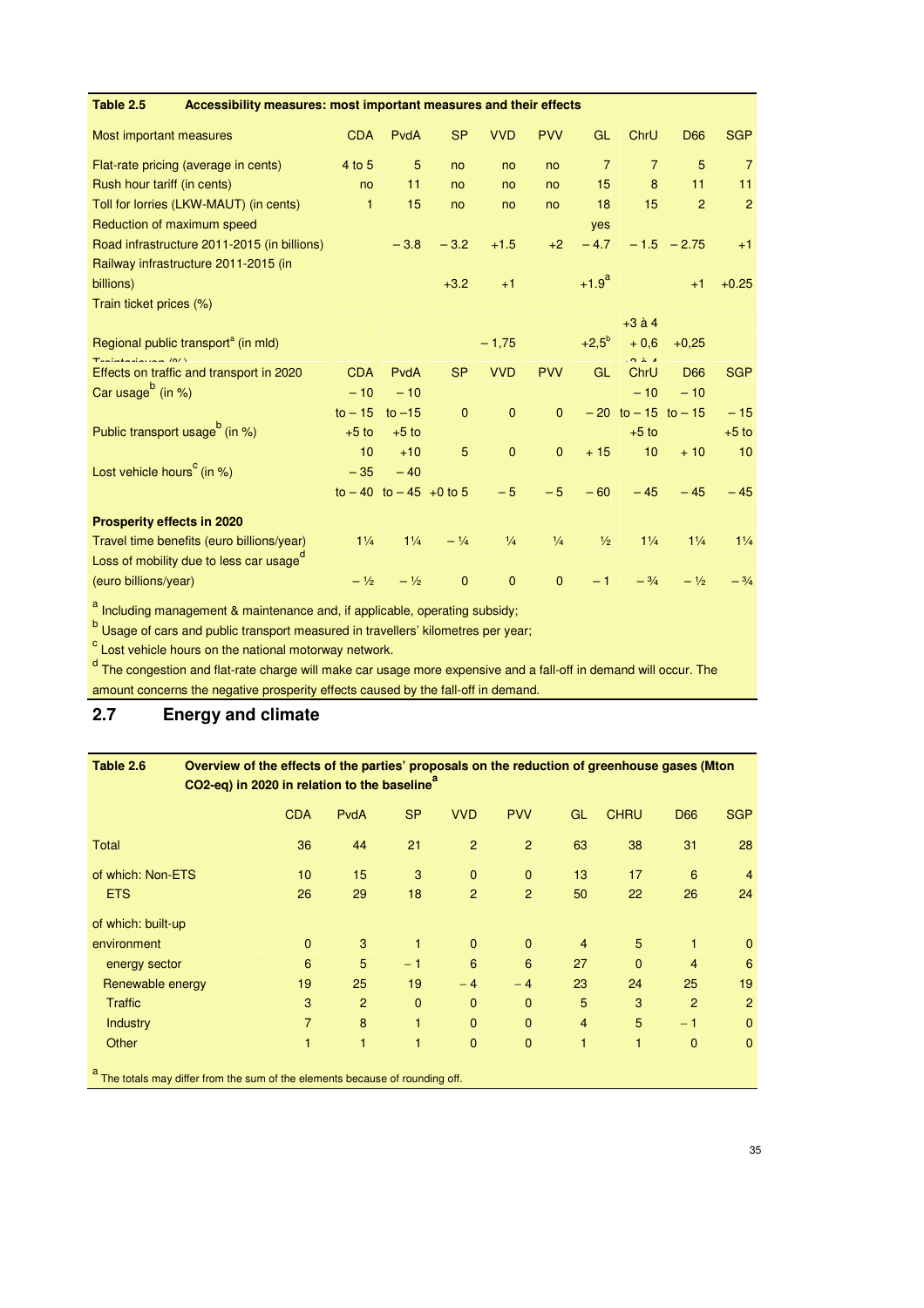| Table 2.5 | Accessibility measures: most important measures and their effects | | | | | | | | |
|---|---|---|---|---|---|---|---|---|---|
| Most important measures | CDA | PvdA | SP | VVD | PVV | GL | ChrU | D66 | SGP |
| Flat-rate pricing (average in cents) | 4 to 5 | 5 | no | no | no | 7 | 7 | 5 | 7 |
| Rush hour tariff (in cents) | no | 11 | no | no | no | 15 | 8 | 11 | 11 |
| Toll for lorries (LKW-MAUT) (in cents) | 1 | 15 | no | no | no | 18 | 15 | 2 | 2 |
| Reduction of maximum speed | | | | | | yes | | | |
| Road infrastructure 2011-2015 (in billions) | | – 3.8 | – 3.2 | +1.5 | +2 | – 4.7 | – 1.5 | – 2.75 | +1 |
| Railway infrastructure 2011-2015 (in billions) | | | +3.2 | +1 | | +1.9[a] | | +1 | +0.25 |
| Train ticket prices (%) | | | | | | | +3 à 4 | | |
| Regional public transport[a] (in mld) | | | | – 1,75 | | +2,5[b] | + 0,6 | +0,25 | |
| Effects on traffic and transport in 2020 | CDA | PvdA | SP | VVD | PVV | GL | ChrU | D66 | SGP |
| Car usage[b] (in %) | – 10 to – 15 | – 10 to –15 | 0 | 0 | 0 | – 20 | – 10 to – 15 | – 10 to – 15 | – 15 |
| Public transport usage[b] (in %) | +5 to 10 | +5 to +10 | 5 | 0 | 0 | + 15 | +5 to 10 | + 10 | +5 to 10 |
| Lost vehicle hours[c] (in %) | – 35 to – 40 | – 40 to – 45 | +0 to 5 | – 5 | – 5 | – 60 | – 45 | – 45 | – 45 |
| **Prosperity effects in 2020** | | | | | | | | | |
| Travel time benefits (euro billions/year) | 1¼ | 1¼ | – ¼ | ¼ | ¼ | ½ | 1¼ | 1¼ | 1¼ |
| Loss of mobility due to less car usage[d] (euro billions/year) | – ½ | – ½ | 0 | 0 | 0 | – 1 | – ¾ | – ½ | – ¾ |

[a] Including management & maintenance and, if applicable, operating subsidy;

[b] Usage of cars and public transport measured in travellers' kilometres per year;

[c] Lost vehicle hours on the national motorway network.

[d] The congestion and flat-rate charge will make car usage more expensive and a fall-off in demand will occur. The amount concerns the negative prosperity effects caused by the fall-off in demand.

## 2.7 Energy and climate

| Table 2.6 Overview of the effects of the parties' proposals on the reduction of greenhouse gases (Mton $CO_2$-eq) in 2020 in relation to the baseline[a] | CDA | PvdA | SP | VVD | PVV | GL | CHRU | D66 | SGP |
|---|---|---|---|---|---|---|---|---|---|
| Total | 36 | 44 | 21 | 2 | 2 | 63 | 38 | 31 | 28 |
| of which: Non-ETS | 10 | 15 | 3 | 0 | 0 | 13 | 17 | 6 | 4 |
| ETS | 26 | 29 | 18 | 2 | 2 | 50 | 22 | 26 | 24 |
| of which: built-up environment | 0 | 3 | 1 | 0 | 0 | 4 | 5 | 1 | 0 |
| energy sector | 6 | 5 | – 1 | 6 | 6 | 27 | 0 | 4 | 6 |
| Renewable energy | 19 | 25 | 19 | – 4 | – 4 | 23 | 24 | 25 | 19 |
| Traffic | 3 | 2 | 0 | 0 | 0 | 5 | 3 | 2 | 2 |
| Industry | 7 | 8 | 1 | 0 | 0 | 4 | 5 | – 1 | 0 |
| Other | 1 | 1 | 1 | 0 | 0 | 1 | 1 | 0 | 0 |

[a] The totals may differ from the sum of the elements because of rounding off.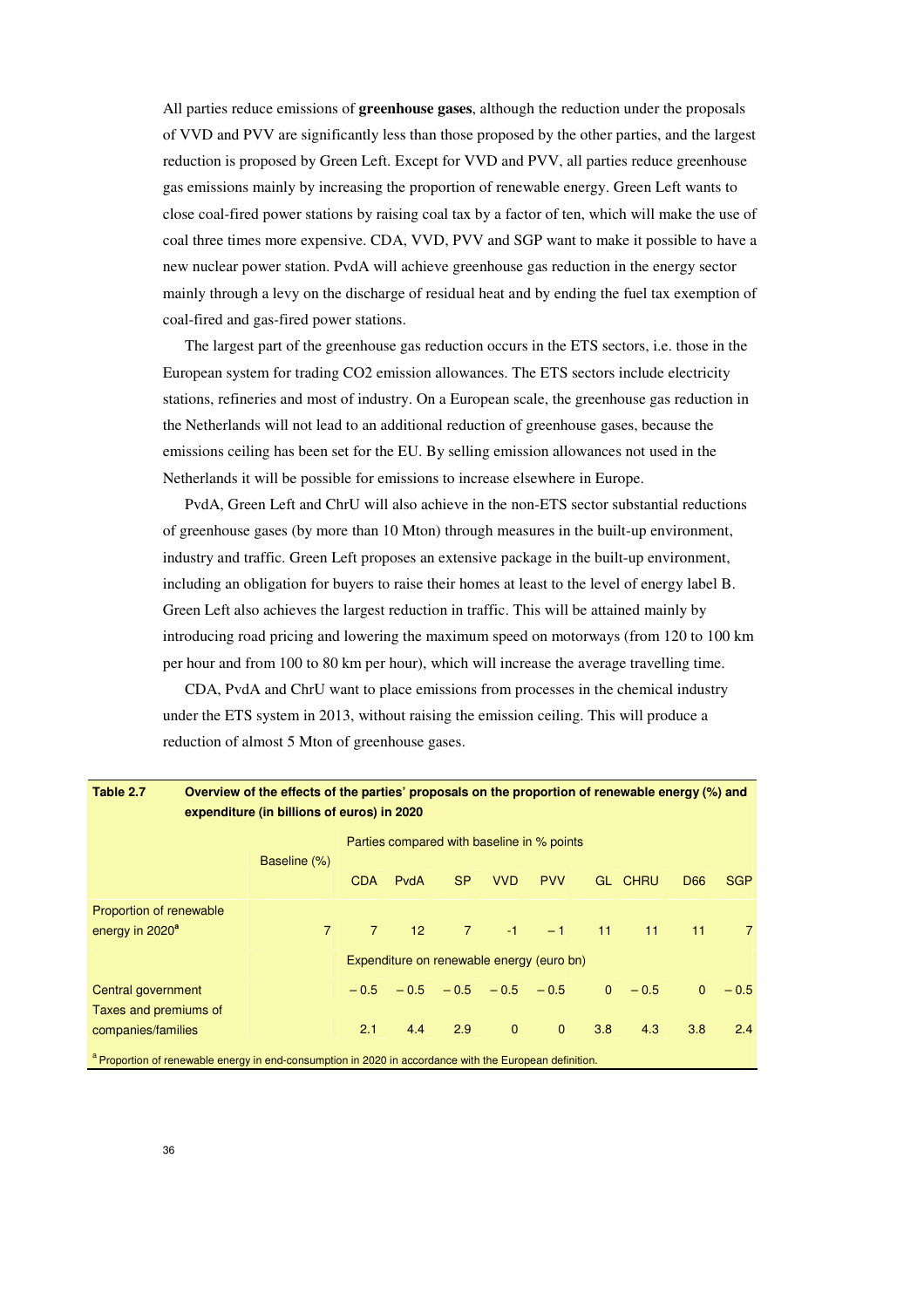All parties reduce emissions of **greenhouse gases**, although the reduction under the proposals of VVD and PVV are significantly less than those proposed by the other parties, and the largest reduction is proposed by Green Left. Except for VVD and PVV, all parties reduce greenhouse gas emissions mainly by increasing the proportion of renewable energy. Green Left wants to close coal-fired power stations by raising coal tax by a factor of ten, which will make the use of coal three times more expensive. CDA, VVD, PVV and SGP want to make it possible to have a new nuclear power station. PvdA will achieve greenhouse gas reduction in the energy sector mainly through a levy on the discharge of residual heat and by ending the fuel tax exemption of coal-fired and gas-fired power stations.

The largest part of the greenhouse gas reduction occurs in the ETS sectors, i.e. those in the European system for trading CO2 emission allowances. The ETS sectors include electricity stations, refineries and most of industry. On a European scale, the greenhouse gas reduction in the Netherlands will not lead to an additional reduction of greenhouse gases, because the emissions ceiling has been set for the EU. By selling emission allowances not used in the Netherlands it will be possible for emissions to increase elsewhere in Europe.

PvdA, Green Left and ChrU will also achieve in the non-ETS sector substantial reductions of greenhouse gases (by more than 10 Mton) through measures in the built-up environment, industry and traffic. Green Left proposes an extensive package in the built-up environment, including an obligation for buyers to raise their homes at least to the level of energy label B. Green Left also achieves the largest reduction in traffic. This will be attained mainly by introducing road pricing and lowering the maximum speed on motorways (from 120 to 100 km per hour and from 100 to 80 km per hour), which will increase the average travelling time.

CDA, PvdA and ChrU want to place emissions from processes in the chemical industry under the ETS system in 2013, without raising the emission ceiling. This will produce a reduction of almost 5 Mton of greenhouse gases.

**Table 2.7 Overview of the effects of the parties' proposals on the proportion of renewable energy (%) and expenditure (in billions of euros) in 2020**

| | Baseline (%) | Parties compared with baseline in % points | | | | | | | | |
|---|---|---|---|---|---|---|---|---|---|---|
| | | CDA | PvdA | SP | VVD | PVV | GL | CHRU | D66 | SGP |
| Proportion of renewable energy in 2020[a] | 7 | 7 | 12 | 7 | -1 | – 1 | 11 | 11 | 11 | 7 |
| | | Expenditure on renewable energy (euro bn) | | | | | | | | |
| Central government | | – 0.5 | – 0.5 | – 0.5 | – 0.5 | – 0.5 | 0 | – 0.5 | 0 | – 0.5 |
| Taxes and premiums of companies/families | | 2.1 | 4.4 | 2.9 | 0 | 0 | 3.8 | 4.3 | 3.8 | 2.4 |

[a] Proportion of renewable energy in end-consumption in 2020 in accordance with the European definition.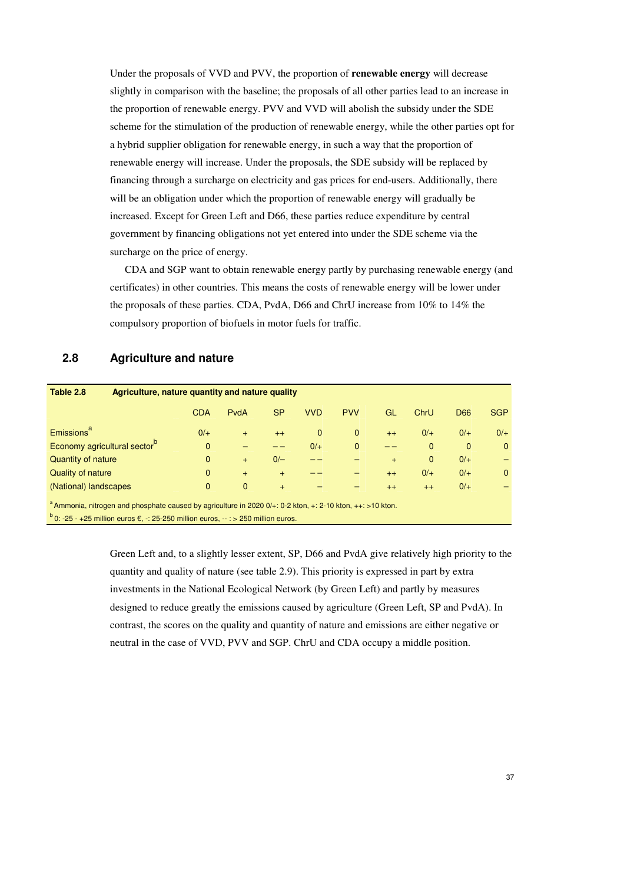Under the proposals of VVD and PVV, the proportion of **renewable energy** will decrease slightly in comparison with the baseline; the proposals of all other parties lead to an increase in the proportion of renewable energy. PVV and VVD will abolish the subsidy under the SDE scheme for the stimulation of the production of renewable energy, while the other parties opt for a hybrid supplier obligation for renewable energy, in such a way that the proportion of renewable energy will increase. Under the proposals, the SDE subsidy will be replaced by financing through a surcharge on electricity and gas prices for end-users. Additionally, there will be an obligation under which the proportion of renewable energy will gradually be increased. Except for Green Left and D66, these parties reduce expenditure by central government by financing obligations not yet entered into under the SDE scheme via the surcharge on the price of energy.

CDA and SGP want to obtain renewable energy partly by purchasing renewable energy (and certificates) in other countries. This means the costs of renewable energy will be lower under the proposals of these parties. CDA, PvdA, D66 and ChrU increase from 10% to 14% the compulsory proportion of biofuels in motor fuels for traffic.

## 2.8 Agriculture and nature

**Table 2.8 Agriculture, nature quantity and nature quality**

| | CDA | PvdA | SP | VVD | PVV | GL | ChrU | D66 | SGP |
|---|---|---|---|---|---|---|---|---|---|
| Emissions[a] | 0/+ | + | ++ | 0 | 0 | ++ | 0/+ | 0/+ | 0/+ |
| Economy agricultural sector[b] | 0 | – | – – | 0/+ | 0 | – – | 0 | 0 | 0 |
| Quantity of nature | 0 | + | 0/– | – – | – | + | 0 | 0/+ | – |
| Quality of nature | 0 | + | + | – – | – | ++ | 0/+ | 0/+ | 0 |
| (National) landscapes | 0 | 0 | + | – | – | ++ | ++ | 0/+ | – |

[a] Ammonia, nitrogen and phosphate caused by agriculture in 2020 0/+: 0-2 kton, +: 2-10 kton, ++: >10 kton.
[b] 0: -25 - +25 million euros €, -: 25-250 million euros, -- : > 250 million euros.

Green Left and, to a slightly lesser extent, SP, D66 and PvdA give relatively high priority to the quantity and quality of nature (see table 2.9). This priority is expressed in part by extra investments in the National Ecological Network (by Green Left) and partly by measures designed to reduce greatly the emissions caused by agriculture (Green Left, SP and PvdA). In contrast, the scores on the quality and quantity of nature and emissions are either negative or neutral in the case of VVD, PVV and SGP. ChrU and CDA occupy a middle position.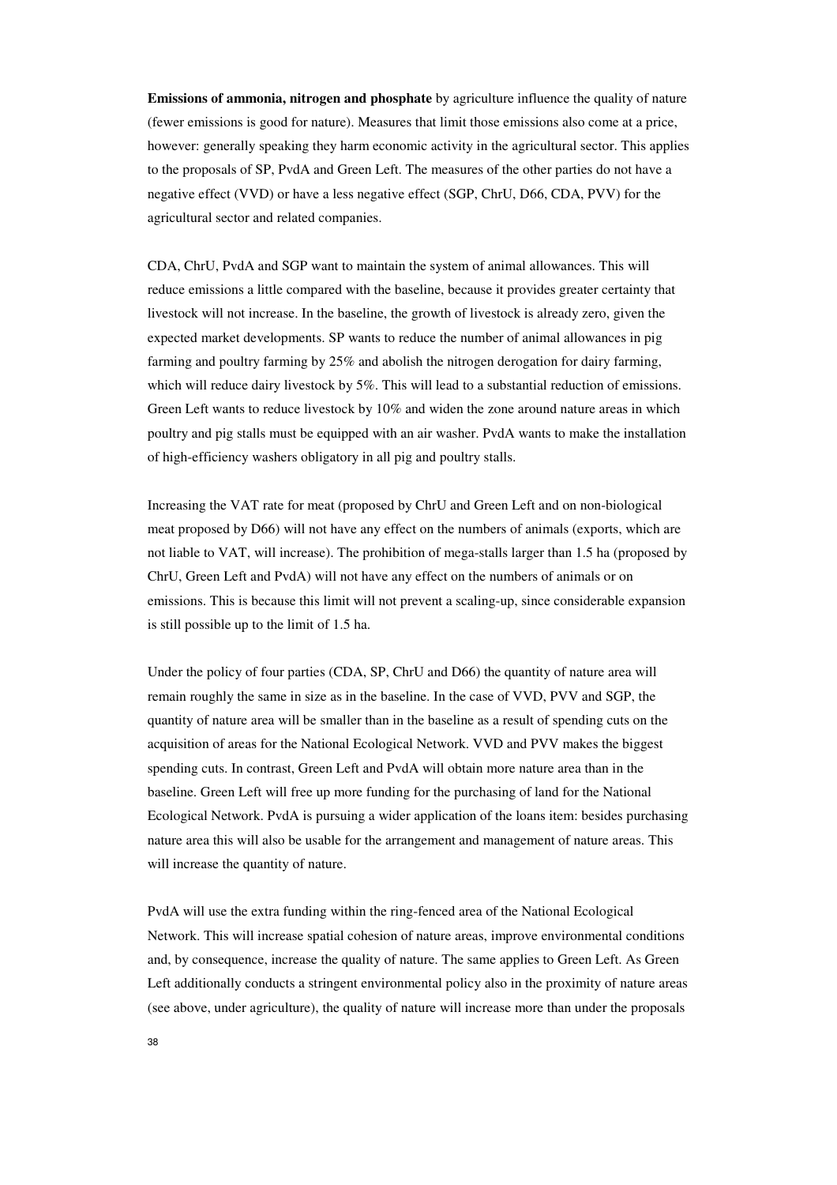**Emissions of ammonia, nitrogen and phosphate** by agriculture influence the quality of nature (fewer emissions is good for nature). Measures that limit those emissions also come at a price, however: generally speaking they harm economic activity in the agricultural sector. This applies to the proposals of SP, PvdA and Green Left. The measures of the other parties do not have a negative effect (VVD) or have a less negative effect (SGP, ChrU, D66, CDA, PVV) for the agricultural sector and related companies.

CDA, ChrU, PvdA and SGP want to maintain the system of animal allowances. This will reduce emissions a little compared with the baseline, because it provides greater certainty that livestock will not increase. In the baseline, the growth of livestock is already zero, given the expected market developments. SP wants to reduce the number of animal allowances in pig farming and poultry farming by 25% and abolish the nitrogen derogation for dairy farming, which will reduce dairy livestock by 5%. This will lead to a substantial reduction of emissions. Green Left wants to reduce livestock by 10% and widen the zone around nature areas in which poultry and pig stalls must be equipped with an air washer. PvdA wants to make the installation of high-efficiency washers obligatory in all pig and poultry stalls.

Increasing the VAT rate for meat (proposed by ChrU and Green Left and on non-biological meat proposed by D66) will not have any effect on the numbers of animals (exports, which are not liable to VAT, will increase). The prohibition of mega-stalls larger than 1.5 ha (proposed by ChrU, Green Left and PvdA) will not have any effect on the numbers of animals or on emissions. This is because this limit will not prevent a scaling-up, since considerable expansion is still possible up to the limit of 1.5 ha.

Under the policy of four parties (CDA, SP, ChrU and D66) the quantity of nature area will remain roughly the same in size as in the baseline. In the case of VVD, PVV and SGP, the quantity of nature area will be smaller than in the baseline as a result of spending cuts on the acquisition of areas for the National Ecological Network. VVD and PVV makes the biggest spending cuts. In contrast, Green Left and PvdA will obtain more nature area than in the baseline. Green Left will free up more funding for the purchasing of land for the National Ecological Network. PvdA is pursuing a wider application of the loans item: besides purchasing nature area this will also be usable for the arrangement and management of nature areas. This will increase the quantity of nature.

PvdA will use the extra funding within the ring-fenced area of the National Ecological Network. This will increase spatial cohesion of nature areas, improve environmental conditions and, by consequence, increase the quality of nature. The same applies to Green Left. As Green Left additionally conducts a stringent environmental policy also in the proximity of nature areas (see above, under agriculture), the quality of nature will increase more than under the proposals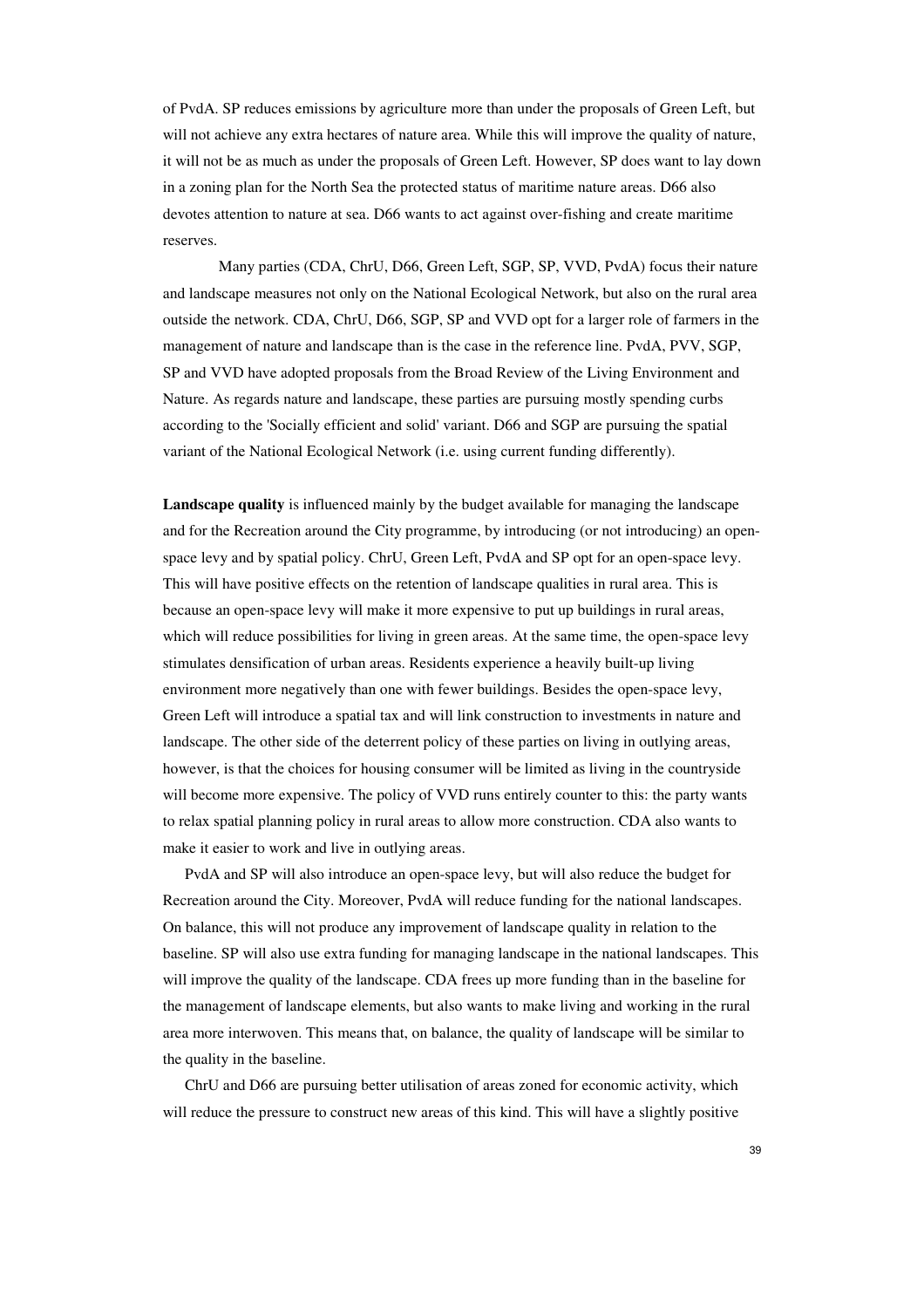of PvdA. SP reduces emissions by agriculture more than under the proposals of Green Left, but will not achieve any extra hectares of nature area. While this will improve the quality of nature, it will not be as much as under the proposals of Green Left. However, SP does want to lay down in a zoning plan for the North Sea the protected status of maritime nature areas. D66 also devotes attention to nature at sea. D66 wants to act against over-fishing and create maritime reserves.

Many parties (CDA, ChrU, D66, Green Left, SGP, SP, VVD, PvdA) focus their nature and landscape measures not only on the National Ecological Network, but also on the rural area outside the network. CDA, ChrU, D66, SGP, SP and VVD opt for a larger role of farmers in the management of nature and landscape than is the case in the reference line. PvdA, PVV, SGP, SP and VVD have adopted proposals from the Broad Review of the Living Environment and Nature. As regards nature and landscape, these parties are pursuing mostly spending curbs according to the 'Socially efficient and solid' variant. D66 and SGP are pursuing the spatial variant of the National Ecological Network (i.e. using current funding differently).

**Landscape quality** is influenced mainly by the budget available for managing the landscape and for the Recreation around the City programme, by introducing (or not introducing) an open-space levy and by spatial policy. ChrU, Green Left, PvdA and SP opt for an open-space levy. This will have positive effects on the retention of landscape qualities in rural area. This is because an open-space levy will make it more expensive to put up buildings in rural areas, which will reduce possibilities for living in green areas. At the same time, the open-space levy stimulates densification of urban areas. Residents experience a heavily built-up living environment more negatively than one with fewer buildings. Besides the open-space levy, Green Left will introduce a spatial tax and will link construction to investments in nature and landscape. The other side of the deterrent policy of these parties on living in outlying areas, however, is that the choices for housing consumer will be limited as living in the countryside will become more expensive. The policy of VVD runs entirely counter to this: the party wants to relax spatial planning policy in rural areas to allow more construction. CDA also wants to make it easier to work and live in outlying areas.

PvdA and SP will also introduce an open-space levy, but will also reduce the budget for Recreation around the City. Moreover, PvdA will reduce funding for the national landscapes. On balance, this will not produce any improvement of landscape quality in relation to the baseline. SP will also use extra funding for managing landscape in the national landscapes. This will improve the quality of the landscape. CDA frees up more funding than in the baseline for the management of landscape elements, but also wants to make living and working in the rural area more interwoven. This means that, on balance, the quality of landscape will be similar to the quality in the baseline.

ChrU and D66 are pursuing better utilisation of areas zoned for economic activity, which will reduce the pressure to construct new areas of this kind. This will have a slightly positive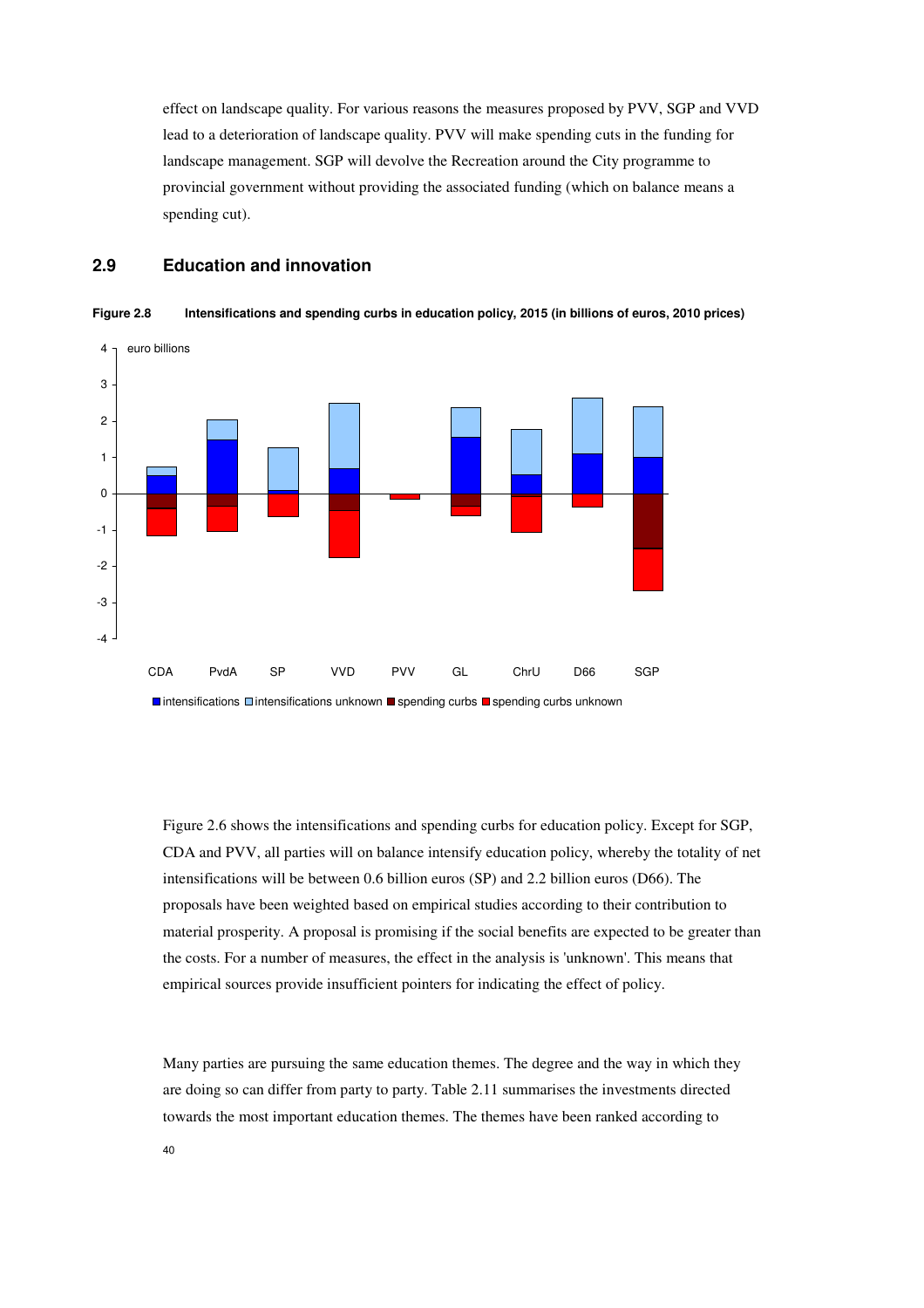effect on landscape quality. For various reasons the measures proposed by PVV, SGP and VVD lead to a deterioration of landscape quality. PVV will make spending cuts in the funding for landscape management. SGP will devolve the Recreation around the City programme to provincial government without providing the associated funding (which on balance means a spending cut).

## 2.9 Education and innovation

**Figure 2.8 Intensifications and spending curbs in education policy, 2015 (in billions of euros, 2010 prices)**

Figure 2.6 shows the intensifications and spending curbs for education policy. Except for SGP, CDA and PVV, all parties will on balance intensify education policy, whereby the totality of net intensifications will be between 0.6 billion euros (SP) and 2.2 billion euros (D66). The proposals have been weighted based on empirical studies according to their contribution to material prosperity. A proposal is promising if the social benefits are expected to be greater than the costs. For a number of measures, the effect in the analysis is 'unknown'. This means that empirical sources provide insufficient pointers for indicating the effect of policy.

Many parties are pursuing the same education themes. The degree and the way in which they are doing so can differ from party to party. Table 2.11 summarises the investments directed towards the most important education themes. The themes have been ranked according to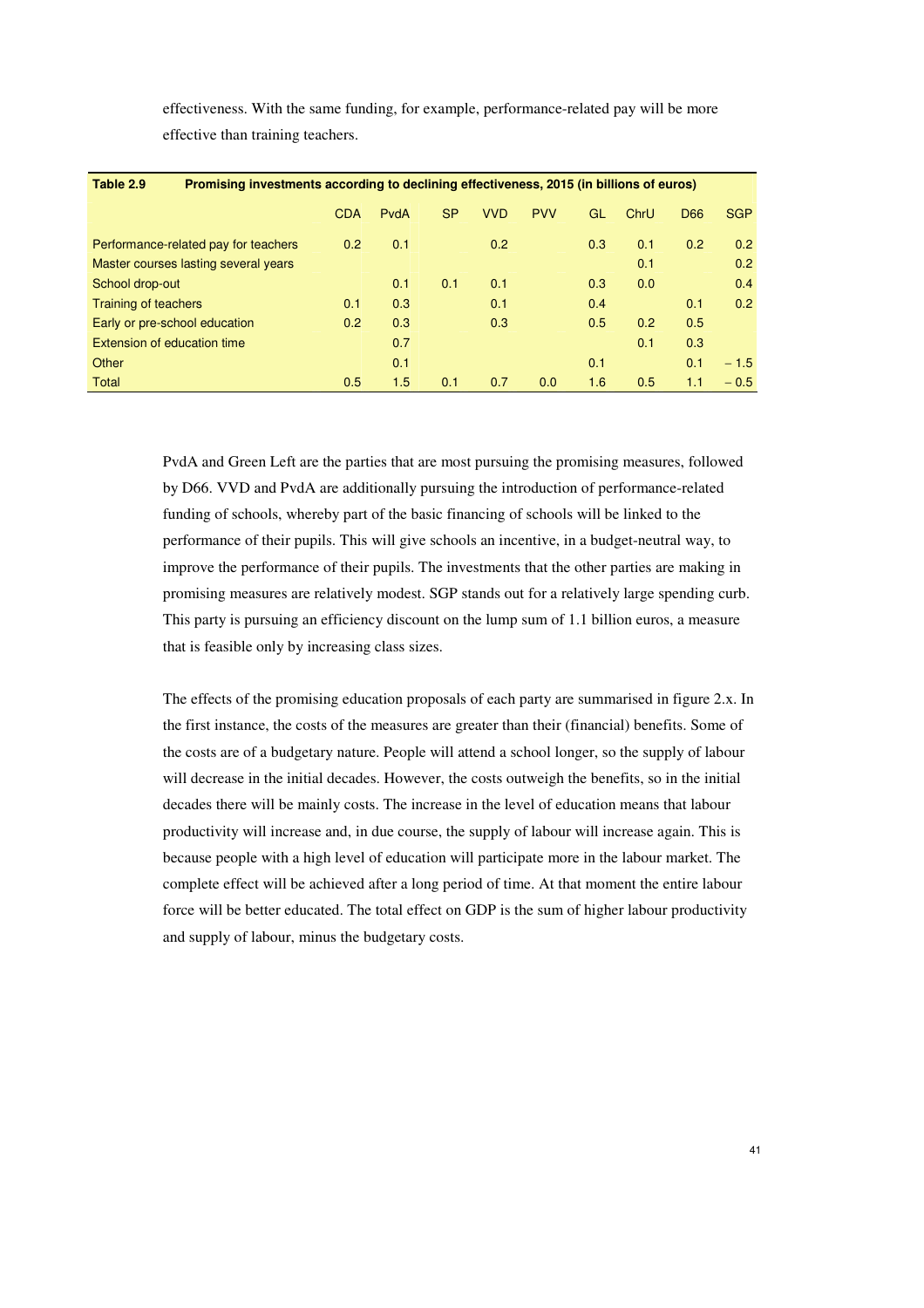effectiveness. With the same funding, for example, performance-related pay will be more effective than training teachers.

**Table 2.9 Promising investments according to declining effectiveness, 2015 (in billions of euros)**

| | CDA | PvdA | SP | VVD | PVV | GL | ChrU | D66 | SGP |
|---|---|---|---|---|---|---|---|---|---|
| Performance-related pay for teachers | 0.2 | 0.1 | | 0.2 | | 0.3 | 0.1 | 0.2 | 0.2 |
| Master courses lasting several years | | | | | | | 0.1 | | 0.2 |
| School drop-out | | 0.1 | 0.1 | 0.1 | | 0.3 | 0.0 | | 0.4 |
| Training of teachers | 0.1 | 0.3 | | 0.1 | | 0.4 | | 0.1 | 0.2 |
| Early or pre-school education | 0.2 | 0.3 | | 0.3 | | 0.5 | 0.2 | 0.5 | |
| Extension of education time | | 0.7 | | | | | 0.1 | 0.3 | |
| Other | | 0.1 | | | | 0.1 | | 0.1 | − 1.5 |
| Total | 0.5 | 1.5 | 0.1 | 0.7 | 0.0 | 1.6 | 0.5 | 1.1 | − 0.5 |

PvdA and Green Left are the parties that are most pursuing the promising measures, followed by D66. VVD and PvdA are additionally pursuing the introduction of performance-related funding of schools, whereby part of the basic financing of schools will be linked to the performance of their pupils. This will give schools an incentive, in a budget-neutral way, to improve the performance of their pupils. The investments that the other parties are making in promising measures are relatively modest. SGP stands out for a relatively large spending curb. This party is pursuing an efficiency discount on the lump sum of 1.1 billion euros, a measure that is feasible only by increasing class sizes.

The effects of the promising education proposals of each party are summarised in figure 2.x. In the first instance, the costs of the measures are greater than their (financial) benefits. Some of the costs are of a budgetary nature. People will attend a school longer, so the supply of labour will decrease in the initial decades. However, the costs outweigh the benefits, so in the initial decades there will be mainly costs. The increase in the level of education means that labour productivity will increase and, in due course, the supply of labour will increase again. This is because people with a high level of education will participate more in the labour market. The complete effect will be achieved after a long period of time. At that moment the entire labour force will be better educated. The total effect on GDP is the sum of higher labour productivity and supply of labour, minus the budgetary costs.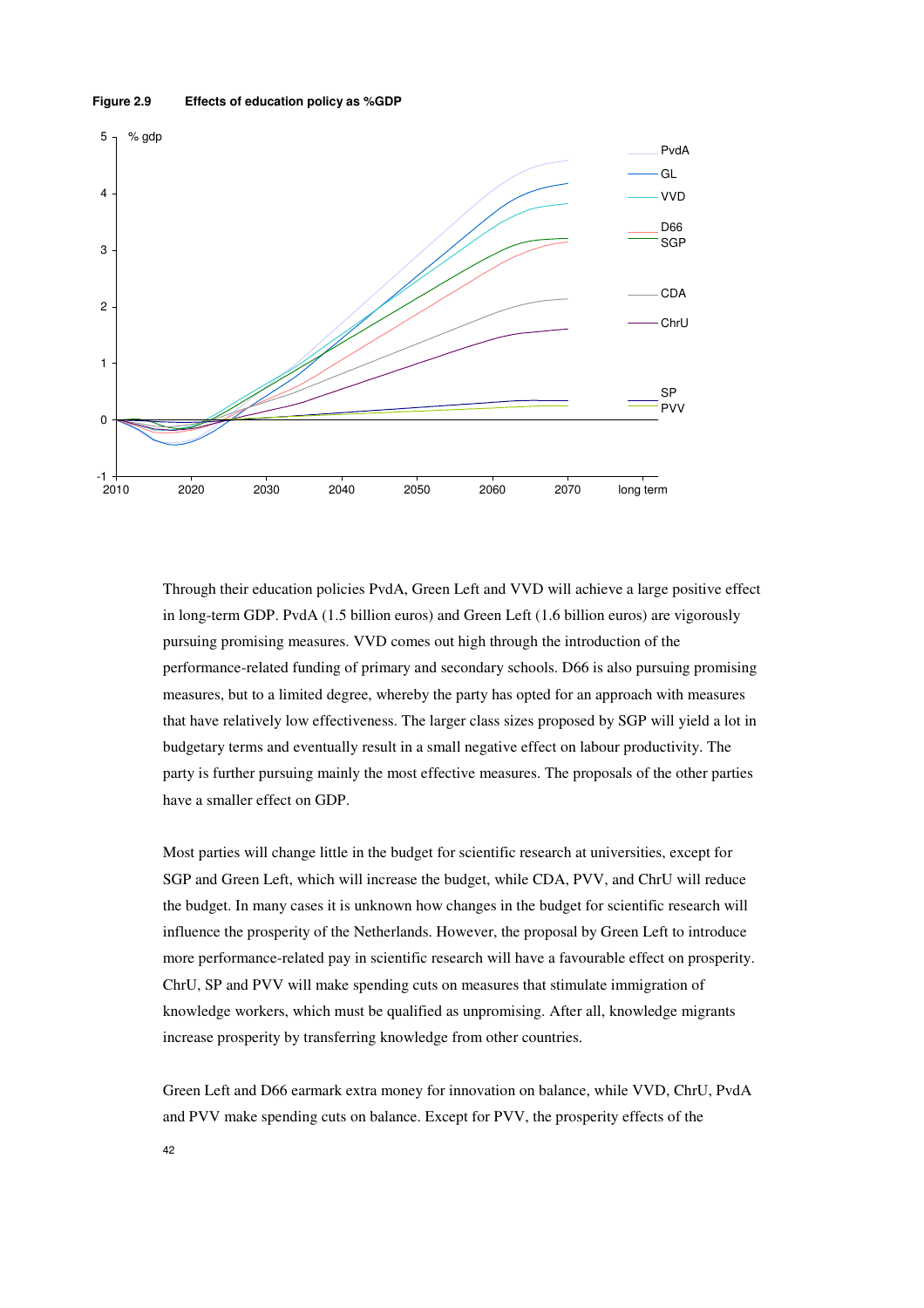**Figure 2.9** **Effects of education policy as %GDP**

Through their education policies PvdA, Green Left and VVD will achieve a large positive effect in long-term GDP. PvdA (1.5 billion euros) and Green Left (1.6 billion euros) are vigorously pursuing promising measures. VVD comes out high through the introduction of the performance-related funding of primary and secondary schools. D66 is also pursuing promising measures, but to a limited degree, whereby the party has opted for an approach with measures that have relatively low effectiveness. The larger class sizes proposed by SGP will yield a lot in budgetary terms and eventually result in a small negative effect on labour productivity. The party is further pursuing mainly the most effective measures. The proposals of the other parties have a smaller effect on GDP.

Most parties will change little in the budget for scientific research at universities, except for SGP and Green Left, which will increase the budget, while CDA, PVV, and ChrU will reduce the budget. In many cases it is unknown how changes in the budget for scientific research will influence the prosperity of the Netherlands. However, the proposal by Green Left to introduce more performance-related pay in scientific research will have a favourable effect on prosperity. ChrU, SP and PVV will make spending cuts on measures that stimulate immigration of knowledge workers, which must be qualified as unpromising. After all, knowledge migrants increase prosperity by transferring knowledge from other countries.

Green Left and D66 earmark extra money for innovation on balance, while VVD, ChrU, PvdA and PVV make spending cuts on balance. Except for PVV, the prosperity effects of the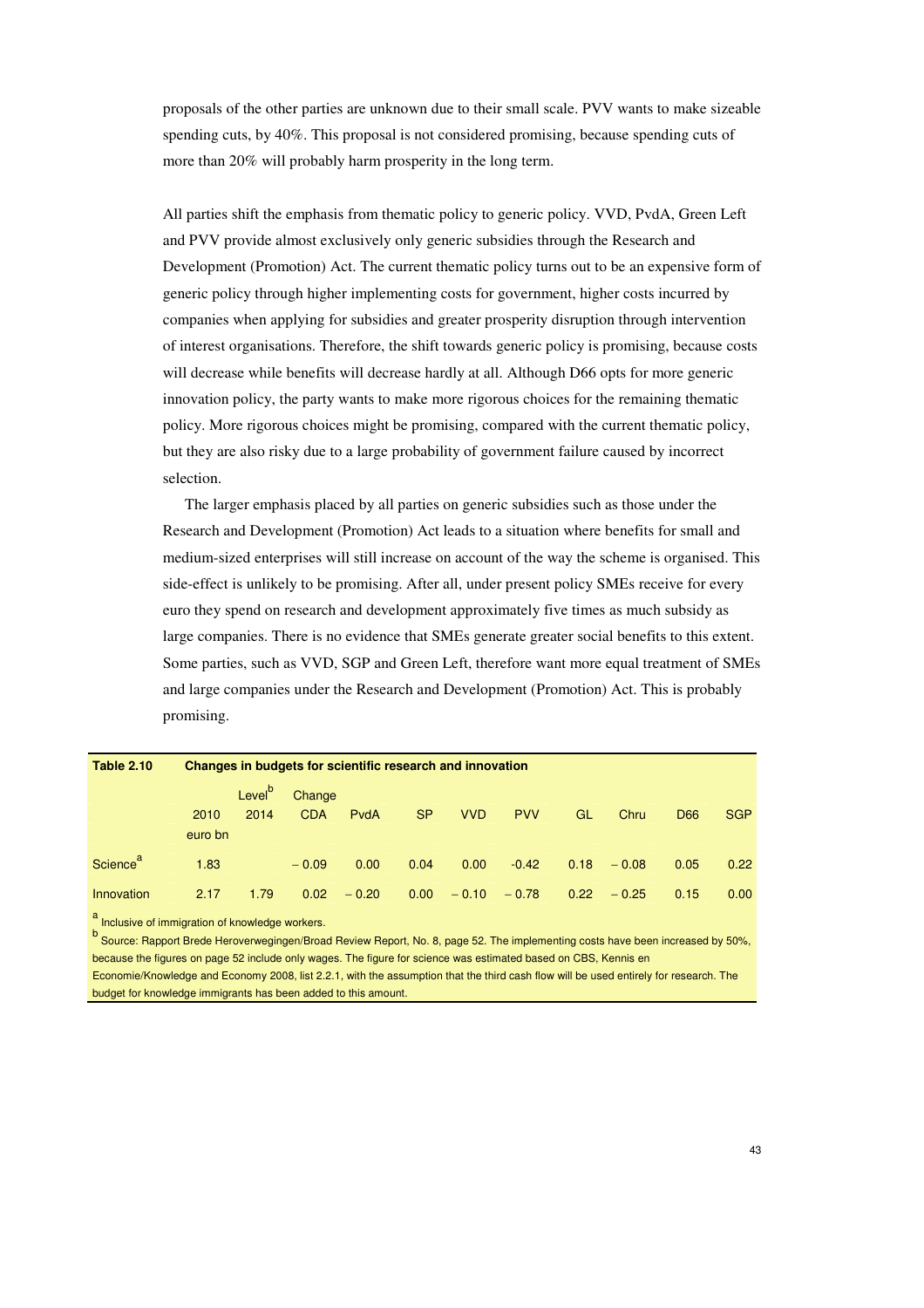proposals of the other parties are unknown due to their small scale. PVV wants to make sizeable spending cuts, by 40%. This proposal is not considered promising, because spending cuts of more than 20% will probably harm prosperity in the long term.

All parties shift the emphasis from thematic policy to generic policy. VVD, PvdA, Green Left and PVV provide almost exclusively only generic subsidies through the Research and Development (Promotion) Act. The current thematic policy turns out to be an expensive form of generic policy through higher implementing costs for government, higher costs incurred by companies when applying for subsidies and greater prosperity disruption through intervention of interest organisations. Therefore, the shift towards generic policy is promising, because costs will decrease while benefits will decrease hardly at all. Although D66 opts for more generic innovation policy, the party wants to make more rigorous choices for the remaining thematic policy. More rigorous choices might be promising, compared with the current thematic policy, but they are also risky due to a large probability of government failure caused by incorrect selection.

The larger emphasis placed by all parties on generic subsidies such as those under the Research and Development (Promotion) Act leads to a situation where benefits for small and medium-sized enterprises will still increase on account of the way the scheme is organised. This side-effect is unlikely to be promising. After all, under present policy SMEs receive for every euro they spend on research and development approximately five times as much subsidy as large companies. There is no evidence that SMEs generate greater social benefits to this extent. Some parties, such as VVD, SGP and Green Left, therefore want more equal treatment of SMEs and large companies under the Research and Development (Promotion) Act. This is probably promising.

**Table 2.10 Changes in budgets for scientific research and innovation**

| | 2010 euro bn | Level[b] 2014 | Change CDA | PvdA | SP | VVD | PVV | GL | Chru | D66 | SGP |
|---|---|---|---|---|---|---|---|---|---|---|---|
| Science[a] | 1.83 | | – 0.09 | 0.00 | 0.04 | 0.00 | -0.42 | 0.18 | – 0.08 | 0.05 | 0.22 |
| Innovation | 2.17 | 1.79 | 0.02 | – 0.20 | 0.00 | – 0.10 | – 0.78 | 0.22 | – 0.25 | 0.15 | 0.00 |

[a] Inclusive of immigration of knowledge workers.

[b] Source: Rapport Brede Heroverwegingen/Broad Review Report, No. 8, page 52. The implementing costs have been increased by 50%, because the figures on page 52 include only wages. The figure for science was estimated based on CBS, Kennis en Economie/Knowledge and Economy 2008, list 2.2.1, with the assumption that the third cash flow will be used entirely for research. The budget for knowledge immigrants has been added to this amount.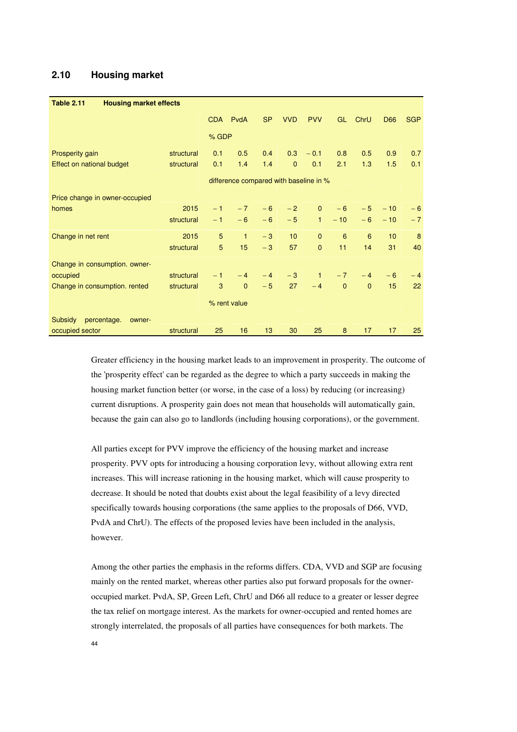## 2.10 Housing market

**Table 2.11 Housing market effects**

| | | CDA | PvdA | SP | VVD | PVV | GL | ChrU | D66 | SGP |
|---|---|---|---|---|---|---|---|---|---|---|
| | | % GDP | | | | | | | | |
| Prosperity gain | structural | 0.1 | 0.5 | 0.4 | 0.3 | − 0.1 | 0.8 | 0.5 | 0.9 | 0.7 |
| Effect on national budget | structural | 0.1 | 1.4 | 1.4 | 0 | 0.1 | 2.1 | 1.3 | 1.5 | 0.1 |
| | | difference compared with baseline in % | | | | | | | | |
| Price change in owner-occupied homes | 2015 | − 1 | − 7 | − 6 | − 2 | 0 | − 6 | − 5 | − 10 | − 6 |
| | structural | − 1 | − 6 | − 6 | − 5 | 1 | − 10 | − 6 | − 10 | − 7 |
| Change in net rent | 2015 | 5 | 1 | − 3 | 10 | 0 | 6 | 6 | 10 | 8 |
| | structural | 5 | 15 | − 3 | 57 | 0 | 11 | 14 | 31 | 40 |
| Change in consumption. owner-occupied | structural | − 1 | − 4 | − 4 | − 3 | 1 | − 7 | − 4 | − 6 | − 4 |
| Change in consumption. rented | structural | 3 | 0 | − 5 | 27 | − 4 | 0 | 0 | 15 | 22 |
| | | % rent value | | | | | | | | |
| Subsidy percentage. owner-occupied sector | structural | 25 | 16 | 13 | 30 | 25 | 8 | 17 | 17 | 25 |

Greater efficiency in the housing market leads to an improvement in prosperity. The outcome of the 'prosperity effect' can be regarded as the degree to which a party succeeds in making the housing market function better (or worse, in the case of a loss) by reducing (or increasing) current disruptions. A prosperity gain does not mean that households will automatically gain, because the gain can also go to landlords (including housing corporations), or the government.

All parties except for PVV improve the efficiency of the housing market and increase prosperity. PVV opts for introducing a housing corporation levy, without allowing extra rent increases. This will increase rationing in the housing market, which will cause prosperity to decrease. It should be noted that doubts exist about the legal feasibility of a levy directed specifically towards housing corporations (the same applies to the proposals of D66, VVD, PvdA and ChrU). The effects of the proposed levies have been included in the analysis, however.

Among the other parties the emphasis in the reforms differs. CDA, VVD and SGP are focusing mainly on the rented market, whereas other parties also put forward proposals for the owner-occupied market. PvdA, SP, Green Left, ChrU and D66 all reduce to a greater or lesser degree the tax relief on mortgage interest. As the markets for owner-occupied and rented homes are strongly interrelated, the proposals of all parties have consequences for both markets. The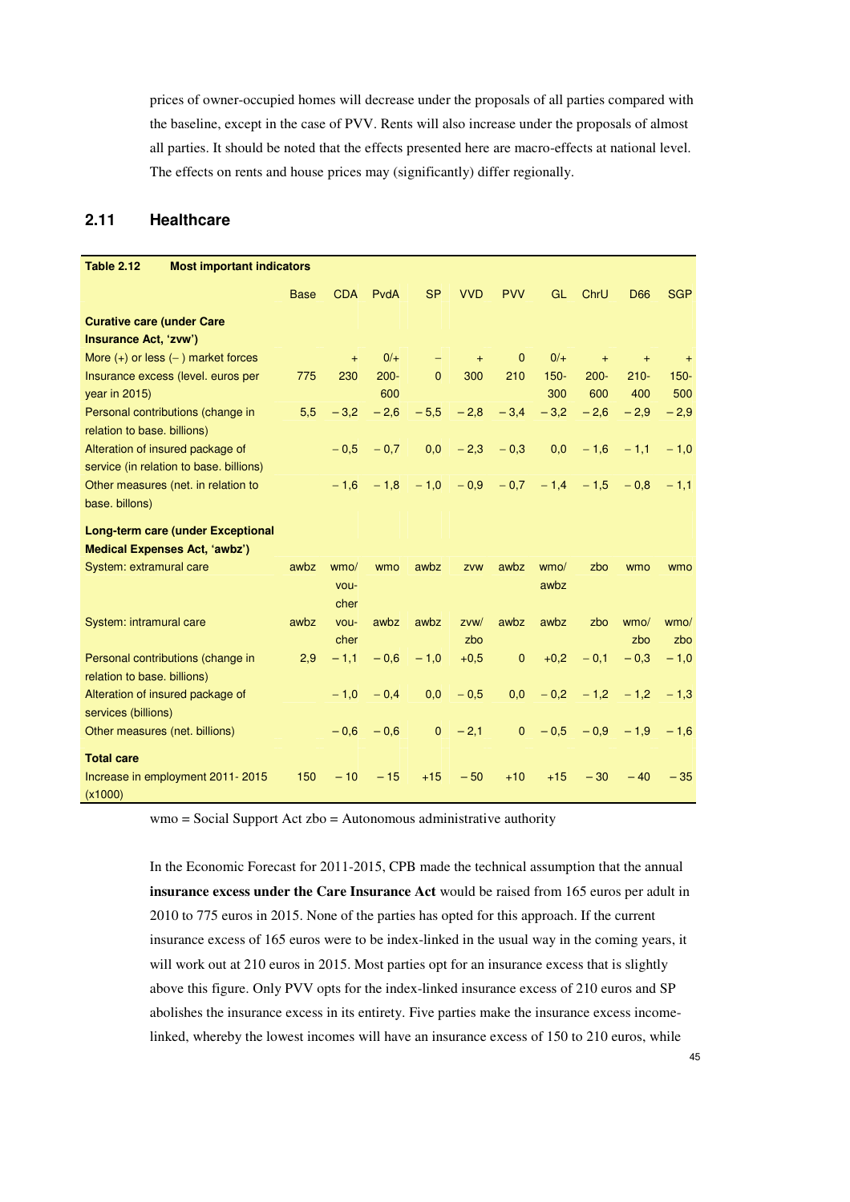prices of owner-occupied homes will decrease under the proposals of all parties compared with the baseline, except in the case of PVV. Rents will also increase under the proposals of almost all parties. It should be noted that the effects presented here are macro-effects at national level. The effects on rents and house prices may (significantly) differ regionally.

## 2.11 Healthcare

**Table 2.12 Most important indicators**

| | Base | CDA | PvdA | SP | VVD | PVV | GL | ChrU | D66 | SGP |
|---|---|---|---|---|---|---|---|---|---|---|
| **Curative care (under Care Insurance Act, 'zvw')** | | | | | | | | | | |
| More (+) or less (−) market forces | | + | 0/+ | − | + | 0 | 0/+ | + | + | + |
| Insurance excess (level. euros per year in 2015) | 775 | 230 | 200-600 | 0 | 300 | 210 | 150-300 | 200-600 | 210-400 | 150-500 |
| Personal contributions (change in relation to base. billions) | 5,5 | − 3,2 | − 2,6 | − 5,5 | − 2,8 | − 3,4 | − 3,2 | − 2,6 | − 2,9 | − 2,9 |
| Alteration of insured package of service (in relation to base. billions) | | − 0,5 | − 0,7 | 0,0 | − 2,3 | − 0,3 | 0,0 | − 1,6 | − 1,1 | − 1,0 |
| Other measures (net. in relation to base. billons) | | − 1,6 | − 1,8 | − 1,0 | − 0,9 | − 0,7 | − 1,4 | − 1,5 | − 0,8 | − 1,1 |
| **Long-term care (under Exceptional Medical Expenses Act, 'awbz')** | | | | | | | | | | |
| System: extramural care | awbz | wmo/ voucher | wmo | awbz | zvw | awbz | wmo/ awbz | zbo | wmo | wmo |
| System: intramural care | awbz | voucher | awbz | awbz | zvw/ zbo | awbz | awbz | zbo | wmo/ zbo | wmo/ zbo |
| Personal contributions (change in relation to base. billions) | 2,9 | − 1,1 | − 0,6 | − 1,0 | +0,5 | 0 | +0,2 | − 0,1 | − 0,3 | − 1,0 |
| Alteration of insured package of services (billions) | | − 1,0 | − 0,4 | 0,0 | − 0,5 | 0,0 | − 0,2 | − 1,2 | − 1,2 | − 1,3 |
| Other measures (net. billions) | | − 0,6 | − 0,6 | 0 | − 2,1 | 0 | − 0,5 | − 0,9 | − 1,9 | − 1,6 |
| **Total care** | | | | | | | | | | |
| Increase in employment 2011- 2015 (x1000) | 150 | − 10 | − 15 | +15 | − 50 | +10 | +15 | − 30 | − 40 | − 35 |

wmo = Social Support Act zbo = Autonomous administrative authority

In the Economic Forecast for 2011-2015, CPB made the technical assumption that the annual **insurance excess under the Care Insurance Act** would be raised from 165 euros per adult in 2010 to 775 euros in 2015. None of the parties has opted for this approach. If the current insurance excess of 165 euros were to be index-linked in the usual way in the coming years, it will work out at 210 euros in 2015. Most parties opt for an insurance excess that is slightly above this figure. Only PVV opts for the index-linked insurance excess of 210 euros and SP abolishes the insurance excess in its entirety. Five parties make the insurance excess income-linked, whereby the lowest incomes will have an insurance excess of 150 to 210 euros, while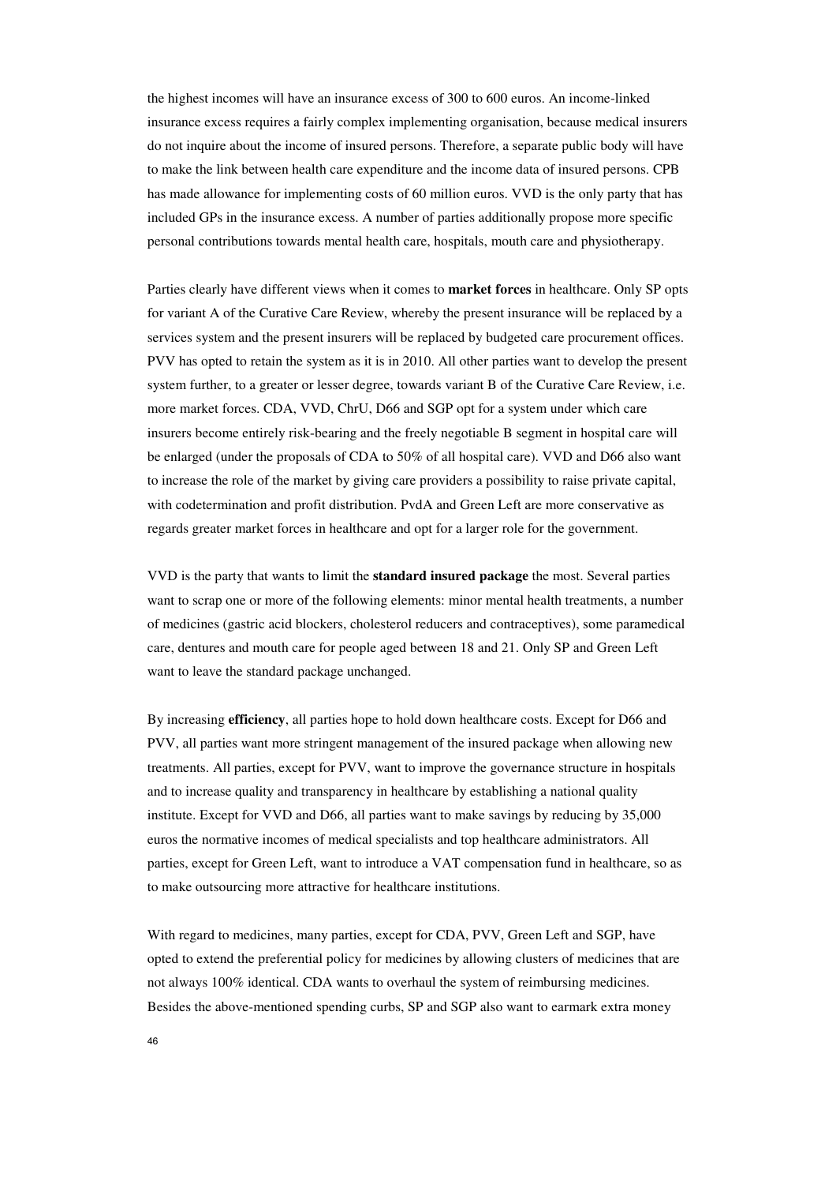the highest incomes will have an insurance excess of 300 to 600 euros. An income-linked insurance excess requires a fairly complex implementing organisation, because medical insurers do not inquire about the income of insured persons. Therefore, a separate public body will have to make the link between health care expenditure and the income data of insured persons. CPB has made allowance for implementing costs of 60 million euros. VVD is the only party that has included GPs in the insurance excess. A number of parties additionally propose more specific personal contributions towards mental health care, hospitals, mouth care and physiotherapy.

Parties clearly have different views when it comes to **market forces** in healthcare. Only SP opts for variant A of the Curative Care Review, whereby the present insurance will be replaced by a services system and the present insurers will be replaced by budgeted care procurement offices. PVV has opted to retain the system as it is in 2010. All other parties want to develop the present system further, to a greater or lesser degree, towards variant B of the Curative Care Review, i.e. more market forces. CDA, VVD, ChrU, D66 and SGP opt for a system under which care insurers become entirely risk-bearing and the freely negotiable B segment in hospital care will be enlarged (under the proposals of CDA to 50% of all hospital care). VVD and D66 also want to increase the role of the market by giving care providers a possibility to raise private capital, with codetermination and profit distribution. PvdA and Green Left are more conservative as regards greater market forces in healthcare and opt for a larger role for the government.

VVD is the party that wants to limit the **standard insured package** the most. Several parties want to scrap one or more of the following elements: minor mental health treatments, a number of medicines (gastric acid blockers, cholesterol reducers and contraceptives), some paramedical care, dentures and mouth care for people aged between 18 and 21. Only SP and Green Left want to leave the standard package unchanged.

By increasing **efficiency**, all parties hope to hold down healthcare costs. Except for D66 and PVV, all parties want more stringent management of the insured package when allowing new treatments. All parties, except for PVV, want to improve the governance structure in hospitals and to increase quality and transparency in healthcare by establishing a national quality institute. Except for VVD and D66, all parties want to make savings by reducing by 35,000 euros the normative incomes of medical specialists and top healthcare administrators. All parties, except for Green Left, want to introduce a VAT compensation fund in healthcare, so as to make outsourcing more attractive for healthcare institutions.

With regard to medicines, many parties, except for CDA, PVV, Green Left and SGP, have opted to extend the preferential policy for medicines by allowing clusters of medicines that are not always 100% identical. CDA wants to overhaul the system of reimbursing medicines. Besides the above-mentioned spending curbs, SP and SGP also want to earmark extra money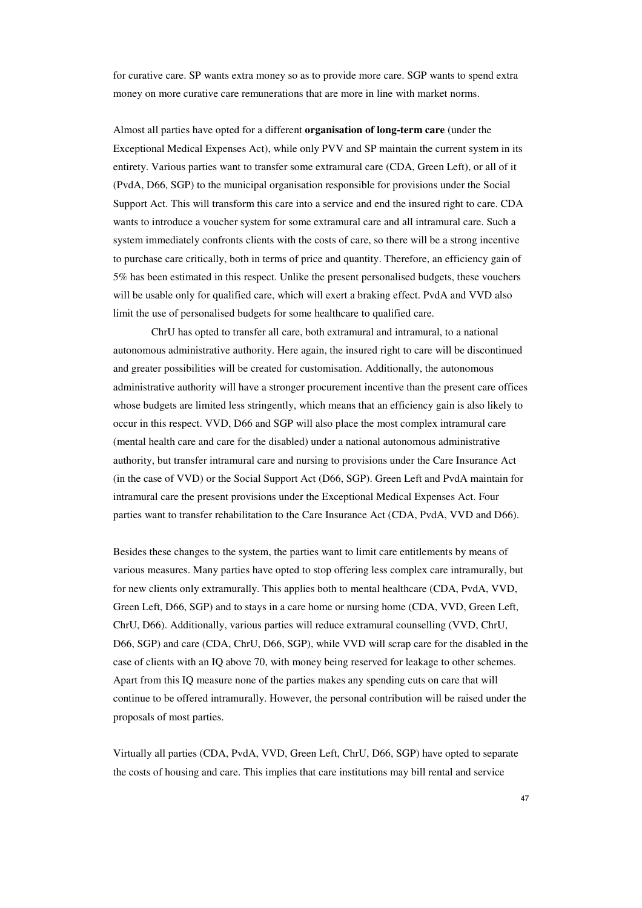for curative care. SP wants extra money so as to provide more care. SGP wants to spend extra money on more curative care remunerations that are more in line with market norms.

Almost all parties have opted for a different **organisation of long-term care** (under the Exceptional Medical Expenses Act), while only PVV and SP maintain the current system in its entirety. Various parties want to transfer some extramural care (CDA, Green Left), or all of it (PvdA, D66, SGP) to the municipal organisation responsible for provisions under the Social Support Act. This will transform this care into a service and end the insured right to care. CDA wants to introduce a voucher system for some extramural care and all intramural care. Such a system immediately confronts clients with the costs of care, so there will be a strong incentive to purchase care critically, both in terms of price and quantity. Therefore, an efficiency gain of 5% has been estimated in this respect. Unlike the present personalised budgets, these vouchers will be usable only for qualified care, which will exert a braking effect. PvdA and VVD also limit the use of personalised budgets for some healthcare to qualified care.

ChrU has opted to transfer all care, both extramural and intramural, to a national autonomous administrative authority. Here again, the insured right to care will be discontinued and greater possibilities will be created for customisation. Additionally, the autonomous administrative authority will have a stronger procurement incentive than the present care offices whose budgets are limited less stringently, which means that an efficiency gain is also likely to occur in this respect. VVD, D66 and SGP will also place the most complex intramural care (mental health care and care for the disabled) under a national autonomous administrative authority, but transfer intramural care and nursing to provisions under the Care Insurance Act (in the case of VVD) or the Social Support Act (D66, SGP). Green Left and PvdA maintain for intramural care the present provisions under the Exceptional Medical Expenses Act. Four parties want to transfer rehabilitation to the Care Insurance Act (CDA, PvdA, VVD and D66).

Besides these changes to the system, the parties want to limit care entitlements by means of various measures. Many parties have opted to stop offering less complex care intramurally, but for new clients only extramurally. This applies both to mental healthcare (CDA, PvdA, VVD, Green Left, D66, SGP) and to stays in a care home or nursing home (CDA, VVD, Green Left, ChrU, D66). Additionally, various parties will reduce extramural counselling (VVD, ChrU, D66, SGP) and care (CDA, ChrU, D66, SGP), while VVD will scrap care for the disabled in the case of clients with an IQ above 70, with money being reserved for leakage to other schemes. Apart from this IQ measure none of the parties makes any spending cuts on care that will continue to be offered intramurally. However, the personal contribution will be raised under the proposals of most parties.

Virtually all parties (CDA, PvdA, VVD, Green Left, ChrU, D66, SGP) have opted to separate the costs of housing and care. This implies that care institutions may bill rental and service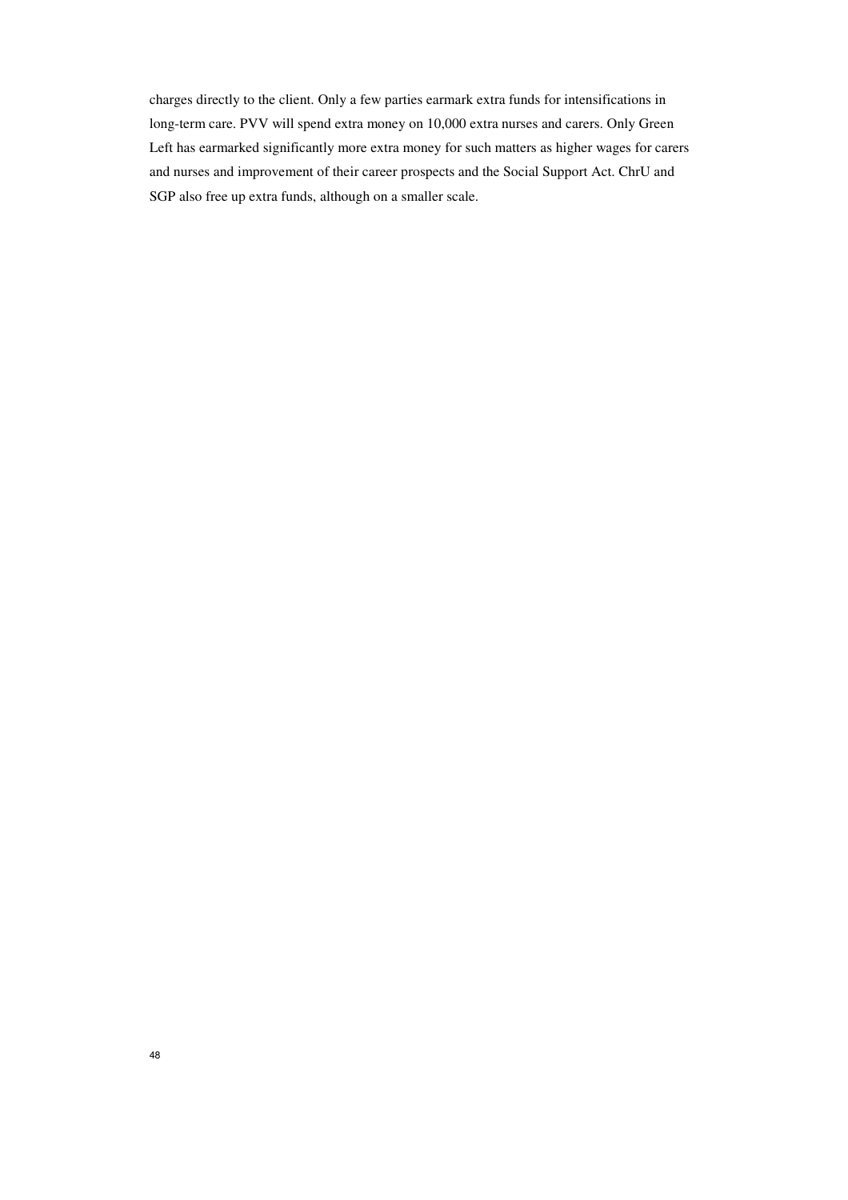charges directly to the client. Only a few parties earmark extra funds for intensifications in long-term care. PVV will spend extra money on 10,000 extra nurses and carers. Only Green Left has earmarked significantly more extra money for such matters as higher wages for carers and nurses and improvement of their career prospects and the Social Support Act. ChrU and SGP also free up extra funds, although on a smaller scale.